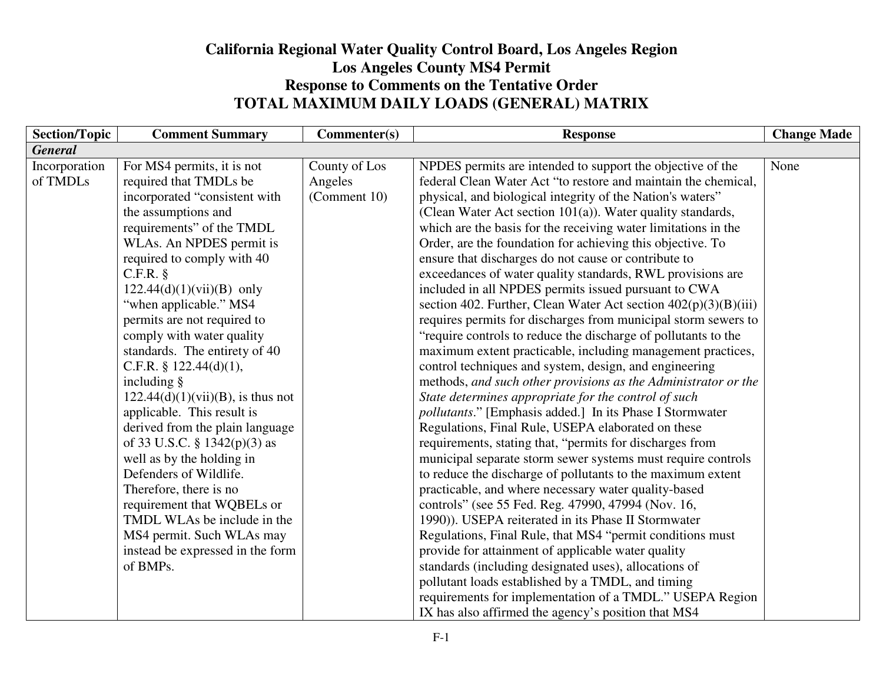# California Regional Water Quality Control Board, Los Angeles Region
# Los Angeles County MS4 Permit
# Response to Comments on the Tentative Order
# TOTAL MAXIMUM DAILY LOADS (GENERAL) MATRIX

| Section/Topic | Comment Summary | Commenter(s) | Response | Change Made |
|---|---|---|---|---|
| ***General*** | | | | |
| Incorporation of TMDLs | For MS4 permits, it is not required that TMDLs be incorporated "consistent with the assumptions and requirements" of the TMDL WLAs. An NPDES permit is required to comply with 40 C.F.R. § 122.44(d)(1)(vii)(B) only "when applicable." MS4 permits are not required to comply with water quality standards. The entirety of 40 C.F.R. § 122.44(d)(1), including § 122.44(d)(1)(vii)(B), is thus not applicable. This result is derived from the plain language of 33 U.S.C. § 1342(p)(3) as well as by the holding in Defenders of Wildlife. Therefore, there is no requirement that WQBELs or TMDL WLAs be include in the MS4 permit. Such WLAs may instead be expressed in the form of BMPs. | County of Los Angeles (Comment 10) | NPDES permits are intended to support the objective of the federal Clean Water Act "to restore and maintain the chemical, physical, and biological integrity of the Nation's waters" (Clean Water Act section 101(a)). Water quality standards, which are the basis for the receiving water limitations in the Order, are the foundation for achieving this objective. To ensure that discharges do not cause or contribute to exceedances of water quality standards, RWL provisions are included in all NPDES permits issued pursuant to CWA section 402. Further, Clean Water Act section 402(p)(3)(B)(iii) requires permits for discharges from municipal storm sewers to "require controls to reduce the discharge of pollutants to the maximum extent practicable, including management practices, control techniques and system, design, and engineering methods, *and such other provisions as the Administrator or the State determines appropriate for the control of such pollutants*." [Emphasis added.] In its Phase I Stormwater Regulations, Final Rule, USEPA elaborated on these requirements, stating that, "permits for discharges from municipal separate storm sewer systems must require controls to reduce the discharge of pollutants to the maximum extent practicable, and where necessary water quality-based controls" (see 55 Fed. Reg. 47990, 47994 (Nov. 16, 1990)). USEPA reiterated in its Phase II Stormwater Regulations, Final Rule, that MS4 "permit conditions must provide for attainment of applicable water quality standards (including designated uses), allocations of pollutant loads established by a TMDL, and timing requirements for implementation of a TMDL." USEPA Region IX has also affirmed the agency's position that MS4 | None |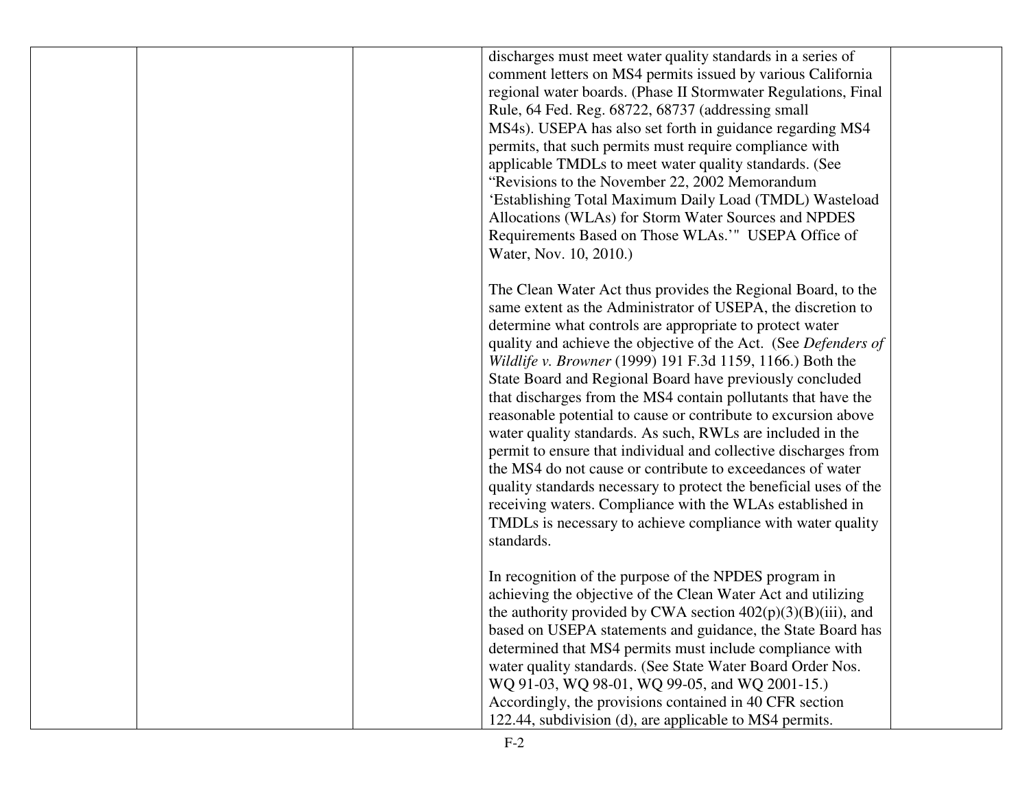| | | | | |
|---|---|---|---|---|
| | | | discharges must meet water quality standards in a series of comment letters on MS4 permits issued by various California regional water boards. (Phase II Stormwater Regulations, Final Rule, 64 Fed. Reg. 68722, 68737 (addressing small MS4s). USEPA has also set forth in guidance regarding MS4 permits, that such permits must require compliance with applicable TMDLs to meet water quality standards. (See "Revisions to the November 22, 2002 Memorandum 'Establishing Total Maximum Daily Load (TMDL) Wasteload Allocations (WLAs) for Storm Water Sources and NPDES Requirements Based on Those WLAs.'" USEPA Office of Water, Nov. 10, 2010.)<br><br>The Clean Water Act thus provides the Regional Board, to the same extent as the Administrator of USEPA, the discretion to determine what controls are appropriate to protect water quality and achieve the objective of the Act. (See *Defenders of Wildlife v. Browner* (1999) 191 F.3d 1159, 1166.) Both the State Board and Regional Board have previously concluded that discharges from the MS4 contain pollutants that have the reasonable potential to cause or contribute to excursion above water quality standards. As such, RWLs are included in the permit to ensure that individual and collective discharges from the MS4 do not cause or contribute to exceedances of water quality standards necessary to protect the beneficial uses of the receiving waters. Compliance with the WLAs established in TMDLs is necessary to achieve compliance with water quality standards.<br><br>In recognition of the purpose of the NPDES program in achieving the objective of the Clean Water Act and utilizing the authority provided by CWA section 402(p)(3)(B)(iii), and based on USEPA statements and guidance, the State Board has determined that MS4 permits must include compliance with water quality standards. (See State Water Board Order Nos. WQ 91-03, WQ 98-01, WQ 99-05, and WQ 2001-15.) Accordingly, the provisions contained in 40 CFR section 122.44, subdivision (d), are applicable to MS4 permits. | |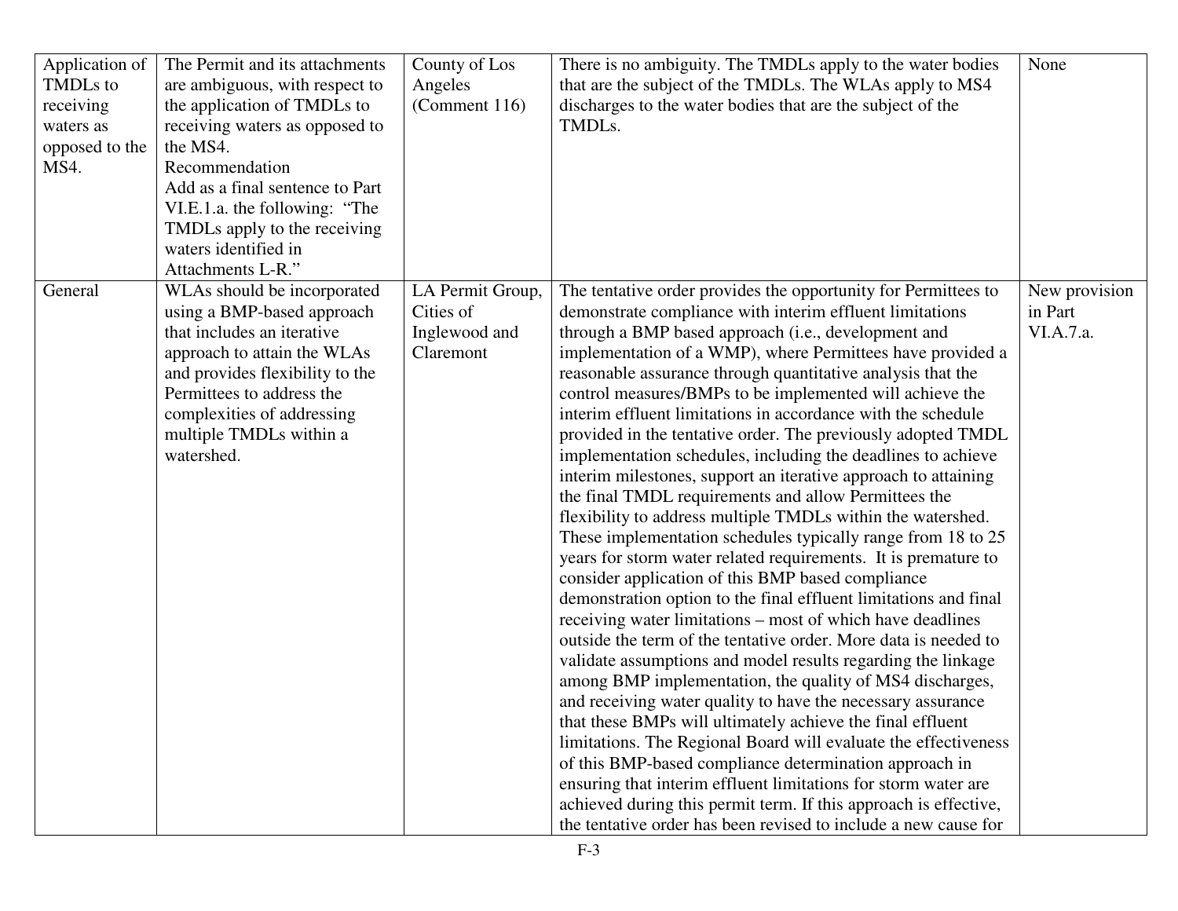| Application of TMDLs to receiving waters as opposed to the MS4. | The Permit and its attachments are ambiguous, with respect to the application of TMDLs to receiving waters as opposed to the MS4. Recommendation Add as a final sentence to Part VI.E.1.a. the following: "The TMDLs apply to the receiving waters identified in Attachments L-R." | County of Los Angeles (Comment 116) | There is no ambiguity. The TMDLs apply to the water bodies that are the subject of the TMDLs. The WLAs apply to MS4 discharges to the water bodies that are the subject of the TMDLs. | None |
|---|---|---|---|---|
| General | WLAs should be incorporated using a BMP-based approach that includes an iterative approach to attain the WLAs and provides flexibility to the Permittees to address the complexities of addressing multiple TMDLs within a watershed. | LA Permit Group, Cities of Inglewood and Claremont | The tentative order provides the opportunity for Permittees to demonstrate compliance with interim effluent limitations through a BMP based approach (i.e., development and implementation of a WMP), where Permittees have provided a reasonable assurance through quantitative analysis that the control measures/BMPs to be implemented will achieve the interim effluent limitations in accordance with the schedule provided in the tentative order. The previously adopted TMDL implementation schedules, including the deadlines to achieve interim milestones, support an iterative approach to attaining the final TMDL requirements and allow Permittees the flexibility to address multiple TMDLs within the watershed. These implementation schedules typically range from 18 to 25 years for storm water related requirements. It is premature to consider application of this BMP based compliance demonstration option to the final effluent limitations and final receiving water limitations – most of which have deadlines outside the term of the tentative order. More data is needed to validate assumptions and model results regarding the linkage among BMP implementation, the quality of MS4 discharges, and receiving water quality to have the necessary assurance that these BMPs will ultimately achieve the final effluent limitations. The Regional Board will evaluate the effectiveness of this BMP-based compliance determination approach in ensuring that interim effluent limitations for storm water are achieved during this permit term. If this approach is effective, the tentative order has been revised to include a new cause for | New provision in Part VI.A.7.a. |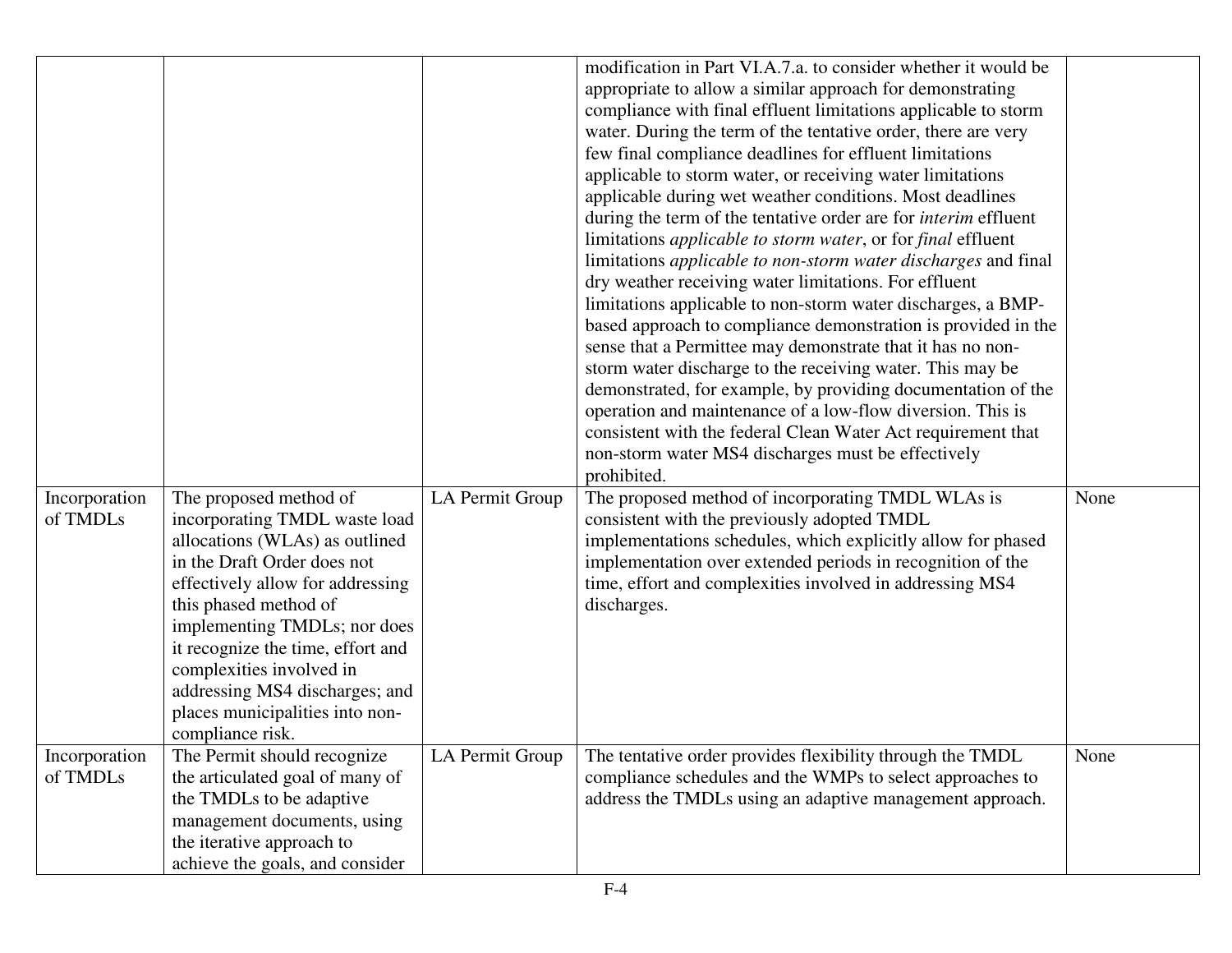| | | | | |
|---|---|---|---|---|
| | | | modification in Part VI.A.7.a. to consider whether it would be appropriate to allow a similar approach for demonstrating compliance with final effluent limitations applicable to storm water. During the term of the tentative order, there are very few final compliance deadlines for effluent limitations applicable to storm water, or receiving water limitations applicable during wet weather conditions. Most deadlines during the term of the tentative order are for *interim* effluent limitations *applicable to storm water*, or for *final* effluent limitations *applicable to non-storm water discharges* and final dry weather receiving water limitations. For effluent limitations applicable to non-storm water discharges, a BMP-based approach to compliance demonstration is provided in the sense that a Permittee may demonstrate that it has no non-storm water discharge to the receiving water. This may be demonstrated, for example, by providing documentation of the operation and maintenance of a low-flow diversion. This is consistent with the federal Clean Water Act requirement that non-storm water MS4 discharges must be effectively prohibited. | |
| Incorporation of TMDLs | The proposed method of incorporating TMDL waste load allocations (WLAs) as outlined in the Draft Order does not effectively allow for addressing this phased method of implementing TMDLs; nor does it recognize the time, effort and complexities involved in addressing MS4 discharges; and places municipalities into non-compliance risk. | LA Permit Group | The proposed method of incorporating TMDL WLAs is consistent with the previously adopted TMDL implementations schedules, which explicitly allow for phased implementation over extended periods in recognition of the time, effort and complexities involved in addressing MS4 discharges. | None |
| Incorporation of TMDLs | The Permit should recognize the articulated goal of many of the TMDLs to be adaptive management documents, using the iterative approach to achieve the goals, and consider | LA Permit Group | The tentative order provides flexibility through the TMDL compliance schedules and the WMPs to select approaches to address the TMDLs using an adaptive management approach. | None |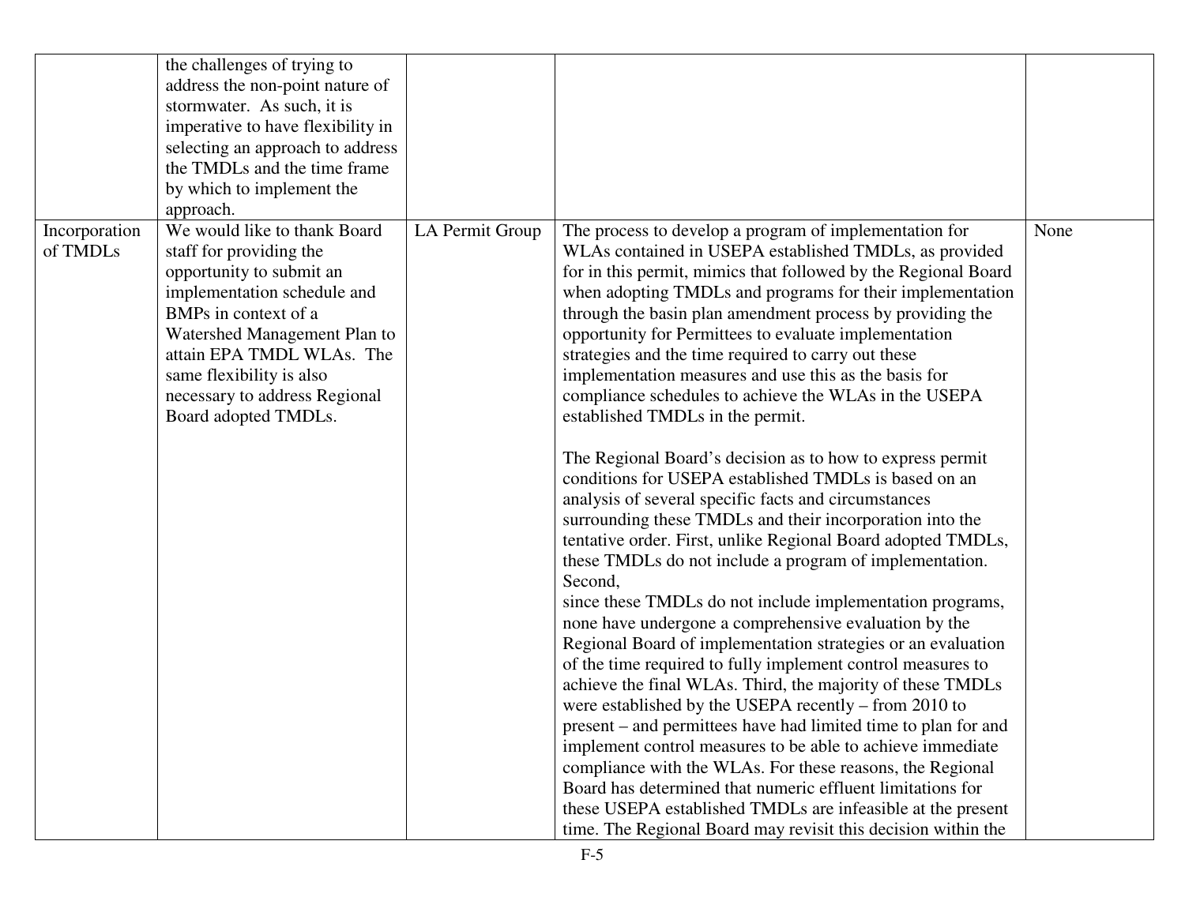| | | | | |
|---|---|---|---|---|
| | the challenges of trying to address the non-point nature of stormwater. As such, it is imperative to have flexibility in selecting an approach to address the TMDLs and the time frame by which to implement the approach. | | | |
| Incorporation of TMDLs | We would like to thank Board staff for providing the opportunity to submit an implementation schedule and BMPs in context of a Watershed Management Plan to attain EPA TMDL WLAs. The same flexibility is also necessary to address Regional Board adopted TMDLs. | LA Permit Group | The process to develop a program of implementation for WLAs contained in USEPA established TMDLs, as provided for in this permit, mimics that followed by the Regional Board when adopting TMDLs and programs for their implementation through the basin plan amendment process by providing the opportunity for Permittees to evaluate implementation strategies and the time required to carry out these implementation measures and use this as the basis for compliance schedules to achieve the WLAs in the USEPA established TMDLs in the permit.<br><br>The Regional Board's decision as to how to express permit conditions for USEPA established TMDLs is based on an analysis of several specific facts and circumstances surrounding these TMDLs and their incorporation into the tentative order. First, unlike Regional Board adopted TMDLs, these TMDLs do not include a program of implementation. Second, since these TMDLs do not include implementation programs, none have undergone a comprehensive evaluation by the Regional Board of implementation strategies or an evaluation of the time required to fully implement control measures to achieve the final WLAs. Third, the majority of these TMDLs were established by the USEPA recently – from 2010 to present – and permittees have had limited time to plan for and implement control measures to be able to achieve immediate compliance with the WLAs. For these reasons, the Regional Board has determined that numeric effluent limitations for these USEPA established TMDLs are infeasible at the present time. The Regional Board may revisit this decision within the | None |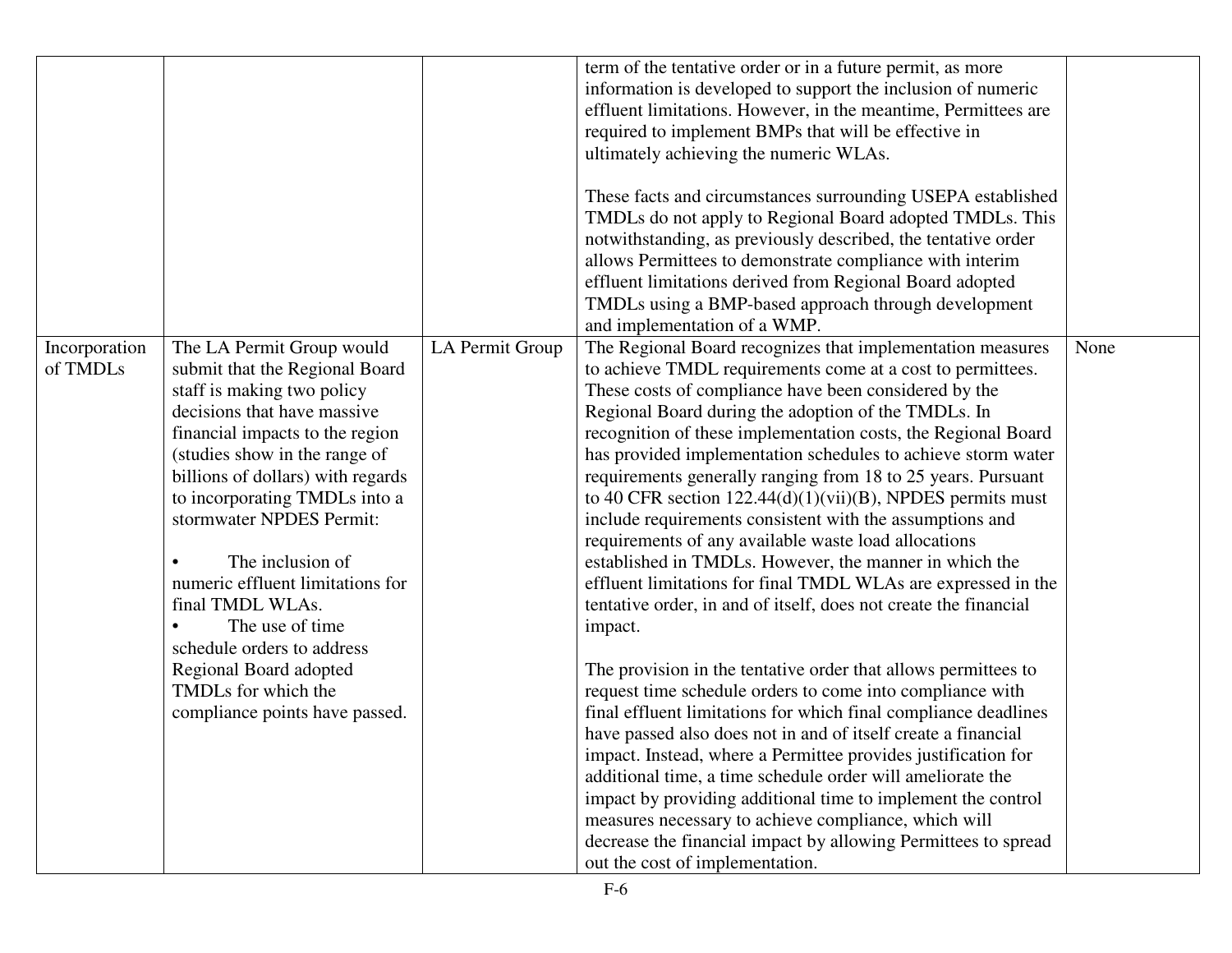| | | | | |
|---|---|---|---|---|
| | | | term of the tentative order or in a future permit, as more information is developed to support the inclusion of numeric effluent limitations. However, in the meantime, Permittees are required to implement BMPs that will be effective in ultimately achieving the numeric WLAs.<br><br>These facts and circumstances surrounding USEPA established TMDLs do not apply to Regional Board adopted TMDLs. This notwithstanding, as previously described, the tentative order allows Permittees to demonstrate compliance with interim effluent limitations derived from Regional Board adopted TMDLs using a BMP-based approach through development and implementation of a WMP. | |
| Incorporation of TMDLs | The LA Permit Group would submit that the Regional Board staff is making two policy decisions that have massive financial impacts to the region (studies show in the range of billions of dollars) with regards to incorporating TMDLs into a stormwater NPDES Permit:<br><br>• The inclusion of numeric effluent limitations for final TMDL WLAs.<br>• The use of time schedule orders to address Regional Board adopted TMDLs for which the compliance points have passed. | LA Permit Group | The Regional Board recognizes that implementation measures to achieve TMDL requirements come at a cost to permittees. These costs of compliance have been considered by the Regional Board during the adoption of the TMDLs. In recognition of these implementation costs, the Regional Board has provided implementation schedules to achieve storm water requirements generally ranging from 18 to 25 years. Pursuant to 40 CFR section 122.44(d)(1)(vii)(B), NPDES permits must include requirements consistent with the assumptions and requirements of any available waste load allocations established in TMDLs. However, the manner in which the effluent limitations for final TMDL WLAs are expressed in the tentative order, in and of itself, does not create the financial impact.<br><br>The provision in the tentative order that allows permittees to request time schedule orders to come into compliance with final effluent limitations for which final compliance deadlines have passed also does not in and of itself create a financial impact. Instead, where a Permittee provides justification for additional time, a time schedule order will ameliorate the impact by providing additional time to implement the control measures necessary to achieve compliance, which will decrease the financial impact by allowing Permittees to spread out the cost of implementation. | None |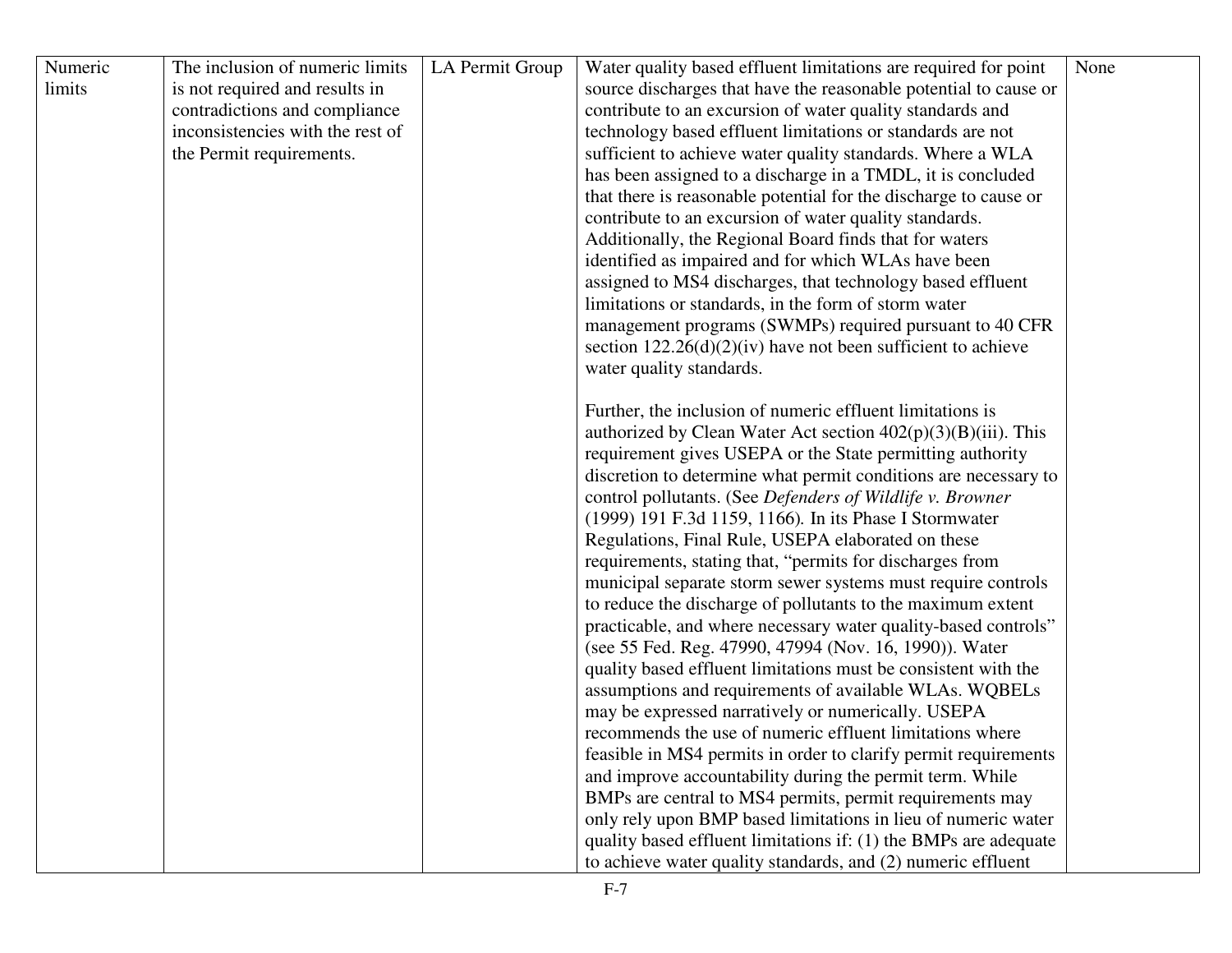| Numeric limits | The inclusion of numeric limits is not required and results in contradictions and compliance inconsistencies with the rest of the Permit requirements. | LA Permit Group | Water quality based effluent limitations are required for point source discharges that have the reasonable potential to cause or contribute to an excursion of water quality standards and technology based effluent limitations or standards are not sufficient to achieve water quality standards. Where a WLA has been assigned to a discharge in a TMDL, it is concluded that there is reasonable potential for the discharge to cause or contribute to an excursion of water quality standards. Additionally, the Regional Board finds that for waters identified as impaired and for which WLAs have been assigned to MS4 discharges, that technology based effluent limitations or standards, in the form of storm water management programs (SWMPs) required pursuant to 40 CFR section 122.26(d)(2)(iv) have not been sufficient to achieve water quality standards.<br><br>Further, the inclusion of numeric effluent limitations is authorized by Clean Water Act section 402(p)(3)(B)(iii). This requirement gives USEPA or the State permitting authority discretion to determine what permit conditions are necessary to control pollutants. (See *Defenders of Wildlife v. Browner* (1999) 191 F.3d 1159, 1166). In its Phase I Stormwater Regulations, Final Rule, USEPA elaborated on these requirements, stating that, "permits for discharges from municipal separate storm sewer systems must require controls to reduce the discharge of pollutants to the maximum extent practicable, and where necessary water quality-based controls" (see 55 Fed. Reg. 47990, 47994 (Nov. 16, 1990)). Water quality based effluent limitations must be consistent with the assumptions and requirements of available WLAs. WQBELs may be expressed narratively or numerically. USEPA recommends the use of numeric effluent limitations where feasible in MS4 permits in order to clarify permit requirements and improve accountability during the permit term. While BMPs are central to MS4 permits, permit requirements may only rely upon BMP based limitations in lieu of numeric water quality based effluent limitations if: (1) the BMPs are adequate to achieve water quality standards, and (2) numeric effluent | None |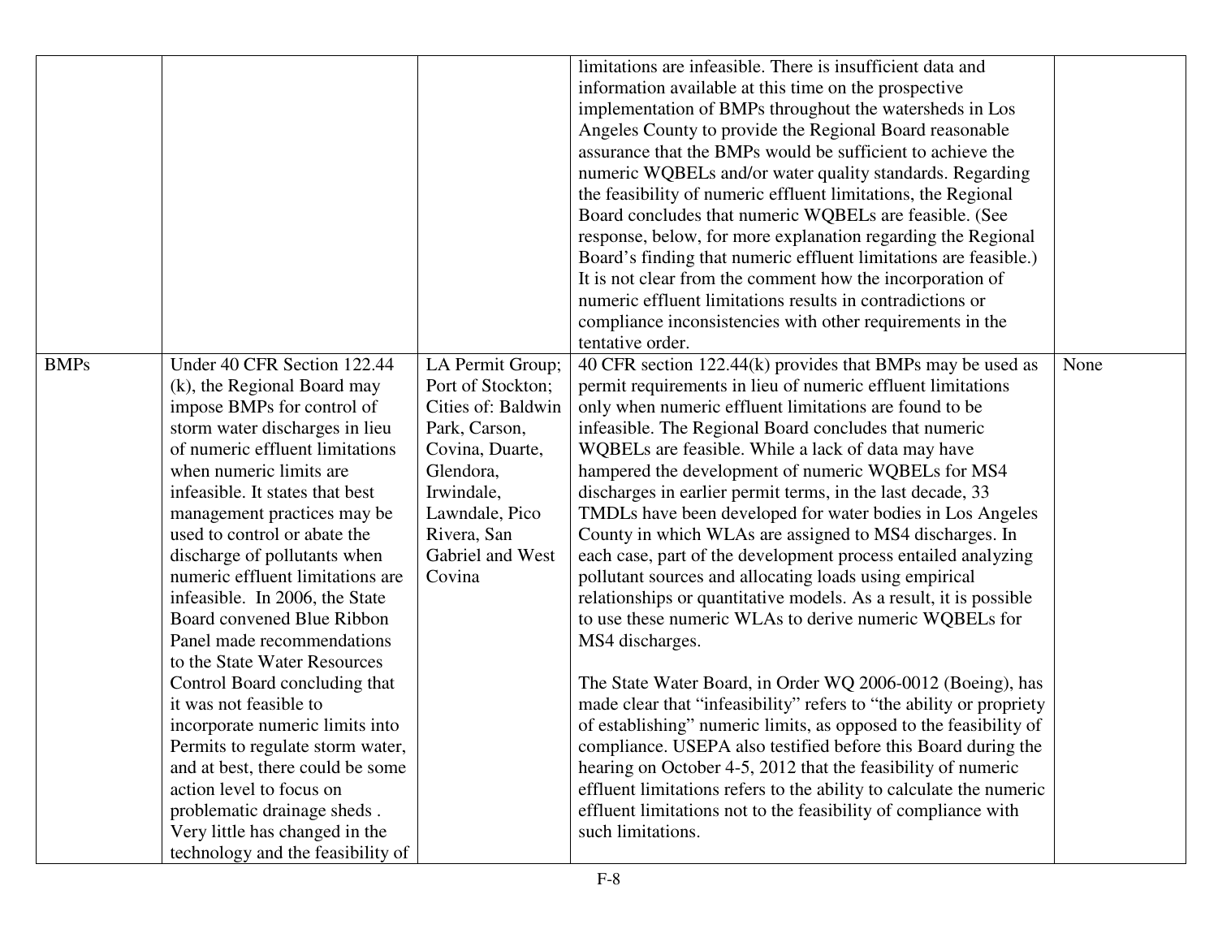| | | | | |
|---|---|---|---|---|
| | | | limitations are infeasible. There is insufficient data and information available at this time on the prospective implementation of BMPs throughout the watersheds in Los Angeles County to provide the Regional Board reasonable assurance that the BMPs would be sufficient to achieve the numeric WQBELs and/or water quality standards. Regarding the feasibility of numeric effluent limitations, the Regional Board concludes that numeric WQBELs are feasible. (See response, below, for more explanation regarding the Regional Board's finding that numeric effluent limitations are feasible.) It is not clear from the comment how the incorporation of numeric effluent limitations results in contradictions or compliance inconsistencies with other requirements in the tentative order. | |
| BMPs | Under 40 CFR Section 122.44 (k), the Regional Board may impose BMPs for control of storm water discharges in lieu of numeric effluent limitations when numeric limits are infeasible. It states that best management practices may be used to control or abate the discharge of pollutants when numeric effluent limitations are infeasible. In 2006, the State Board convened Blue Ribbon Panel made recommendations to the State Water Resources Control Board concluding that it was not feasible to incorporate numeric limits into Permits to regulate storm water, and at best, there could be some action level to focus on problematic drainage sheds . Very little has changed in the technology and the feasibility of | LA Permit Group; Port of Stockton; Cities of: Baldwin Park, Carson, Covina, Duarte, Glendora, Irwindale, Lawndale, Pico Rivera, San Gabriel and West Covina | 40 CFR section 122.44(k) provides that BMPs may be used as permit requirements in lieu of numeric effluent limitations only when numeric effluent limitations are found to be infeasible. The Regional Board concludes that numeric WQBELs are feasible. While a lack of data may have hampered the development of numeric WQBELs for MS4 discharges in earlier permit terms, in the last decade, 33 TMDLs have been developed for water bodies in Los Angeles County in which WLAs are assigned to MS4 discharges. In each case, part of the development process entailed analyzing pollutant sources and allocating loads using empirical relationships or quantitative models. As a result, it is possible to use these numeric WLAs to derive numeric WQBELs for MS4 discharges.<br><br>The State Water Board, in Order WQ 2006-0012 (Boeing), has made clear that "infeasibility" refers to "the ability or propriety of establishing" numeric limits, as opposed to the feasibility of compliance. USEPA also testified before this Board during the hearing on October 4-5, 2012 that the feasibility of numeric effluent limitations refers to the ability to calculate the numeric effluent limitations not to the feasibility of compliance with such limitations. | None |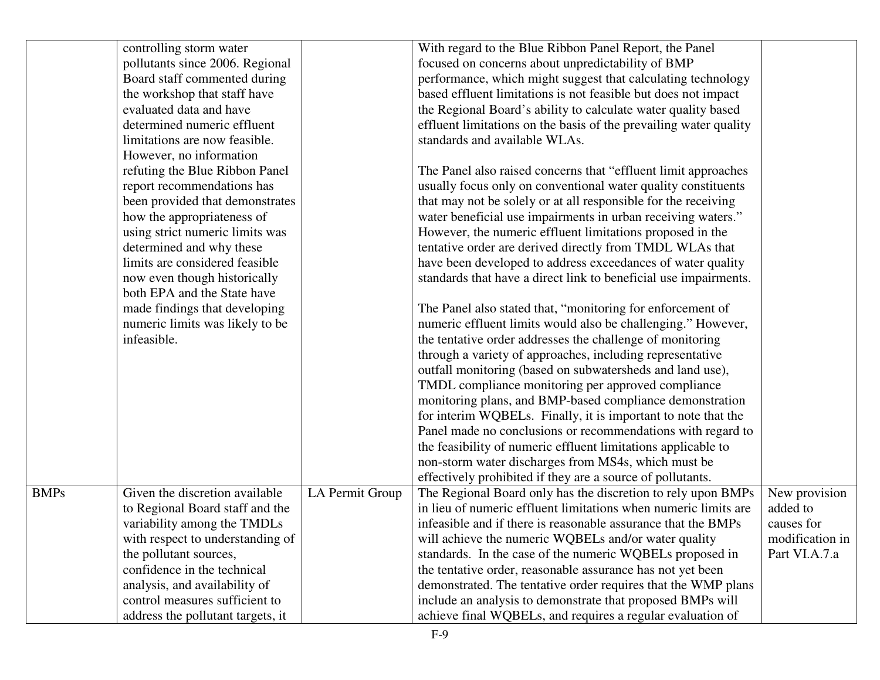| | | | | |
|---|---|---|---|---|
| | controlling storm water pollutants since 2006. Regional Board staff commented during the workshop that staff have evaluated data and have determined numeric effluent limitations are now feasible. However, no information refuting the Blue Ribbon Panel report recommendations has been provided that demonstrates how the appropriateness of using strict numeric limits was determined and why these limits are considered feasible now even though historically both EPA and the State have made findings that developing numeric limits was likely to be infeasible. | | With regard to the Blue Ribbon Panel Report, the Panel focused on concerns about unpredictability of BMP performance, which might suggest that calculating technology based effluent limitations is not feasible but does not impact the Regional Board's ability to calculate water quality based effluent limitations on the basis of the prevailing water quality standards and available WLAs.<br><br>The Panel also raised concerns that "effluent limit approaches usually focus only on conventional water quality constituents that may not be solely or at all responsible for the receiving water beneficial use impairments in urban receiving waters." However, the numeric effluent limitations proposed in the tentative order are derived directly from TMDL WLAs that have been developed to address exceedances of water quality standards that have a direct link to beneficial use impairments.<br><br>The Panel also stated that, "monitoring for enforcement of numeric effluent limits would also be challenging." However, the tentative order addresses the challenge of monitoring through a variety of approaches, including representative outfall monitoring (based on subwatersheds and land use), TMDL compliance monitoring per approved compliance monitoring plans, and BMP-based compliance demonstration for interim WQBELs. Finally, it is important to note that the Panel made no conclusions or recommendations with regard to the feasibility of numeric effluent limitations applicable to non-storm water discharges from MS4s, which must be effectively prohibited if they are a source of pollutants. | |
| BMPs | Given the discretion available to Regional Board staff and the variability among the TMDLs with respect to understanding of the pollutant sources, confidence in the technical analysis, and availability of control measures sufficient to address the pollutant targets, it | LA Permit Group | The Regional Board only has the discretion to rely upon BMPs in lieu of numeric effluent limitations when numeric limits are infeasible and if there is reasonable assurance that the BMPs will achieve the numeric WQBELs and/or water quality standards. In the case of the numeric WQBELs proposed in the tentative order, reasonable assurance has not yet been demonstrated. The tentative order requires that the WMP plans include an analysis to demonstrate that proposed BMPs will achieve final WQBELs, and requires a regular evaluation of | New provision added to causes for modification in Part VI.A.7.a |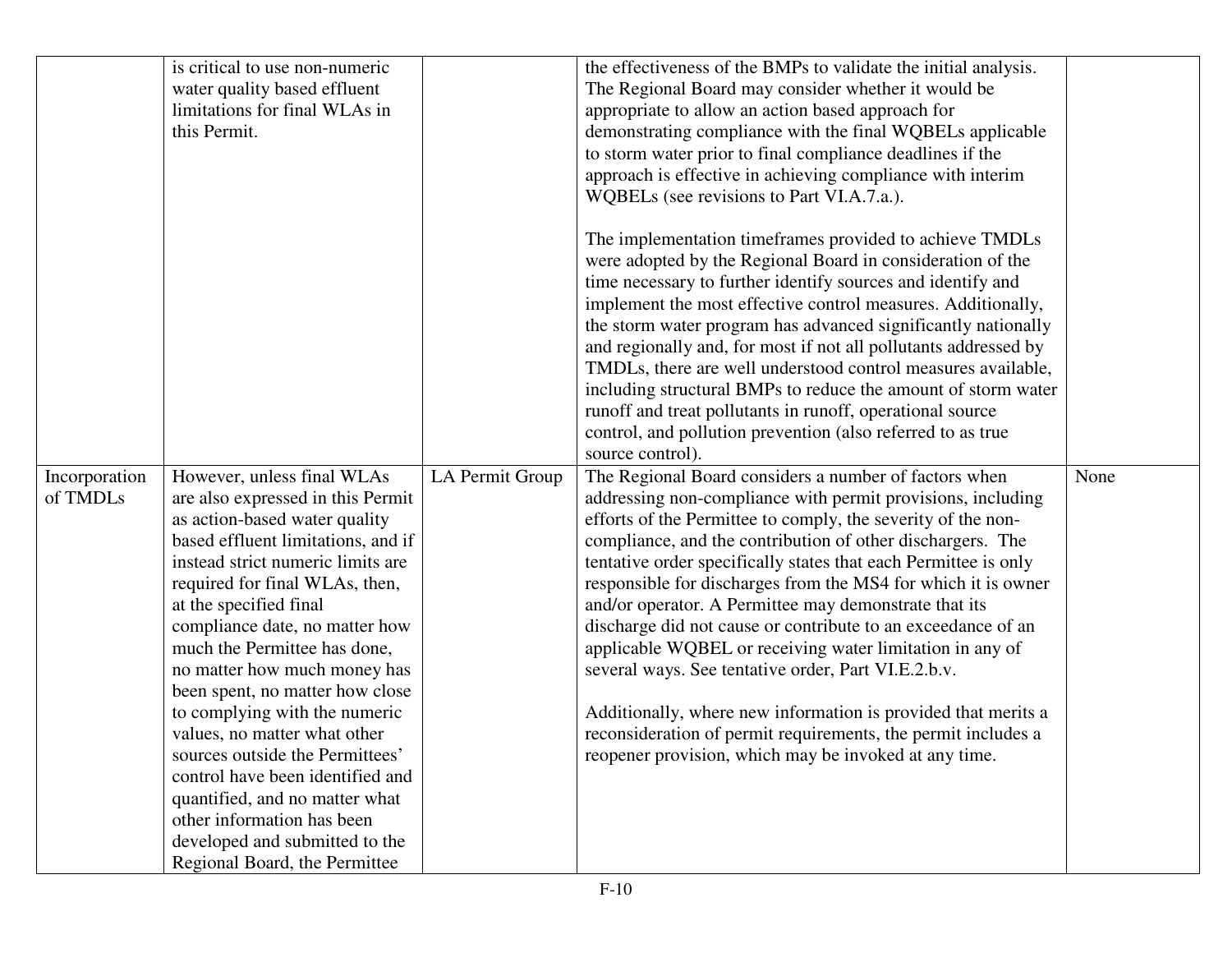| | | | | |
|---|---|---|---|---|
| | is critical to use non-numeric water quality based effluent limitations for final WLAs in this Permit. | | the effectiveness of the BMPs to validate the initial analysis. The Regional Board may consider whether it would be appropriate to allow an action based approach for demonstrating compliance with the final WQBELs applicable to storm water prior to final compliance deadlines if the approach is effective in achieving compliance with interim WQBELs (see revisions to Part VI.A.7.a.).<br><br>The implementation timeframes provided to achieve TMDLs were adopted by the Regional Board in consideration of the time necessary to further identify sources and identify and implement the most effective control measures. Additionally, the storm water program has advanced significantly nationally and regionally and, for most if not all pollutants addressed by TMDLs, there are well understood control measures available, including structural BMPs to reduce the amount of storm water runoff and treat pollutants in runoff, operational source control, and pollution prevention (also referred to as true source control). | |
| Incorporation of TMDLs | However, unless final WLAs are also expressed in this Permit as action-based water quality based effluent limitations, and if instead strict numeric limits are required for final WLAs, then, at the specified final compliance date, no matter how much the Permittee has done, no matter how much money has been spent, no matter how close to complying with the numeric values, no matter what other sources outside the Permittees' control have been identified and quantified, and no matter what other information has been developed and submitted to the Regional Board, the Permittee | LA Permit Group | The Regional Board considers a number of factors when addressing non-compliance with permit provisions, including efforts of the Permittee to comply, the severity of the non-compliance, and the contribution of other dischargers. The tentative order specifically states that each Permittee is only responsible for discharges from the MS4 for which it is owner and/or operator. A Permittee may demonstrate that its discharge did not cause or contribute to an exceedance of an applicable WQBEL or receiving water limitation in any of several ways. See tentative order, Part VI.E.2.b.v.<br><br>Additionally, where new information is provided that merits a reconsideration of permit requirements, the permit includes a reopener provision, which may be invoked at any time. | None |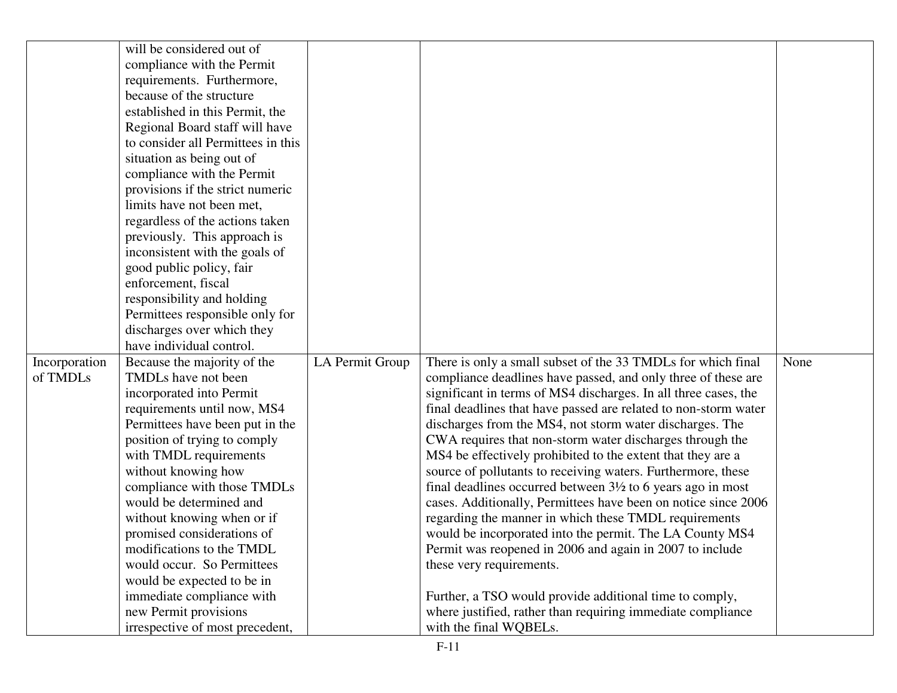| | | | | |
|---|---|---|---|---|
| | will be considered out of compliance with the Permit requirements. Furthermore, because of the structure established in this Permit, the Regional Board staff will have to consider all Permittees in this situation as being out of compliance with the Permit provisions if the strict numeric limits have not been met, regardless of the actions taken previously. This approach is inconsistent with the goals of good public policy, fair enforcement, fiscal responsibility and holding Permittees responsible only for discharges over which they have individual control. | | | |
| Incorporation of TMDLs | Because the majority of the TMDLs have not been incorporated into Permit requirements until now, MS4 Permittees have been put in the position of trying to comply with TMDL requirements without knowing how compliance with those TMDLs would be determined and without knowing when or if promised considerations of modifications to the TMDL would occur. So Permittees would be expected to be in immediate compliance with new Permit provisions irrespective of most precedent, | LA Permit Group | There is only a small subset of the 33 TMDLs for which final compliance deadlines have passed, and only three of these are significant in terms of MS4 discharges. In all three cases, the final deadlines that have passed are related to non-storm water discharges from the MS4, not storm water discharges. The CWA requires that non-storm water discharges through the MS4 be effectively prohibited to the extent that they are a source of pollutants to receiving waters. Furthermore, these final deadlines occurred between 3½ to 6 years ago in most cases. Additionally, Permittees have been on notice since 2006 regarding the manner in which these TMDL requirements would be incorporated into the permit. The LA County MS4 Permit was reopened in 2006 and again in 2007 to include these very requirements.<br><br>Further, a TSO would provide additional time to comply, where justified, rather than requiring immediate compliance with the final WQBELs. | None |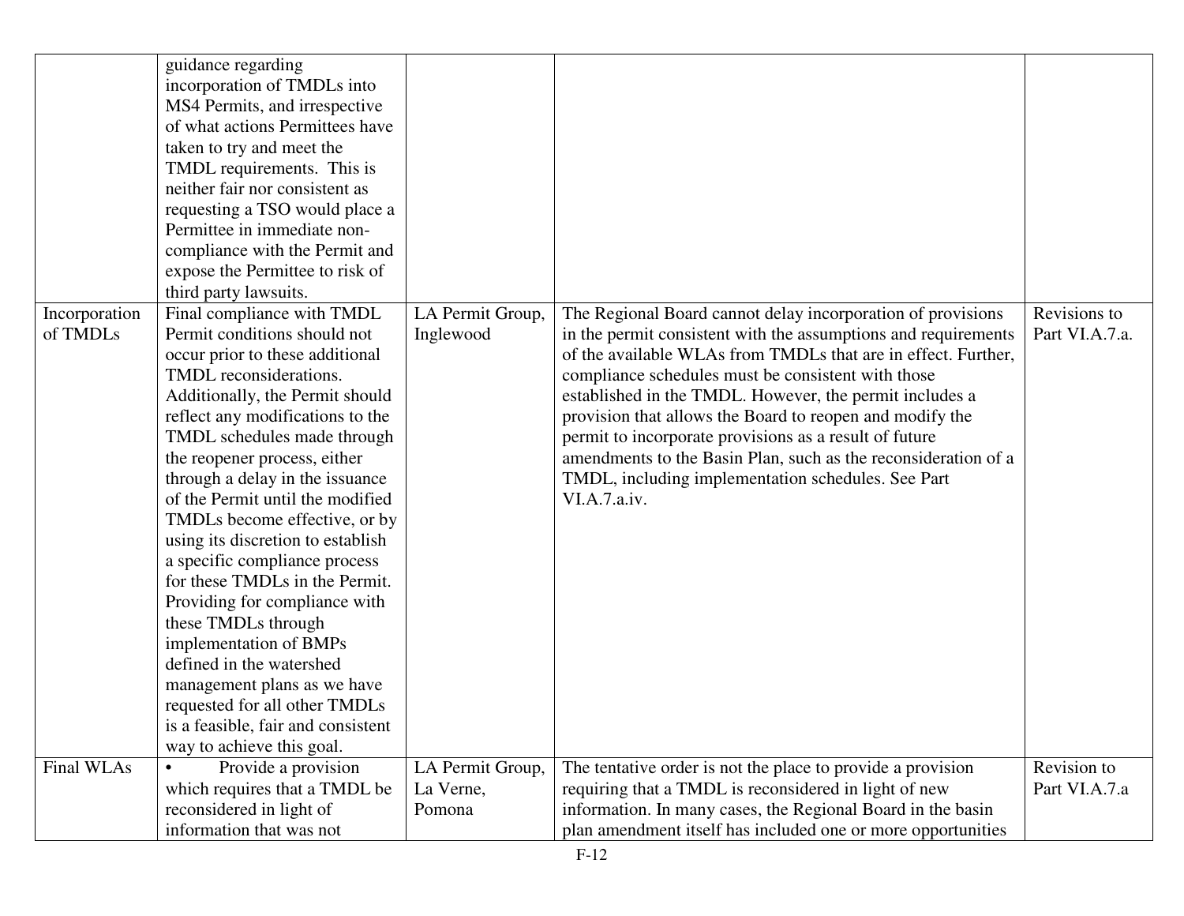| | | | | |
|---|---|---|---|---|
| | guidance regarding incorporation of TMDLs into MS4 Permits, and irrespective of what actions Permittees have taken to try and meet the TMDL requirements. This is neither fair nor consistent as requesting a TSO would place a Permittee in immediate non-compliance with the Permit and expose the Permittee to risk of third party lawsuits. | | | |
| Incorporation of TMDLs | Final compliance with TMDL Permit conditions should not occur prior to these additional TMDL reconsiderations. Additionally, the Permit should reflect any modifications to the TMDL schedules made through the reopener process, either through a delay in the issuance of the Permit until the modified TMDLs become effective, or by using its discretion to establish a specific compliance process for these TMDLs in the Permit. Providing for compliance with these TMDLs through implementation of BMPs defined in the watershed management plans as we have requested for all other TMDLs is a feasible, fair and consistent way to achieve this goal. | LA Permit Group, Inglewood | The Regional Board cannot delay incorporation of provisions in the permit consistent with the assumptions and requirements of the available WLAs from TMDLs that are in effect. Further, compliance schedules must be consistent with those established in the TMDL. However, the permit includes a provision that allows the Board to reopen and modify the permit to incorporate provisions as a result of future amendments to the Basin Plan, such as the reconsideration of a TMDL, including implementation schedules. See Part VI.A.7.a.iv. | Revisions to Part VI.A.7.a. |
| Final WLAs | • Provide a provision which requires that a TMDL be reconsidered in light of information that was not | LA Permit Group, La Verne, Pomona | The tentative order is not the place to provide a provision requiring that a TMDL is reconsidered in light of new information. In many cases, the Regional Board in the basin plan amendment itself has included one or more opportunities | Revision to Part VI.A.7.a |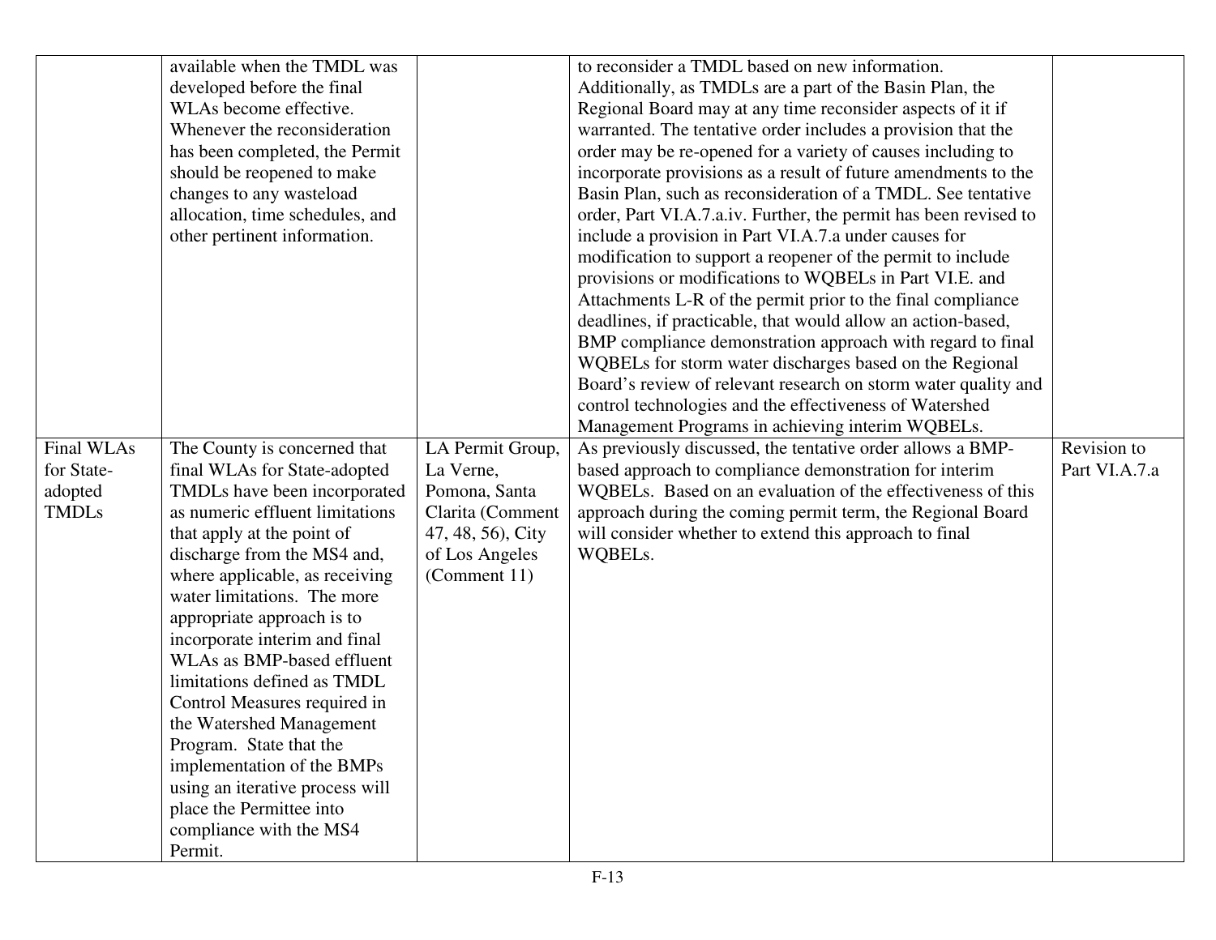| | | | | |
|---|---|---|---|---|
| | available when the TMDL was developed before the final WLAs become effective. Whenever the reconsideration has been completed, the Permit should be reopened to make changes to any wasteload allocation, time schedules, and other pertinent information. | | to reconsider a TMDL based on new information. Additionally, as TMDLs are a part of the Basin Plan, the Regional Board may at any time reconsider aspects of it if warranted. The tentative order includes a provision that the order may be re-opened for a variety of causes including to incorporate provisions as a result of future amendments to the Basin Plan, such as reconsideration of a TMDL. See tentative order, Part VI.A.7.a.iv. Further, the permit has been revised to include a provision in Part VI.A.7.a under causes for modification to support a reopener of the permit to include provisions or modifications to WQBELs in Part VI.E. and Attachments L-R of the permit prior to the final compliance deadlines, if practicable, that would allow an action-based, BMP compliance demonstration approach with regard to final WQBELs for storm water discharges based on the Regional Board's review of relevant research on storm water quality and control technologies and the effectiveness of Watershed Management Programs in achieving interim WQBELs. | |
| Final WLAs for State-adopted TMDLs | The County is concerned that final WLAs for State-adopted TMDLs have been incorporated as numeric effluent limitations that apply at the point of discharge from the MS4 and, where applicable, as receiving water limitations. The more appropriate approach is to incorporate interim and final WLAs as BMP-based effluent limitations defined as TMDL Control Measures required in the Watershed Management Program. State that the implementation of the BMPs using an iterative process will place the Permittee into compliance with the MS4 Permit. | LA Permit Group, La Verne, Pomona, Santa Clarita (Comment 47, 48, 56), City of Los Angeles (Comment 11) | As previously discussed, the tentative order allows a BMP-based approach to compliance demonstration for interim WQBELs. Based on an evaluation of the effectiveness of this approach during the coming permit term, the Regional Board will consider whether to extend this approach to final WQBELs. | Revision to Part VI.A.7.a |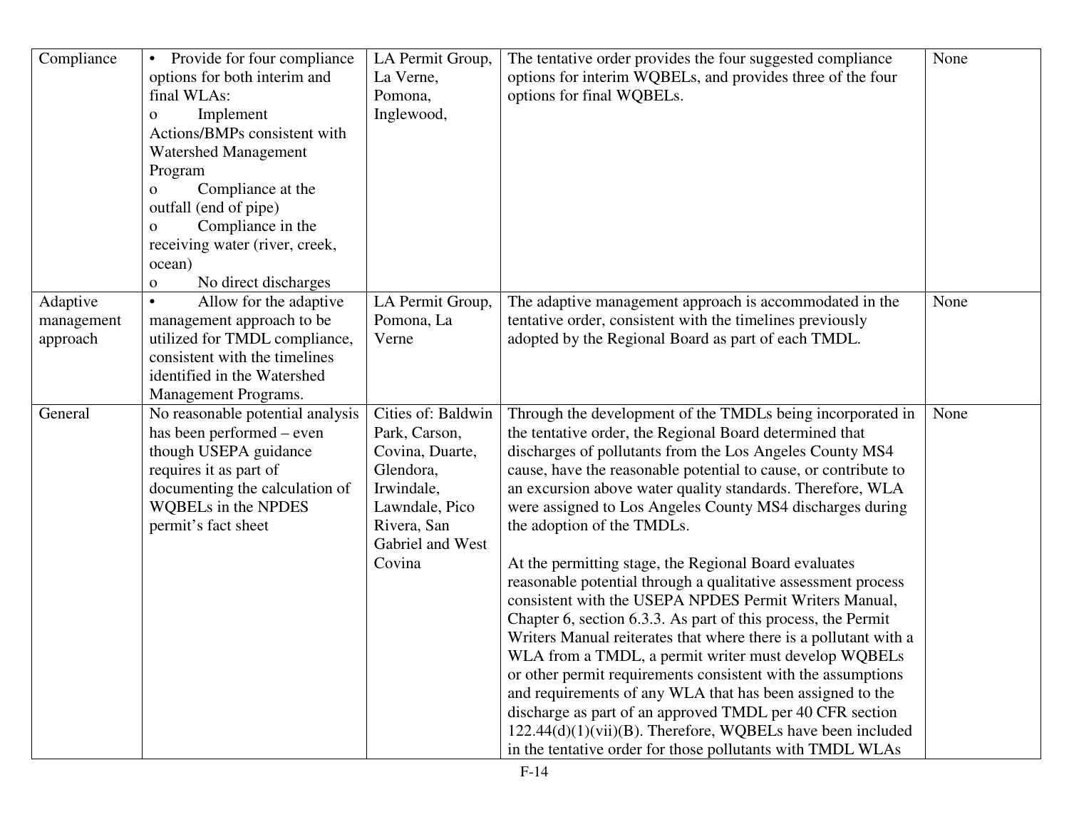| Compliance | • Provide for four compliance options for both interim and final WLAs:<br>o Implement Actions/BMPs consistent with Watershed Management Program<br>o Compliance at the outfall (end of pipe)<br>o Compliance in the receiving water (river, creek, ocean)<br>o No direct discharges | LA Permit Group, La Verne, Pomona, Inglewood, | The tentative order provides the four suggested compliance options for interim WQBELs, and provides three of the four options for final WQBELs. | None |
|---|---|---|---|---|
| Adaptive management approach | • Allow for the adaptive management approach to be utilized for TMDL compliance, consistent with the timelines identified in the Watershed Management Programs. | LA Permit Group, Pomona, La Verne | The adaptive management approach is accommodated in the tentative order, consistent with the timelines previously adopted by the Regional Board as part of each TMDL. | None |
| General | No reasonable potential analysis has been performed – even though USEPA guidance requires it as part of documenting the calculation of WQBELs in the NPDES permit's fact sheet | Cities of: Baldwin Park, Carson, Covina, Duarte, Glendora, Irwindale, Lawndale, Pico Rivera, San Gabriel and West Covina | Through the development of the TMDLs being incorporated in the tentative order, the Regional Board determined that discharges of pollutants from the Los Angeles County MS4 cause, have the reasonable potential to cause, or contribute to an excursion above water quality standards. Therefore, WLA were assigned to Los Angeles County MS4 discharges during the adoption of the TMDLs.<br><br>At the permitting stage, the Regional Board evaluates reasonable potential through a qualitative assessment process consistent with the USEPA NPDES Permit Writers Manual, Chapter 6, section 6.3.3. As part of this process, the Permit Writers Manual reiterates that where there is a pollutant with a WLA from a TMDL, a permit writer must develop WQBELs or other permit requirements consistent with the assumptions and requirements of any WLA that has been assigned to the discharge as part of an approved TMDL per 40 CFR section 122.44(d)(1)(vii)(B). Therefore, WQBELs have been included in the tentative order for those pollutants with TMDL WLAs | None |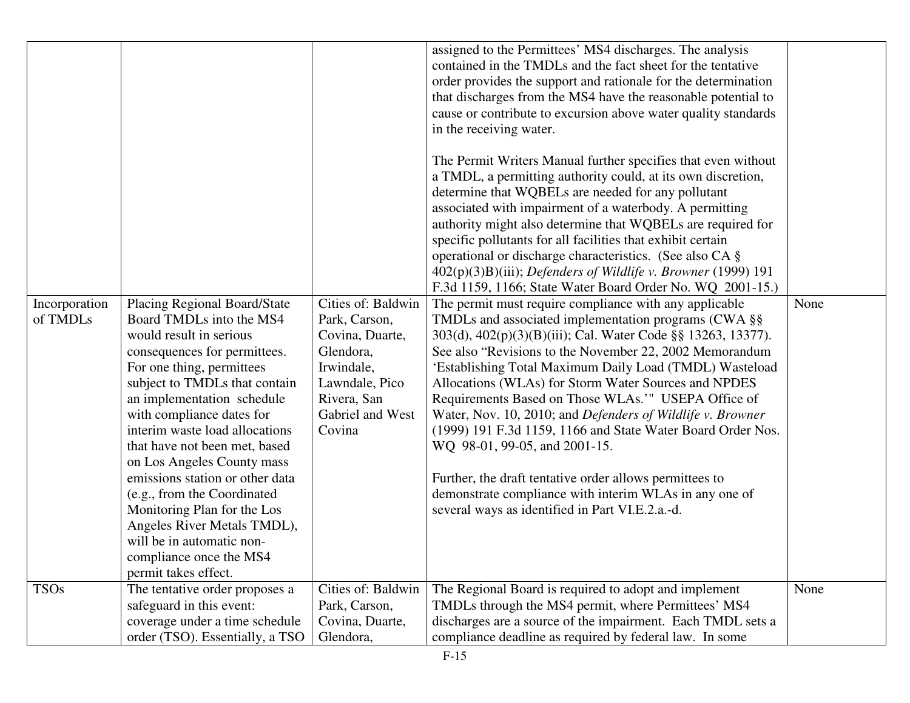| | | | | |
|---|---|---|---|---|
| | | | assigned to the Permittees' MS4 discharges. The analysis contained in the TMDLs and the fact sheet for the tentative order provides the support and rationale for the determination that discharges from the MS4 have the reasonable potential to cause or contribute to excursion above water quality standards in the receiving water.<br><br>The Permit Writers Manual further specifies that even without a TMDL, a permitting authority could, at its own discretion, determine that WQBELs are needed for any pollutant associated with impairment of a waterbody. A permitting authority might also determine that WQBELs are required for specific pollutants for all facilities that exhibit certain operational or discharge characteristics. (See also CA § 402(p)(3)B)(iii); *Defenders of Wildlife v. Browner* (1999) 191 F.3d 1159, 1166; State Water Board Order No. WQ 2001-15.) | |
| Incorporation of TMDLs | Placing Regional Board/State Board TMDLs into the MS4 would result in serious consequences for permittees. For one thing, permittees subject to TMDLs that contain an implementation schedule with compliance dates for interim waste load allocations that have not been met, based on Los Angeles County mass emissions station or other data (e.g., from the Coordinated Monitoring Plan for the Los Angeles River Metals TMDL), will be in automatic non-compliance once the MS4 permit takes effect. | Cities of: Baldwin Park, Carson, Covina, Duarte, Glendora, Irwindale, Lawndale, Pico Rivera, San Gabriel and West Covina | The permit must require compliance with any applicable TMDLs and associated implementation programs (CWA §§ 303(d), 402(p)(3)(B)(iii); Cal. Water Code §§ 13263, 13377). See also "Revisions to the November 22, 2002 Memorandum 'Establishing Total Maximum Daily Load (TMDL) Wasteload Allocations (WLAs) for Storm Water Sources and NPDES Requirements Based on Those WLAs.'" USEPA Office of Water, Nov. 10, 2010; and *Defenders of Wildlife v. Browner* (1999) 191 F.3d 1159, 1166 and State Water Board Order Nos. WQ 98-01, 99-05, and 2001-15.<br><br>Further, the draft tentative order allows permittees to demonstrate compliance with interim WLAs in any one of several ways as identified in Part VI.E.2.a.-d. | None |
| TSOs | The tentative order proposes a safeguard in this event: coverage under a time schedule order (TSO). Essentially, a TSO | Cities of: Baldwin Park, Carson, Covina, Duarte, Glendora, | The Regional Board is required to adopt and implement TMDLs through the MS4 permit, where Permittees' MS4 discharges are a source of the impairment. Each TMDL sets a compliance deadline as required by federal law. In some | None |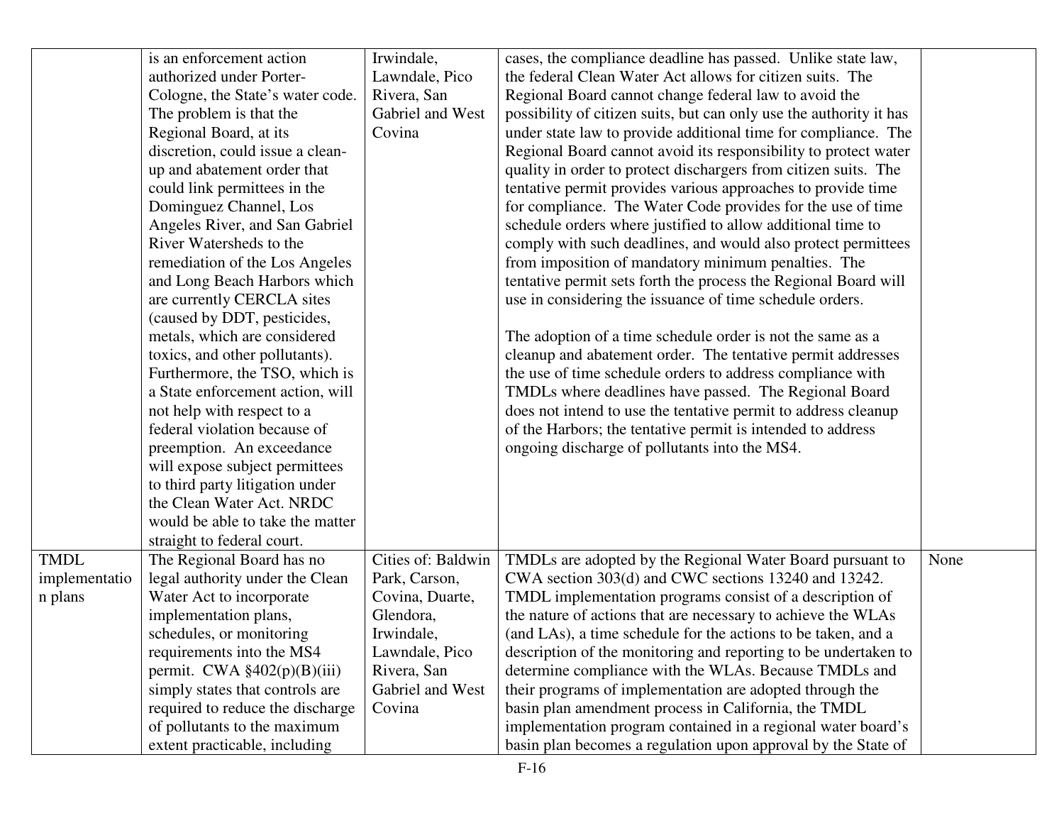| | | | | |
|---|---|---|---|---|
| | is an enforcement action authorized under Porter-Cologne, the State's water code. The problem is that the Regional Board, at its discretion, could issue a clean-up and abatement order that could link permittees in the Dominguez Channel, Los Angeles River, and San Gabriel River Watersheds to the remediation of the Los Angeles and Long Beach Harbors which are currently CERCLA sites (caused by DDT, pesticides, metals, which are considered toxics, and other pollutants). Furthermore, the TSO, which is a State enforcement action, will not help with respect to a federal violation because of preemption. An exceedance will expose subject permittees to third party litigation under the Clean Water Act. NRDC would be able to take the matter straight to federal court. | Irwindale, Lawndale, Pico Rivera, San Gabriel and West Covina | cases, the compliance deadline has passed. Unlike state law, the federal Clean Water Act allows for citizen suits. The Regional Board cannot change federal law to avoid the possibility of citizen suits, but can only use the authority it has under state law to provide additional time for compliance. The Regional Board cannot avoid its responsibility to protect water quality in order to protect dischargers from citizen suits. The tentative permit provides various approaches to provide time for compliance. The Water Code provides for the use of time schedule orders where justified to allow additional time to comply with such deadlines, and would also protect permittees from imposition of mandatory minimum penalties. The tentative permit sets forth the process the Regional Board will use in considering the issuance of time schedule orders.<br><br>The adoption of a time schedule order is not the same as a cleanup and abatement order. The tentative permit addresses the use of time schedule orders to address compliance with TMDLs where deadlines have passed. The Regional Board does not intend to use the tentative permit to address cleanup of the Harbors; the tentative permit is intended to address ongoing discharge of pollutants into the MS4. | |
| TMDL implementation plans | The Regional Board has no legal authority under the Clean Water Act to incorporate implementation plans, schedules, or monitoring requirements into the MS4 permit. CWA §402(p)(B)(iii) simply states that controls are required to reduce the discharge of pollutants to the maximum extent practicable, including | Cities of: Baldwin Park, Carson, Covina, Duarte, Glendora, Irwindale, Lawndale, Pico Rivera, San Gabriel and West Covina | TMDLs are adopted by the Regional Water Board pursuant to CWA section 303(d) and CWC sections 13240 and 13242. TMDL implementation programs consist of a description of the nature of actions that are necessary to achieve the WLAs (and LAs), a time schedule for the actions to be taken, and a description of the monitoring and reporting to be undertaken to determine compliance with the WLAs. Because TMDLs and their programs of implementation are adopted through the basin plan amendment process in California, the TMDL implementation program contained in a regional water board's basin plan becomes a regulation upon approval by the State of | None |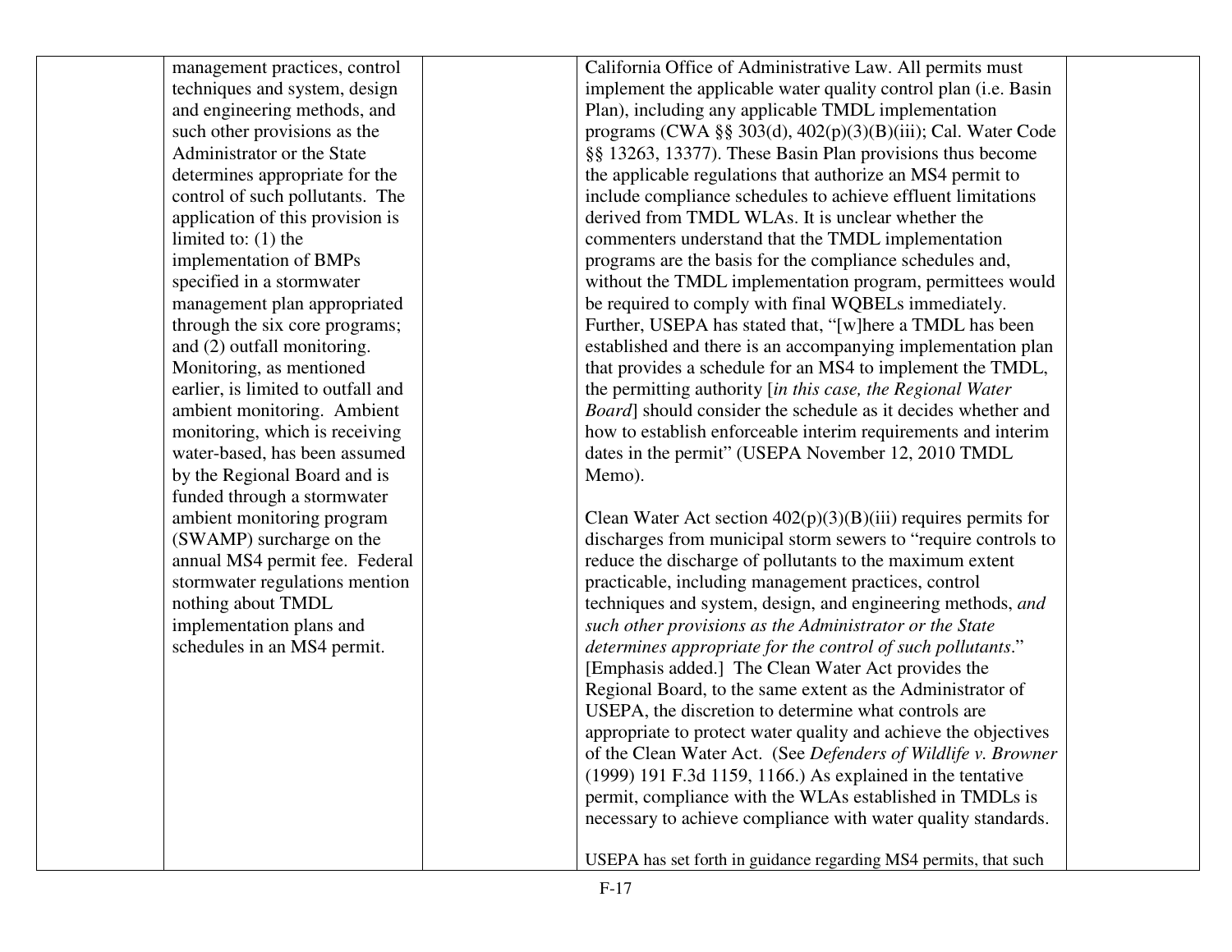| | | | | |
|---|---|---|---|---|
| | management practices, control techniques and system, design and engineering methods, and such other provisions as the Administrator or the State determines appropriate for the control of such pollutants. The application of this provision is limited to: (1) the implementation of BMPs specified in a stormwater management plan appropriated through the six core programs; and (2) outfall monitoring. Monitoring, as mentioned earlier, is limited to outfall and ambient monitoring. Ambient monitoring, which is receiving water-based, has been assumed by the Regional Board and is funded through a stormwater ambient monitoring program (SWAMP) surcharge on the annual MS4 permit fee. Federal stormwater regulations mention nothing about TMDL implementation plans and schedules in an MS4 permit. | | California Office of Administrative Law. All permits must implement the applicable water quality control plan (i.e. Basin Plan), including any applicable TMDL implementation programs (CWA §§ 303(d), 402(p)(3)(B)(iii); Cal. Water Code §§ 13263, 13377). These Basin Plan provisions thus become the applicable regulations that authorize an MS4 permit to include compliance schedules to achieve effluent limitations derived from TMDL WLAs. It is unclear whether the commenters understand that the TMDL implementation programs are the basis for the compliance schedules and, without the TMDL implementation program, permittees would be required to comply with final WQBELs immediately. Further, USEPA has stated that, "[w]here a TMDL has been established and there is an accompanying implementation plan that provides a schedule for an MS4 to implement the TMDL, the permitting authority [*in this case, the Regional Water Board*] should consider the schedule as it decides whether and how to establish enforceable interim requirements and interim dates in the permit" (USEPA November 12, 2010 TMDL Memo).<br><br>Clean Water Act section 402(p)(3)(B)(iii) requires permits for discharges from municipal storm sewers to "require controls to reduce the discharge of pollutants to the maximum extent practicable, including management practices, control techniques and system, design, and engineering methods, *and such other provisions as the Administrator or the State determines appropriate for the control of such pollutants*." [Emphasis added.] The Clean Water Act provides the Regional Board, to the same extent as the Administrator of USEPA, the discretion to determine what controls are appropriate to protect water quality and achieve the objectives of the Clean Water Act. (See *Defenders of Wildlife v. Browner* (1999) 191 F.3d 1159, 1166.) As explained in the tentative permit, compliance with the WLAs established in TMDLs is necessary to achieve compliance with water quality standards.<br><br>USEPA has set forth in guidance regarding MS4 permits, that such | |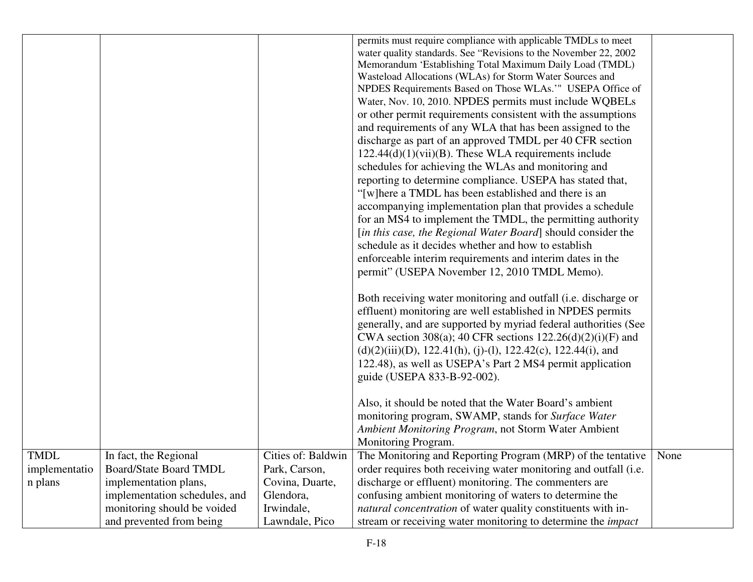| | | | | |
|---|---|---|---|---|
| | | | permits must require compliance with applicable TMDLs to meet water quality standards. See "Revisions to the November 22, 2002 Memorandum 'Establishing Total Maximum Daily Load (TMDL) Wasteload Allocations (WLAs) for Storm Water Sources and NPDES Requirements Based on Those WLAs.'" USEPA Office of Water, Nov. 10, 2010. NPDES permits must include WQBELs or other permit requirements consistent with the assumptions and requirements of any WLA that has been assigned to the discharge as part of an approved TMDL per 40 CFR section 122.44(d)(1)(vii)(B). These WLA requirements include schedules for achieving the WLAs and monitoring and reporting to determine compliance. USEPA has stated that, "[w]here a TMDL has been established and there is an accompanying implementation plan that provides a schedule for an MS4 to implement the TMDL, the permitting authority [*in this case, the Regional Water Board*] should consider the schedule as it decides whether and how to establish enforceable interim requirements and interim dates in the permit" (USEPA November 12, 2010 TMDL Memo).<br><br>Both receiving water monitoring and outfall (i.e. discharge or effluent) monitoring are well established in NPDES permits generally, and are supported by myriad federal authorities (See CWA section 308(a); 40 CFR sections 122.26(d)(2)(i)(F) and (d)(2)(iii)(D), 122.41(h), (j)-(l), 122.42(c), 122.44(i), and 122.48), as well as USEPA's Part 2 MS4 permit application guide (USEPA 833-B-92-002).<br><br>Also, it should be noted that the Water Board's ambient monitoring program, SWAMP, stands for *Surface Water Ambient Monitoring Program*, not Storm Water Ambient Monitoring Program. | |
| TMDL implementation plans | In fact, the Regional Board/State Board TMDL implementation plans, implementation schedules, and monitoring should be voided and prevented from being | Cities of: Baldwin Park, Carson, Covina, Duarte, Glendora, Irwindale, Lawndale, Pico | The Monitoring and Reporting Program (MRP) of the tentative order requires both receiving water monitoring and outfall (i.e. discharge or effluent) monitoring. The commenters are confusing ambient monitoring of waters to determine the *natural concentration* of water quality constituents with in-stream or receiving water monitoring to determine the *impact* | None |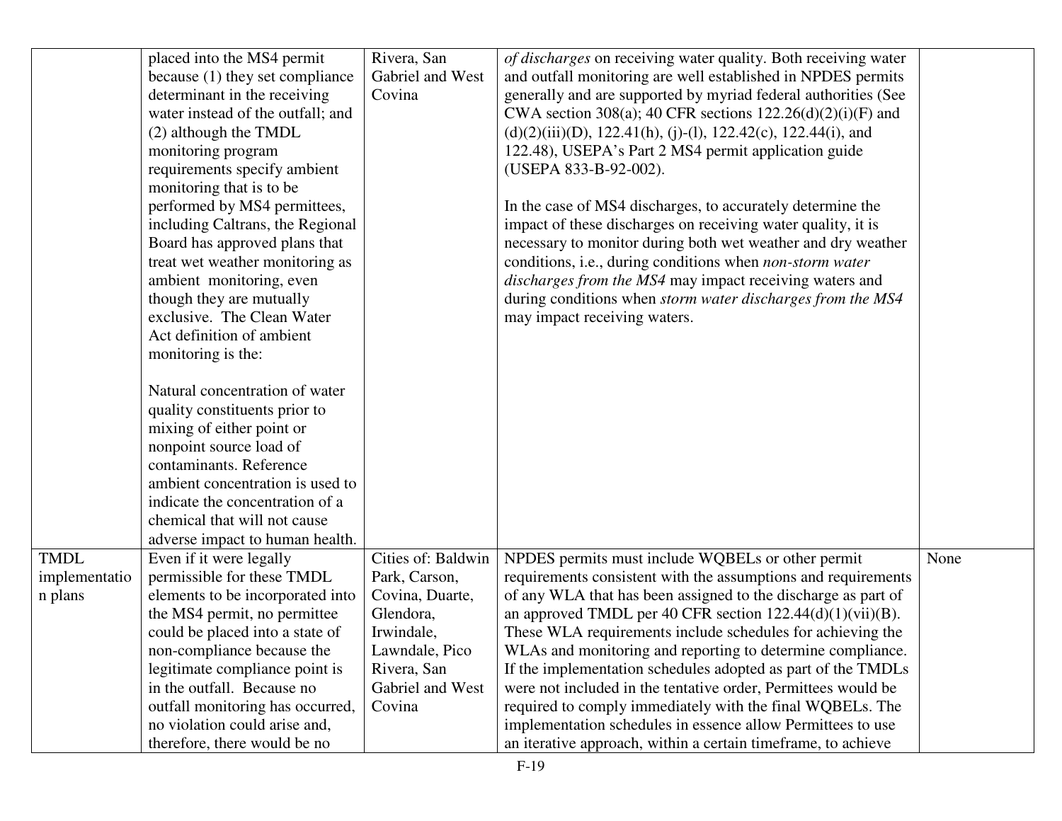| | | | | |
|---|---|---|---|---|
| | placed into the MS4 permit because (1) they set compliance determinant in the receiving water instead of the outfall; and (2) although the TMDL monitoring program requirements specify ambient monitoring that is to be performed by MS4 permittees, including Caltrans, the Regional Board has approved plans that treat wet weather monitoring as ambient monitoring, even though they are mutually exclusive. The Clean Water Act definition of ambient monitoring is the:<br><br>Natural concentration of water quality constituents prior to mixing of either point or nonpoint source load of contaminants. Reference ambient concentration is used to indicate the concentration of a chemical that will not cause adverse impact to human health. | Rivera, San Gabriel and West Covina | *of discharges* on receiving water quality. Both receiving water and outfall monitoring are well established in NPDES permits generally and are supported by myriad federal authorities (See CWA section 308(a); 40 CFR sections 122.26(d)(2)(i)(F) and (d)(2)(iii)(D), 122.41(h), (j)-(l), 122.42(c), 122.44(i), and 122.48), USEPA's Part 2 MS4 permit application guide (USEPA 833-B-92-002).<br><br>In the case of MS4 discharges, to accurately determine the impact of these discharges on receiving water quality, it is necessary to monitor during both wet weather and dry weather conditions, i.e., during conditions when *non-storm water discharges from the MS4* may impact receiving waters and during conditions when *storm water discharges from the MS4* may impact receiving waters. | |
| TMDL implementation plans | Even if it were legally permissible for these TMDL elements to be incorporated into the MS4 permit, no permittee could be placed into a state of non-compliance because the legitimate compliance point is in the outfall. Because no outfall monitoring has occurred, no violation could arise and, therefore, there would be no | Cities of: Baldwin Park, Carson, Covina, Duarte, Glendora, Irwindale, Lawndale, Pico Rivera, San Gabriel and West Covina | NPDES permits must include WQBELs or other permit requirements consistent with the assumptions and requirements of any WLA that has been assigned to the discharge as part of an approved TMDL per 40 CFR section 122.44(d)(1)(vii)(B). These WLA requirements include schedules for achieving the WLAs and monitoring and reporting to determine compliance. If the implementation schedules adopted as part of the TMDLs were not included in the tentative order, Permittees would be required to comply immediately with the final WQBELs. The implementation schedules in essence allow Permittees to use an iterative approach, within a certain timeframe, to achieve | None |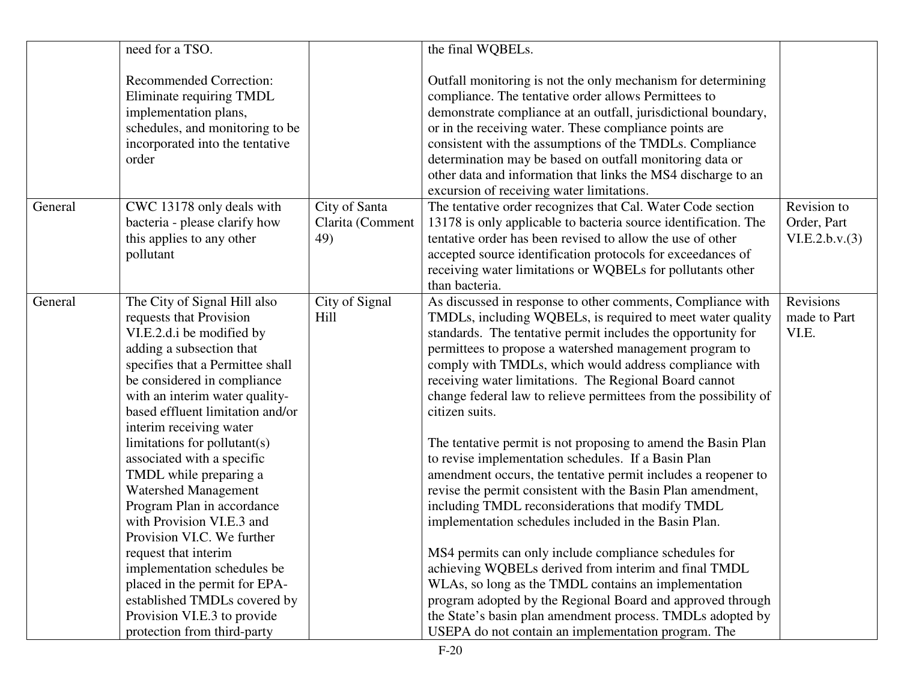| | | | | |
|---|---|---|---|---|
| | need for a TSO.<br><br>Recommended Correction: Eliminate requiring TMDL implementation plans, schedules, and monitoring to be incorporated into the tentative order | | the final WQBELs.<br><br>Outfall monitoring is not the only mechanism for determining compliance. The tentative order allows Permittees to demonstrate compliance at an outfall, jurisdictional boundary, or in the receiving water. These compliance points are consistent with the assumptions of the TMDLs. Compliance determination may be based on outfall monitoring data or other data and information that links the MS4 discharge to an excursion of receiving water limitations. | |
| General | CWC 13178 only deals with bacteria - please clarify how this applies to any other pollutant | City of Santa Clarita (Comment 49) | The tentative order recognizes that Cal. Water Code section 13178 is only applicable to bacteria source identification. The tentative order has been revised to allow the use of other accepted source identification protocols for exceedances of receiving water limitations or WQBELs for pollutants other than bacteria. | Revision to Order, Part VI.E.2.b.v.(3) |
| General | The City of Signal Hill also requests that Provision VI.E.2.d.i be modified by adding a subsection that specifies that a Permittee shall be considered in compliance with an interim water quality-based effluent limitation and/or interim receiving water limitations for pollutant(s) associated with a specific TMDL while preparing a Watershed Management Program Plan in accordance with Provision VI.E.3 and Provision VI.C. We further request that interim implementation schedules be placed in the permit for EPA-established TMDLs covered by Provision VI.E.3 to provide protection from third-party | City of Signal Hill | As discussed in response to other comments, Compliance with TMDLs, including WQBELs, is required to meet water quality standards. The tentative permit includes the opportunity for permittees to propose a watershed management program to comply with TMDLs, which would address compliance with receiving water limitations. The Regional Board cannot change federal law to relieve permittees from the possibility of citizen suits.<br><br>The tentative permit is not proposing to amend the Basin Plan to revise implementation schedules. If a Basin Plan amendment occurs, the tentative permit includes a reopener to revise the permit consistent with the Basin Plan amendment, including TMDL reconsiderations that modify TMDL implementation schedules included in the Basin Plan.<br><br>MS4 permits can only include compliance schedules for achieving WQBELs derived from interim and final TMDL WLAs, so long as the TMDL contains an implementation program adopted by the Regional Board and approved through the State's basin plan amendment process. TMDLs adopted by USEPA do not contain an implementation program. The | Revisions made to Part VI.E. |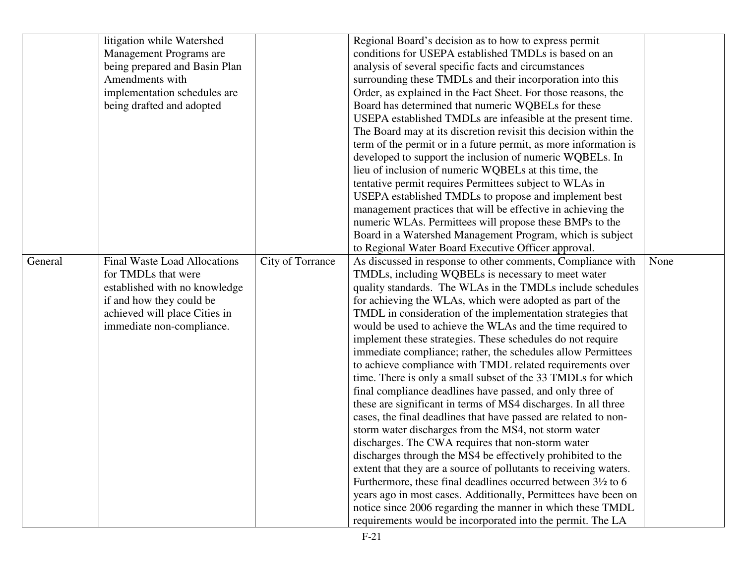| | | | | |
|---|---|---|---|---|
| | litigation while Watershed Management Programs are being prepared and Basin Plan Amendments with implementation schedules are being drafted and adopted | | Regional Board's decision as to how to express permit conditions for USEPA established TMDLs is based on an analysis of several specific facts and circumstances surrounding these TMDLs and their incorporation into this Order, as explained in the Fact Sheet. For those reasons, the Board has determined that numeric WQBELs for these USEPA established TMDLs are infeasible at the present time. The Board may at its discretion revisit this decision within the term of the permit or in a future permit, as more information is developed to support the inclusion of numeric WQBELs. In lieu of inclusion of numeric WQBELs at this time, the tentative permit requires Permittees subject to WLAs in USEPA established TMDLs to propose and implement best management practices that will be effective in achieving the numeric WLAs. Permittees will propose these BMPs to the Board in a Watershed Management Program, which is subject to Regional Water Board Executive Officer approval. | |
| General | Final Waste Load Allocations for TMDLs that were established with no knowledge if and how they could be achieved will place Cities in immediate non-compliance. | City of Torrance | As discussed in response to other comments, Compliance with TMDLs, including WQBELs is necessary to meet water quality standards. The WLAs in the TMDLs include schedules for achieving the WLAs, which were adopted as part of the TMDL in consideration of the implementation strategies that would be used to achieve the WLAs and the time required to implement these strategies. These schedules do not require immediate compliance; rather, the schedules allow Permittees to achieve compliance with TMDL related requirements over time. There is only a small subset of the 33 TMDLs for which final compliance deadlines have passed, and only three of these are significant in terms of MS4 discharges. In all three cases, the final deadlines that have passed are related to non-storm water discharges from the MS4, not storm water discharges. The CWA requires that non-storm water discharges through the MS4 be effectively prohibited to the extent that they are a source of pollutants to receiving waters. Furthermore, these final deadlines occurred between 3½ to 6 years ago in most cases. Additionally, Permittees have been on notice since 2006 regarding the manner in which these TMDL requirements would be incorporated into the permit. The LA | None |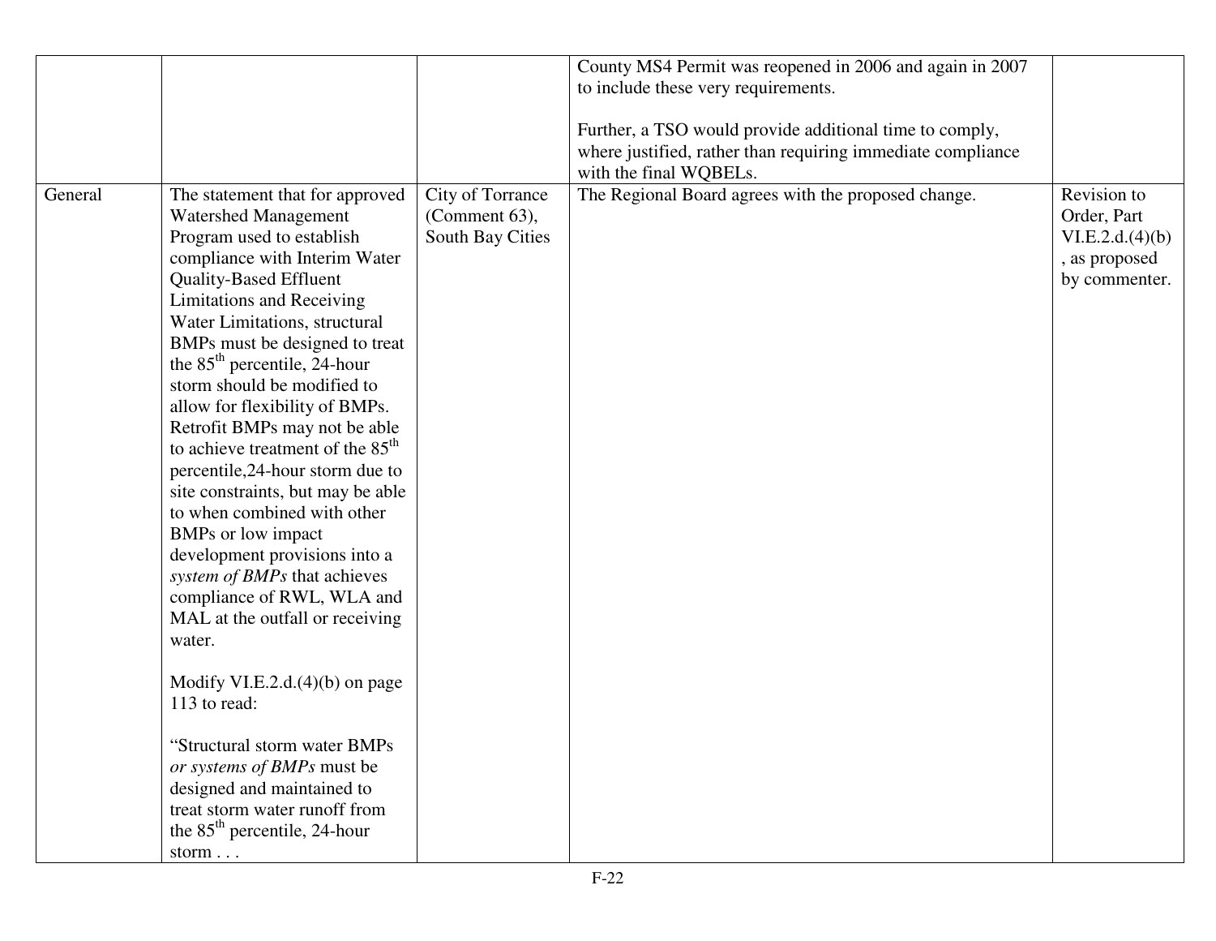| | | | | |
|---|---|---|---|---|
| | | | County MS4 Permit was reopened in 2006 and again in 2007 to include these very requirements.<br><br>Further, a TSO would provide additional time to comply, where justified, rather than requiring immediate compliance with the final WQBELs. | |
| General | The statement that for approved Watershed Management Program used to establish compliance with Interim Water Quality-Based Effluent Limitations and Receiving Water Limitations, structural BMPs must be designed to treat the 85$^{th}$ percentile, 24-hour storm should be modified to allow for flexibility of BMPs. Retrofit BMPs may not be able to achieve treatment of the 85$^{th}$ percentile,24-hour storm due to site constraints, but may be able to when combined with other BMPs or low impact development provisions into a *system of BMPs* that achieves compliance of RWL, WLA and MAL at the outfall or receiving water.<br><br>Modify VI.E.2.d.(4)(b) on page 113 to read:<br><br>"Structural storm water BMPs *or systems of BMPs* must be designed and maintained to treat storm water runoff from the 85$^{th}$ percentile, 24-hour storm . . . | City of Torrance (Comment 63), South Bay Cities | The Regional Board agrees with the proposed change. | Revision to Order, Part VI.E.2.d.(4)(b), as proposed by commenter. |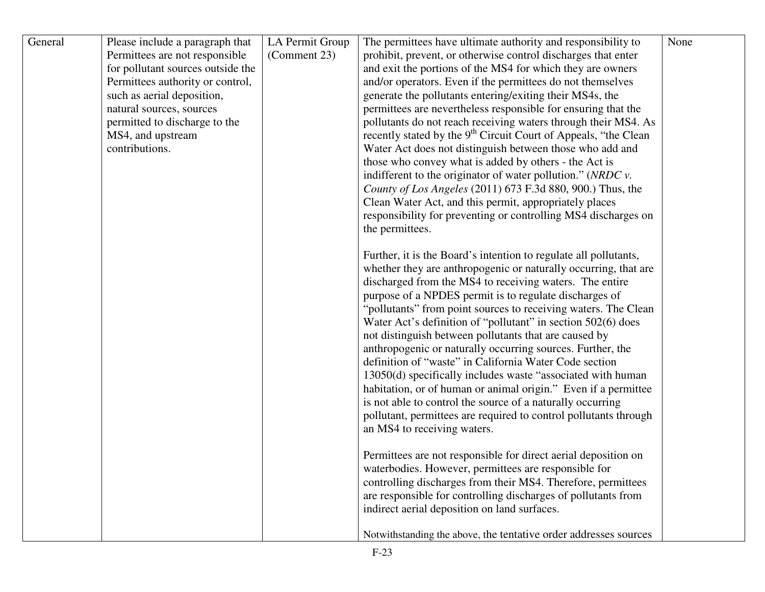| General | Please include a paragraph that Permittees are not responsible for pollutant sources outside the Permittees authority or control, such as aerial deposition, natural sources, sources permitted to discharge to the MS4, and upstream contributions. | LA Permit Group (Comment 23) | The permittees have ultimate authority and responsibility to prohibit, prevent, or otherwise control discharges that enter and exit the portions of the MS4 for which they are owners and/or operators. Even if the permittees do not themselves generate the pollutants entering/exiting their MS4s, the permittees are nevertheless responsible for ensuring that the pollutants do not reach receiving waters through their MS4. As recently stated by the 9th Circuit Court of Appeals, "the Clean Water Act does not distinguish between those who add and those who convey what is added by others - the Act is indifferent to the originator of water pollution." (*NRDC v. County of Los Angeles* (2011) 673 F.3d 880, 900.) Thus, the Clean Water Act, and this permit, appropriately places responsibility for preventing or controlling MS4 discharges on the permittees.<br><br>Further, it is the Board's intention to regulate all pollutants, whether they are anthropogenic or naturally occurring, that are discharged from the MS4 to receiving waters. The entire purpose of a NPDES permit is to regulate discharges of "pollutants" from point sources to receiving waters. The Clean Water Act's definition of "pollutant" in section 502(6) does not distinguish between pollutants that are caused by anthropogenic or naturally occurring sources. Further, the definition of "waste" in California Water Code section 13050(d) specifically includes waste "associated with human habitation, or of human or animal origin." Even if a permittee is not able to control the source of a naturally occurring pollutant, permittees are required to control pollutants through an MS4 to receiving waters.<br><br>Permittees are not responsible for direct aerial deposition on waterbodies. However, permittees are responsible for controlling discharges from their MS4. Therefore, permittees are responsible for controlling discharges of pollutants from indirect aerial deposition on land surfaces.<br><br>Notwithstanding the above, the tentative order addresses sources | None |
|---|---|---|---|---|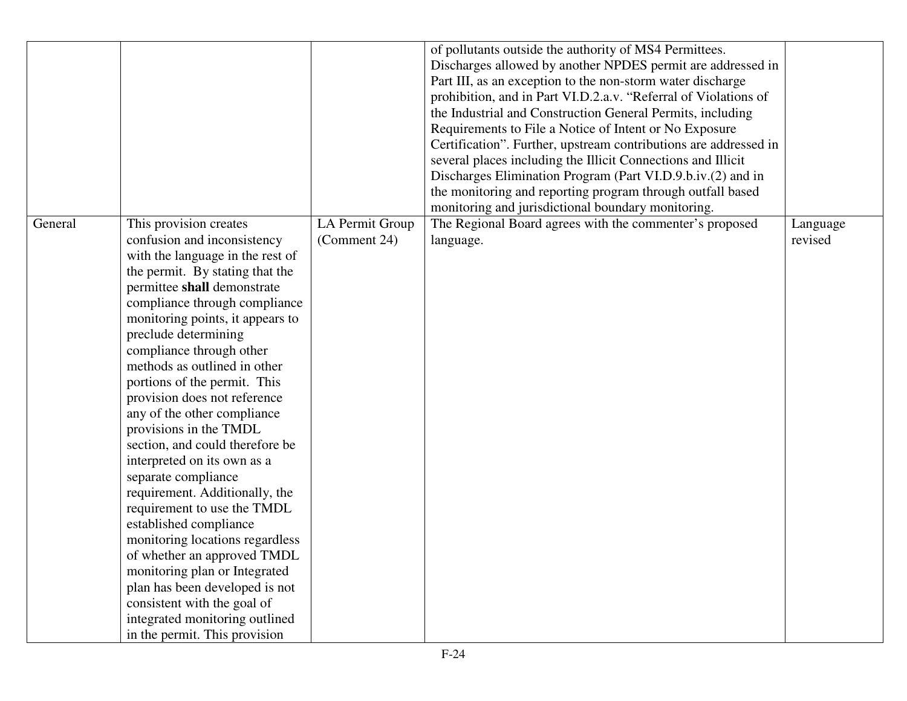| | | | | |
|---|---|---|---|---|
| | | | of pollutants outside the authority of MS4 Permittees. Discharges allowed by another NPDES permit are addressed in Part III, as an exception to the non-storm water discharge prohibition, and in Part VI.D.2.a.v. "Referral of Violations of the Industrial and Construction General Permits, including Requirements to File a Notice of Intent or No Exposure Certification". Further, upstream contributions are addressed in several places including the Illicit Connections and Illicit Discharges Elimination Program (Part VI.D.9.b.iv.(2) and in the monitoring and reporting program through outfall based monitoring and jurisdictional boundary monitoring. | |
| General | This provision creates confusion and inconsistency with the language in the rest of the permit. By stating that the permittee **shall** demonstrate compliance through compliance monitoring points, it appears to preclude determining compliance through other methods as outlined in other portions of the permit. This provision does not reference any of the other compliance provisions in the TMDL section, and could therefore be interpreted on its own as a separate compliance requirement. Additionally, the requirement to use the TMDL established compliance monitoring locations regardless of whether an approved TMDL monitoring plan or Integrated plan has been developed is not consistent with the goal of integrated monitoring outlined in the permit. This provision | LA Permit Group (Comment 24) | The Regional Board agrees with the commenter's proposed language. | Language revised |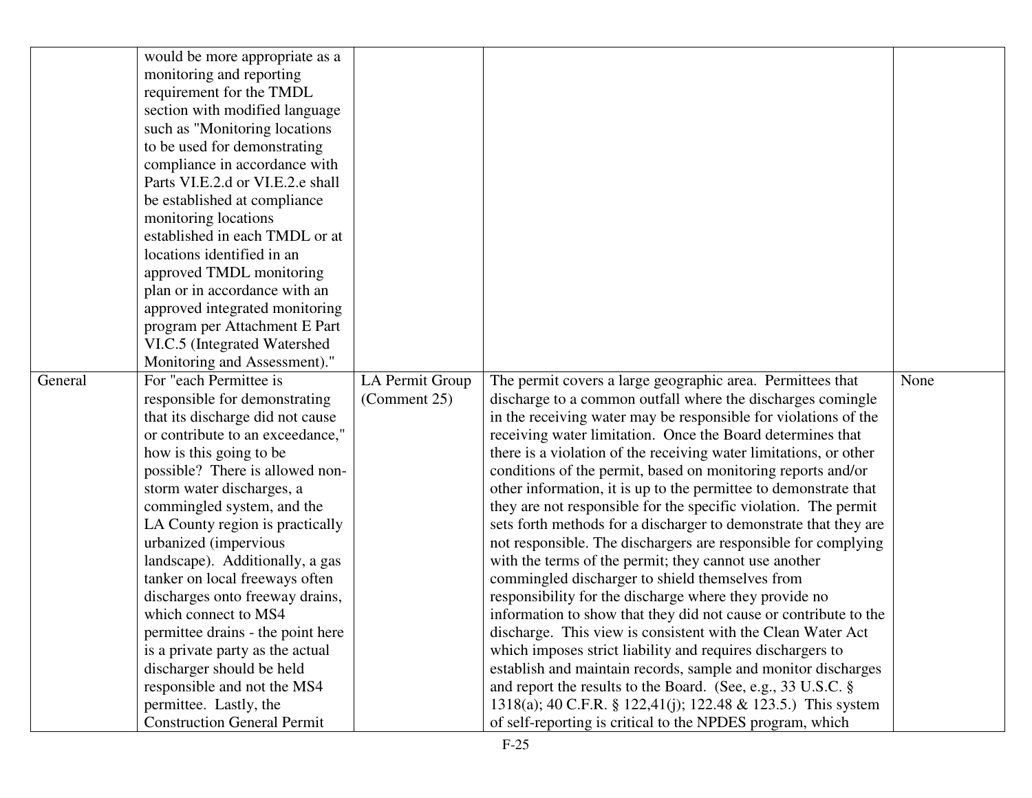| | | | | |
|---|---|---|---|---|
| | would be more appropriate as a monitoring and reporting requirement for the TMDL section with modified language such as "Monitoring locations to be used for demonstrating compliance in accordance with Parts VI.E.2.d or VI.E.2.e shall be established at compliance monitoring locations established in each TMDL or at locations identified in an approved TMDL monitoring plan or in accordance with an approved integrated monitoring program per Attachment E Part VI.C.5 (Integrated Watershed Monitoring and Assessment)." | | | |
| General | For "each Permittee is responsible for demonstrating that its discharge did not cause or contribute to an exceedance," how is this going to be possible? There is allowed non-storm water discharges, a commingled system, and the LA County region is practically urbanized (impervious landscape). Additionally, a gas tanker on local freeways often discharges onto freeway drains, which connect to MS4 permittee drains - the point here is a private party as the actual discharger should be held responsible and not the MS4 permittee. Lastly, the Construction General Permit | LA Permit Group (Comment 25) | The permit covers a large geographic area. Permittees that discharge to a common outfall where the discharges comingle in the receiving water may be responsible for violations of the receiving water limitation. Once the Board determines that there is a violation of the receiving water limitations, or other conditions of the permit, based on monitoring reports and/or other information, it is up to the permittee to demonstrate that they are not responsible for the specific violation. The permit sets forth methods for a discharger to demonstrate that they are not responsible. The dischargers are responsible for complying with the terms of the permit; they cannot use another commingled discharger to shield themselves from responsibility for the discharge where they provide no information to show that they did not cause or contribute to the discharge. This view is consistent with the Clean Water Act which imposes strict liability and requires dischargers to establish and maintain records, sample and monitor discharges and report the results to the Board. (See, e.g., 33 U.S.C. § 1318(a); 40 C.F.R. § 122,41(j); 122.48 & 123.5.) This system of self-reporting is critical to the NPDES program, which | None |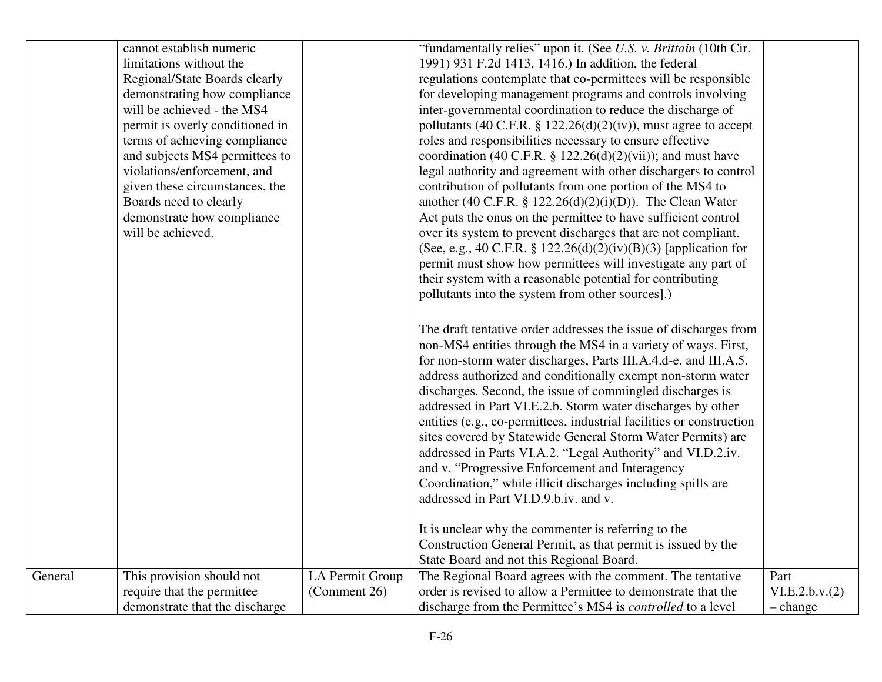| | | | | |
|---|---|---|---|---|
| | cannot establish numeric limitations without the Regional/State Boards clearly demonstrating how compliance will be achieved - the MS4 permit is overly conditioned in terms of achieving compliance and subjects MS4 permittees to violations/enforcement, and given these circumstances, the Boards need to clearly demonstrate how compliance will be achieved. | | "fundamentally relies" upon it. (See *U.S. v. Brittain* (10th Cir. 1991) 931 F.2d 1413, 1416.) In addition, the federal regulations contemplate that co-permittees will be responsible for developing management programs and controls involving inter-governmental coordination to reduce the discharge of pollutants (40 C.F.R. § 122.26(d)(2)(iv)), must agree to accept roles and responsibilities necessary to ensure effective coordination (40 C.F.R. § 122.26(d)(2)(vii)); and must have legal authority and agreement with other dischargers to control contribution of pollutants from one portion of the MS4 to another (40 C.F.R. § 122.26(d)(2)(i)(D)). The Clean Water Act puts the onus on the permittee to have sufficient control over its system to prevent discharges that are not compliant. (See, e.g., 40 C.F.R. § 122.26(d)(2)(iv)(B)(3) [application for permit must show how permittees will investigate any part of their system with a reasonable potential for contributing pollutants into the system from other sources].)<br><br>The draft tentative order addresses the issue of discharges from non-MS4 entities through the MS4 in a variety of ways. First, for non-storm water discharges, Parts III.A.4.d-e. and III.A.5. address authorized and conditionally exempt non-storm water discharges. Second, the issue of commingled discharges is addressed in Part VI.E.2.b. Storm water discharges by other entities (e.g., co-permittees, industrial facilities or construction sites covered by Statewide General Storm Water Permits) are addressed in Parts VI.A.2. "Legal Authority" and VI.D.2.iv. and v. "Progressive Enforcement and Interagency Coordination," while illicit discharges including spills are addressed in Part VI.D.9.b.iv. and v.<br><br>It is unclear why the commenter is referring to the Construction General Permit, as that permit is issued by the State Board and not this Regional Board. | |
| General | This provision should not require that the permittee demonstrate that the discharge | LA Permit Group (Comment 26) | The Regional Board agrees with the comment. The tentative order is revised to allow a Permittee to demonstrate that the discharge from the Permittee's MS4 is *controlled* to a level | Part VI.E.2.b.v.(2) – change |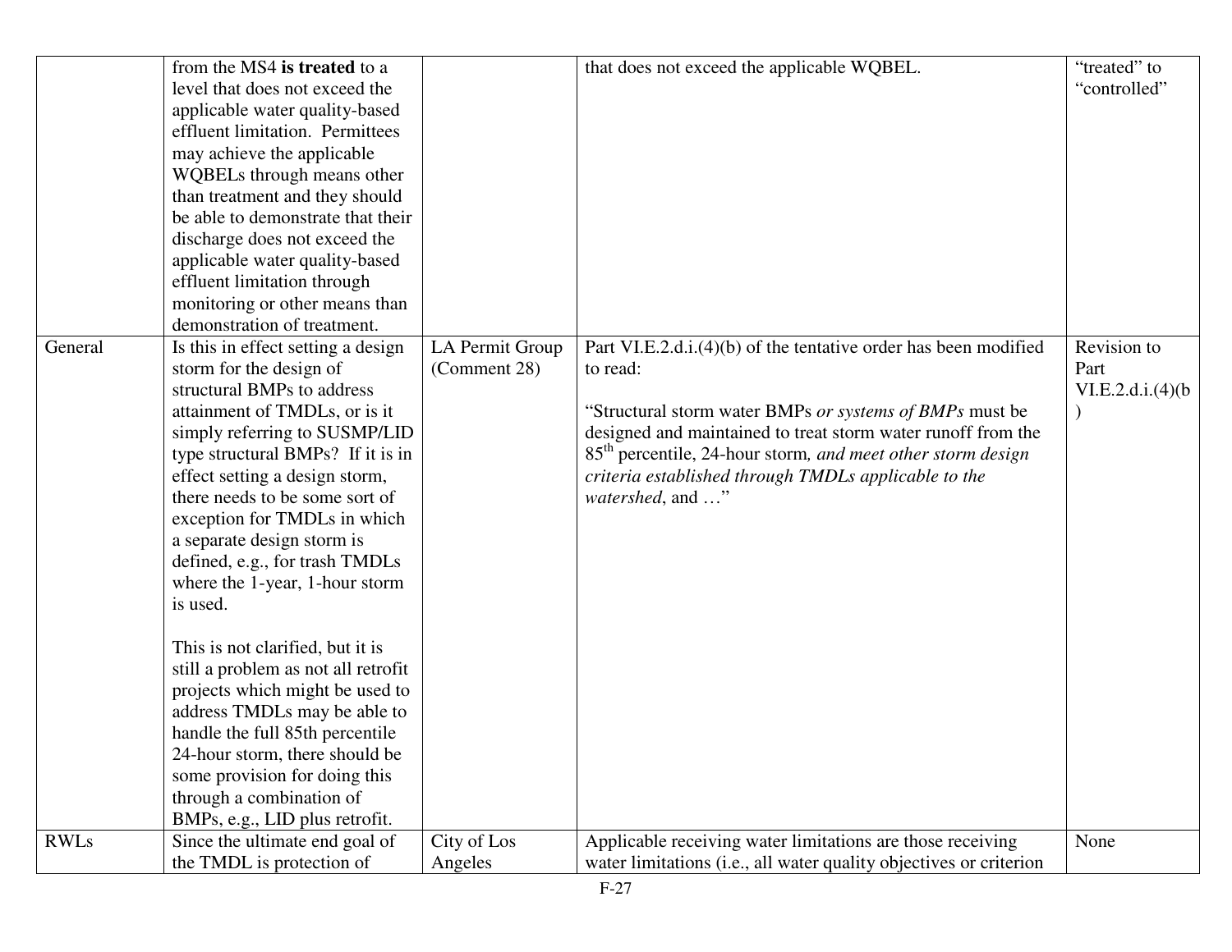| | | | | |
|---|---|---|---|---|
| | from the MS4 **is treated** to a level that does not exceed the applicable water quality-based effluent limitation. Permittees may achieve the applicable WQBELs through means other than treatment and they should be able to demonstrate that their discharge does not exceed the applicable water quality-based effluent limitation through monitoring or other means than demonstration of treatment. | | that does not exceed the applicable WQBEL. | "treated" to "controlled" |
| General | Is this in effect setting a design storm for the design of structural BMPs to address attainment of TMDLs, or is it simply referring to SUSMP/LID type structural BMPs? If it is in effect setting a design storm, there needs to be some sort of exception for TMDLs in which a separate design storm is defined, e.g., for trash TMDLs where the 1-year, 1-hour storm is used.<br><br>This is not clarified, but it is still a problem as not all retrofit projects which might be used to address TMDLs may be able to handle the full 85th percentile 24-hour storm, there should be some provision for doing this through a combination of BMPs, e.g., LID plus retrofit. | LA Permit Group (Comment 28) | Part VI.E.2.d.i.(4)(b) of the tentative order has been modified to read:<br><br>"Structural storm water BMPs *or systems of BMPs* must be designed and maintained to treat storm water runoff from the 85th percentile, 24-hour storm*, and meet other storm design criteria established through TMDLs applicable to the watershed*, and …" | Revision to Part VI.E.2.d.i.(4)(b) |
| RWLs | Since the ultimate end goal of the TMDL is protection of | City of Los Angeles | Applicable receiving water limitations are those receiving water limitations (i.e., all water quality objectives or criterion | None |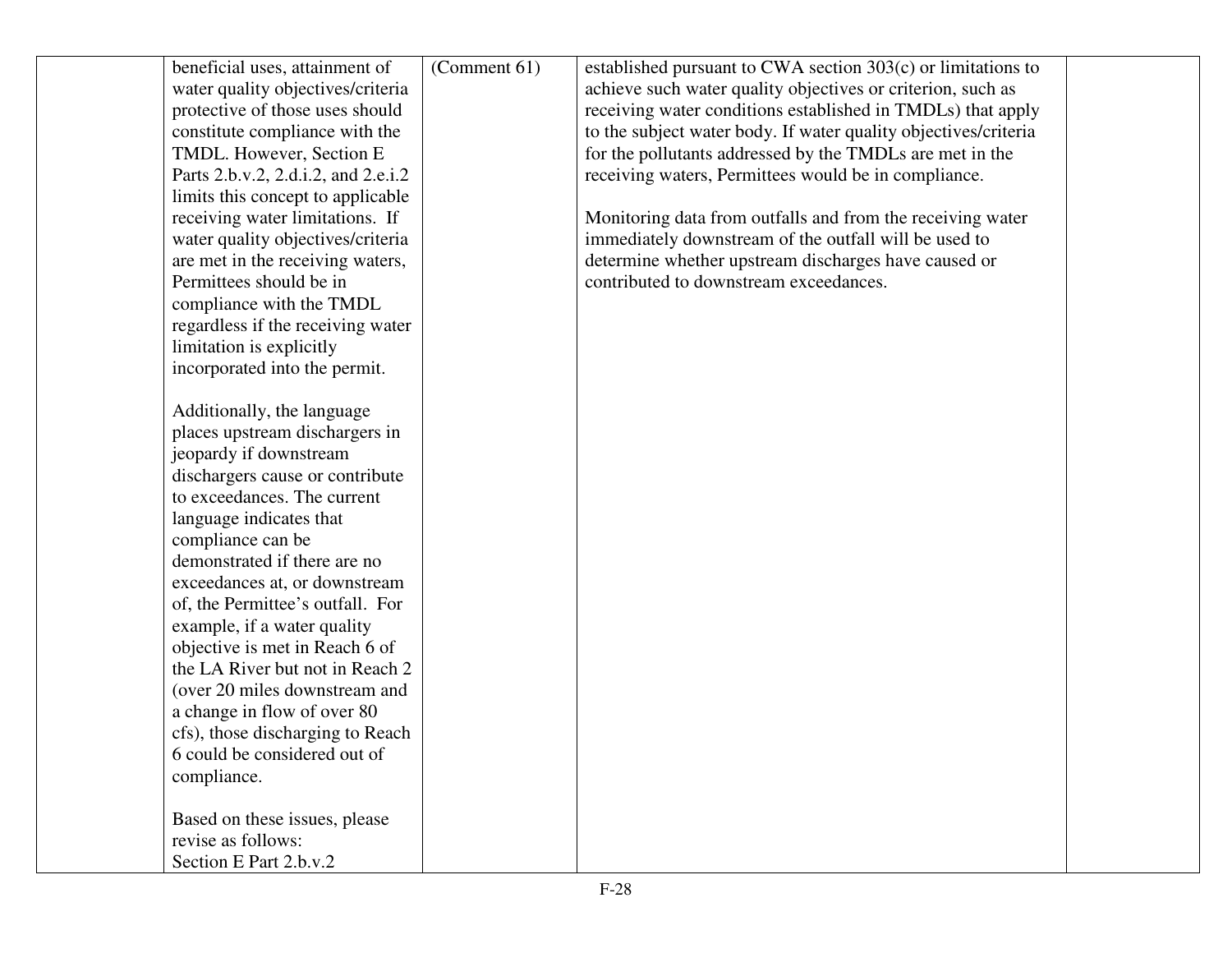|  | beneficial uses, attainment of water quality objectives/criteria protective of those uses should constitute compliance with the TMDL. However, Section E Parts 2.b.v.2, 2.d.i.2, and 2.e.i.2 limits this concept to applicable receiving water limitations. If water quality objectives/criteria are met in the receiving waters, Permittees should be in compliance with the TMDL regardless if the receiving water limitation is explicitly incorporated into the permit.<br><br>Additionally, the language places upstream dischargers in jeopardy if downstream dischargers cause or contribute to exceedances. The current language indicates that compliance can be demonstrated if there are no exceedances at, or downstream of, the Permittee's outfall. For example, if a water quality objective is met in Reach 6 of the LA River but not in Reach 2 (over 20 miles downstream and a change in flow of over 80 cfs), those discharging to Reach 6 could be considered out of compliance.<br><br>Based on these issues, please revise as follows:<br>Section E Part 2.b.v.2 | (Comment 61) | established pursuant to CWA section 303(c) or limitations to achieve such water quality objectives or criterion, such as receiving water conditions established in TMDLs) that apply to the subject water body. If water quality objectives/criteria for the pollutants addressed by the TMDLs are met in the receiving waters, Permittees would be in compliance.<br><br>Monitoring data from outfalls and from the receiving water immediately downstream of the outfall will be used to determine whether upstream discharges have caused or contributed to downstream exceedances. |  |
|---|---|---|---|---|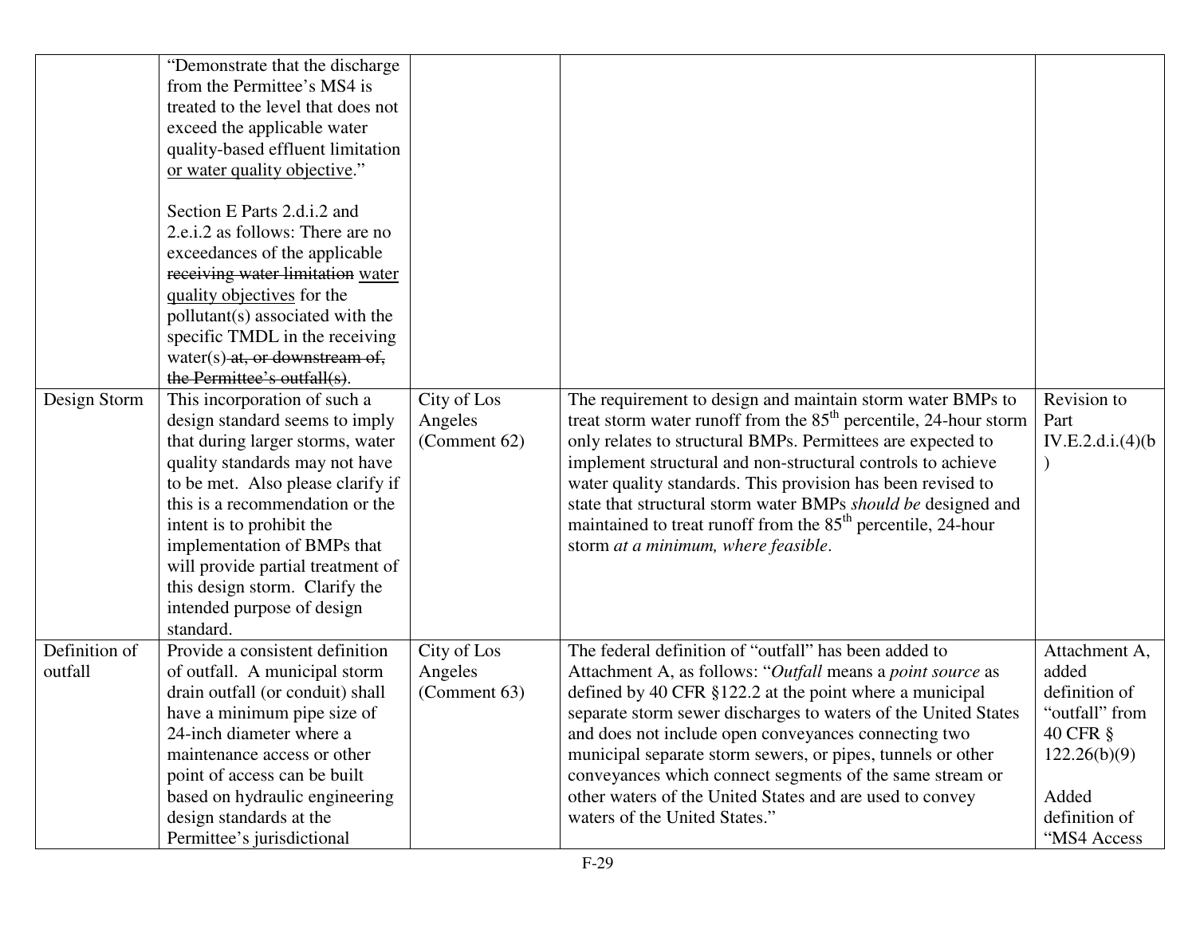| | | | | |
|---|---|---|---|---|
| | "Demonstrate that the discharge from the Permittee's MS4 is treated to the level that does not exceed the applicable water quality-based effluent limitation <u>or water quality objective</u>."<br><br>Section E Parts 2.d.i.2 and 2.e.i.2 as follows: There are no exceedances of the applicable ~~receiving water limitation~~ <u>water quality objectives</u> for the pollutant(s) associated with the specific TMDL in the receiving water(s) ~~at, or downstream of, the Permittee's outfall(s)~~. | | | |
| Design Storm | This incorporation of such a design standard seems to imply that during larger storms, water quality standards may not have to be met. Also please clarify if this is a recommendation or the intent is to prohibit the implementation of BMPs that will provide partial treatment of this design storm. Clarify the intended purpose of design standard. | City of Los Angeles (Comment 62) | The requirement to design and maintain storm water BMPs to treat storm water runoff from the 85$^{th}$ percentile, 24-hour storm only relates to structural BMPs. Permittees are expected to implement structural and non-structural controls to achieve water quality standards. This provision has been revised to state that structural storm water BMPs *should be* designed and maintained to treat runoff from the 85$^{th}$ percentile, 24-hour storm *at a minimum, where feasible*. | Revision to Part IV.E.2.d.i.(4)(b) |
| Definition of outfall | Provide a consistent definition of outfall. A municipal storm drain outfall (or conduit) shall have a minimum pipe size of 24-inch diameter where a maintenance access or other point of access can be built based on hydraulic engineering design standards at the Permittee's jurisdictional | City of Los Angeles (Comment 63) | The federal definition of "outfall" has been added to Attachment A, as follows: "*Outfall* means a *point source* as defined by 40 CFR §122.2 at the point where a municipal separate storm sewer discharges to waters of the United States and does not include open conveyances connecting two municipal separate storm sewers, or pipes, tunnels or other conveyances which connect segments of the same stream or other waters of the United States and are used to convey waters of the United States." | Attachment A, added definition of "outfall" from 40 CFR § 122.26(b)(9)<br><br>Added definition of "MS4 Access |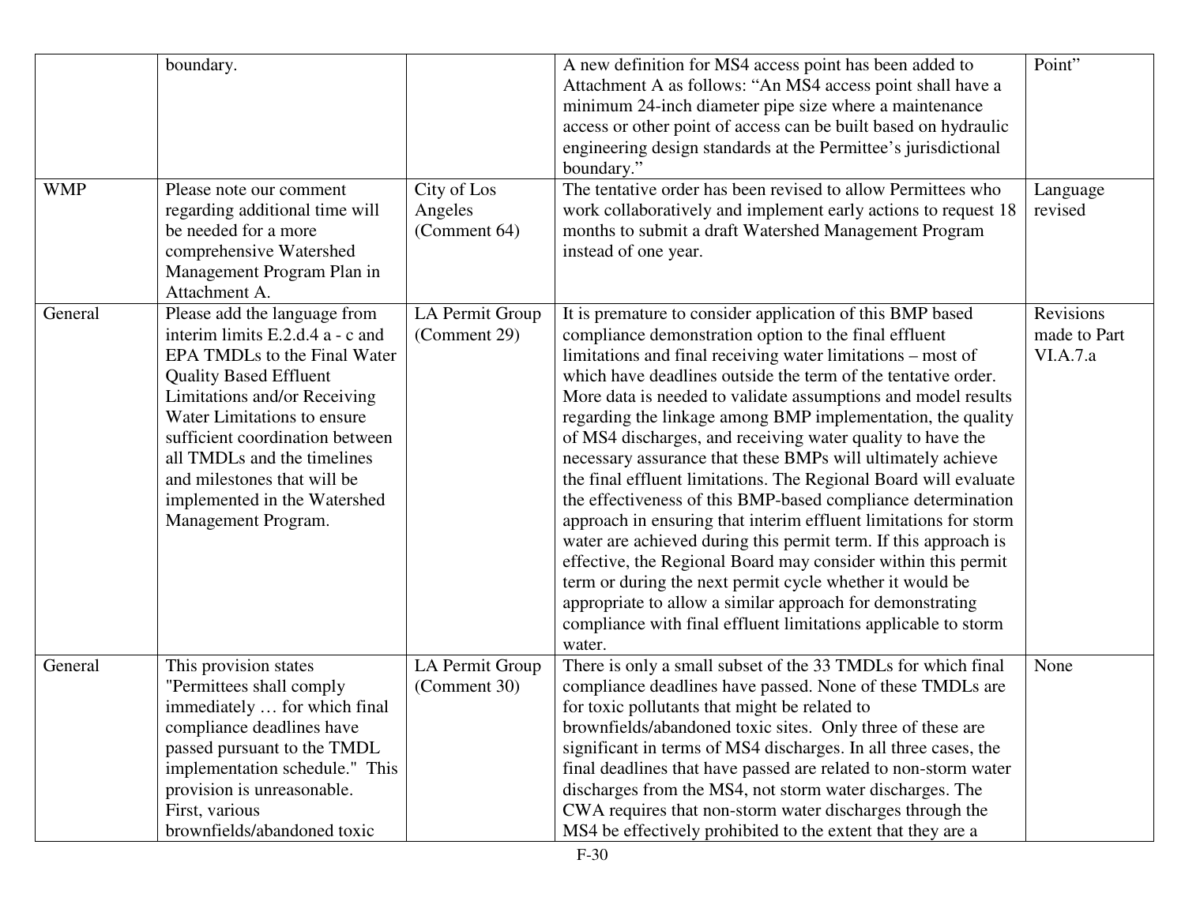| | | | | |
|---|---|---|---|---|
| | boundary. | | A new definition for MS4 access point has been added to Attachment A as follows: "An MS4 access point shall have a minimum 24-inch diameter pipe size where a maintenance access or other point of access can be built based on hydraulic engineering design standards at the Permittee's jurisdictional boundary." | Point" |
| WMP | Please note our comment regarding additional time will be needed for a more comprehensive Watershed Management Program Plan in Attachment A. | City of Los Angeles (Comment 64) | The tentative order has been revised to allow Permittees who work collaboratively and implement early actions to request 18 months to submit a draft Watershed Management Program instead of one year. | Language revised |
| General | Please add the language from interim limits E.2.d.4 a - c and EPA TMDLs to the Final Water Quality Based Effluent Limitations and/or Receiving Water Limitations to ensure sufficient coordination between all TMDLs and the timelines and milestones that will be implemented in the Watershed Management Program. | LA Permit Group (Comment 29) | It is premature to consider application of this BMP based compliance demonstration option to the final effluent limitations and final receiving water limitations – most of which have deadlines outside the term of the tentative order. More data is needed to validate assumptions and model results regarding the linkage among BMP implementation, the quality of MS4 discharges, and receiving water quality to have the necessary assurance that these BMPs will ultimately achieve the final effluent limitations. The Regional Board will evaluate the effectiveness of this BMP-based compliance determination approach in ensuring that interim effluent limitations for storm water are achieved during this permit term. If this approach is effective, the Regional Board may consider within this permit term or during the next permit cycle whether it would be appropriate to allow a similar approach for demonstrating compliance with final effluent limitations applicable to storm water. | Revisions made to Part VI.A.7.a |
| General | This provision states "Permittees shall comply immediately … for which final compliance deadlines have passed pursuant to the TMDL implementation schedule." This provision is unreasonable. First, various brownfields/abandoned toxic | LA Permit Group (Comment 30) | There is only a small subset of the 33 TMDLs for which final compliance deadlines have passed. None of these TMDLs are for toxic pollutants that might be related to brownfields/abandoned toxic sites. Only three of these are significant in terms of MS4 discharges. In all three cases, the final deadlines that have passed are related to non-storm water discharges from the MS4, not storm water discharges. The CWA requires that non-storm water discharges through the MS4 be effectively prohibited to the extent that they are a | None |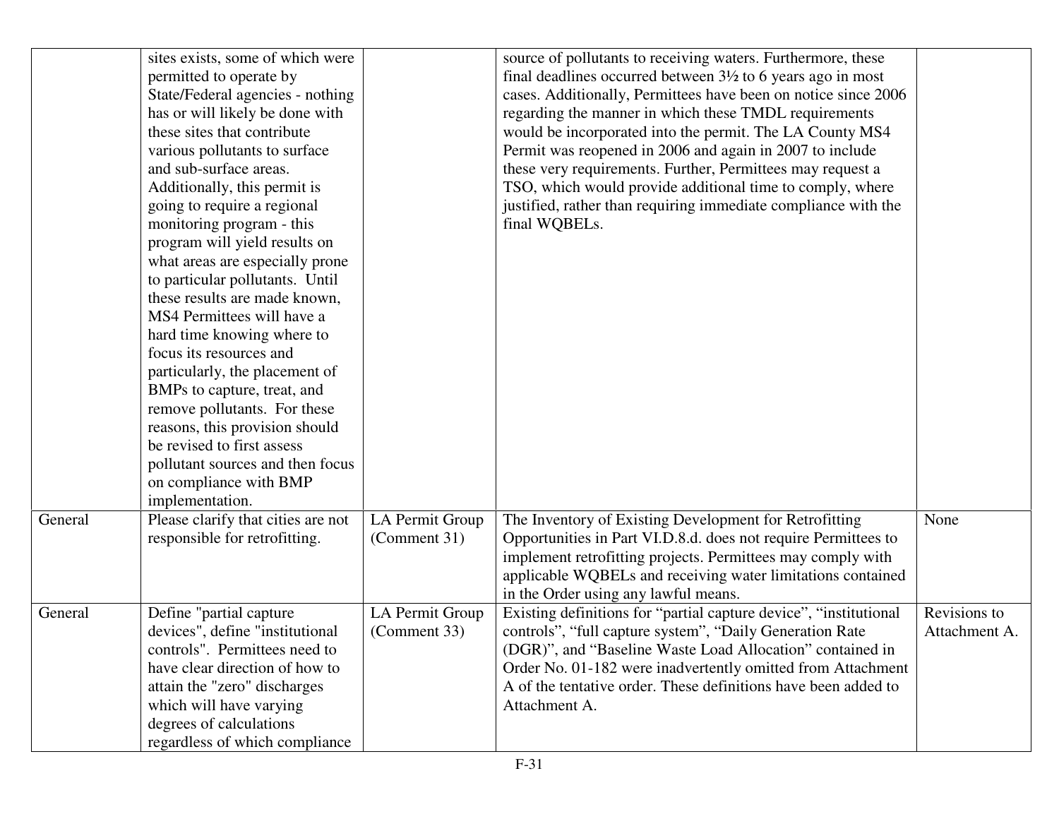| | | | | |
|---|---|---|---|---|
| | sites exists, some of which were permitted to operate by State/Federal agencies - nothing has or will likely be done with these sites that contribute various pollutants to surface and sub-surface areas. Additionally, this permit is going to require a regional monitoring program - this program will yield results on what areas are especially prone to particular pollutants. Until these results are made known, MS4 Permittees will have a hard time knowing where to focus its resources and particularly, the placement of BMPs to capture, treat, and remove pollutants. For these reasons, this provision should be revised to first assess pollutant sources and then focus on compliance with BMP implementation. | | source of pollutants to receiving waters. Furthermore, these final deadlines occurred between 3½ to 6 years ago in most cases. Additionally, Permittees have been on notice since 2006 regarding the manner in which these TMDL requirements would be incorporated into the permit. The LA County MS4 Permit was reopened in 2006 and again in 2007 to include these very requirements. Further, Permittees may request a TSO, which would provide additional time to comply, where justified, rather than requiring immediate compliance with the final WQBELs. | |
| General | Please clarify that cities are not responsible for retrofitting. | LA Permit Group (Comment 31) | The Inventory of Existing Development for Retrofitting Opportunities in Part VI.D.8.d. does not require Permittees to implement retrofitting projects. Permittees may comply with applicable WQBELs and receiving water limitations contained in the Order using any lawful means. | None |
| General | Define "partial capture devices", define "institutional controls". Permittees need to have clear direction of how to attain the "zero" discharges which will have varying degrees of calculations regardless of which compliance | LA Permit Group (Comment 33) | Existing definitions for "partial capture device", "institutional controls", "full capture system", "Daily Generation Rate (DGR)", and "Baseline Waste Load Allocation" contained in Order No. 01-182 were inadvertently omitted from Attachment A of the tentative order. These definitions have been added to Attachment A. | Revisions to Attachment A. |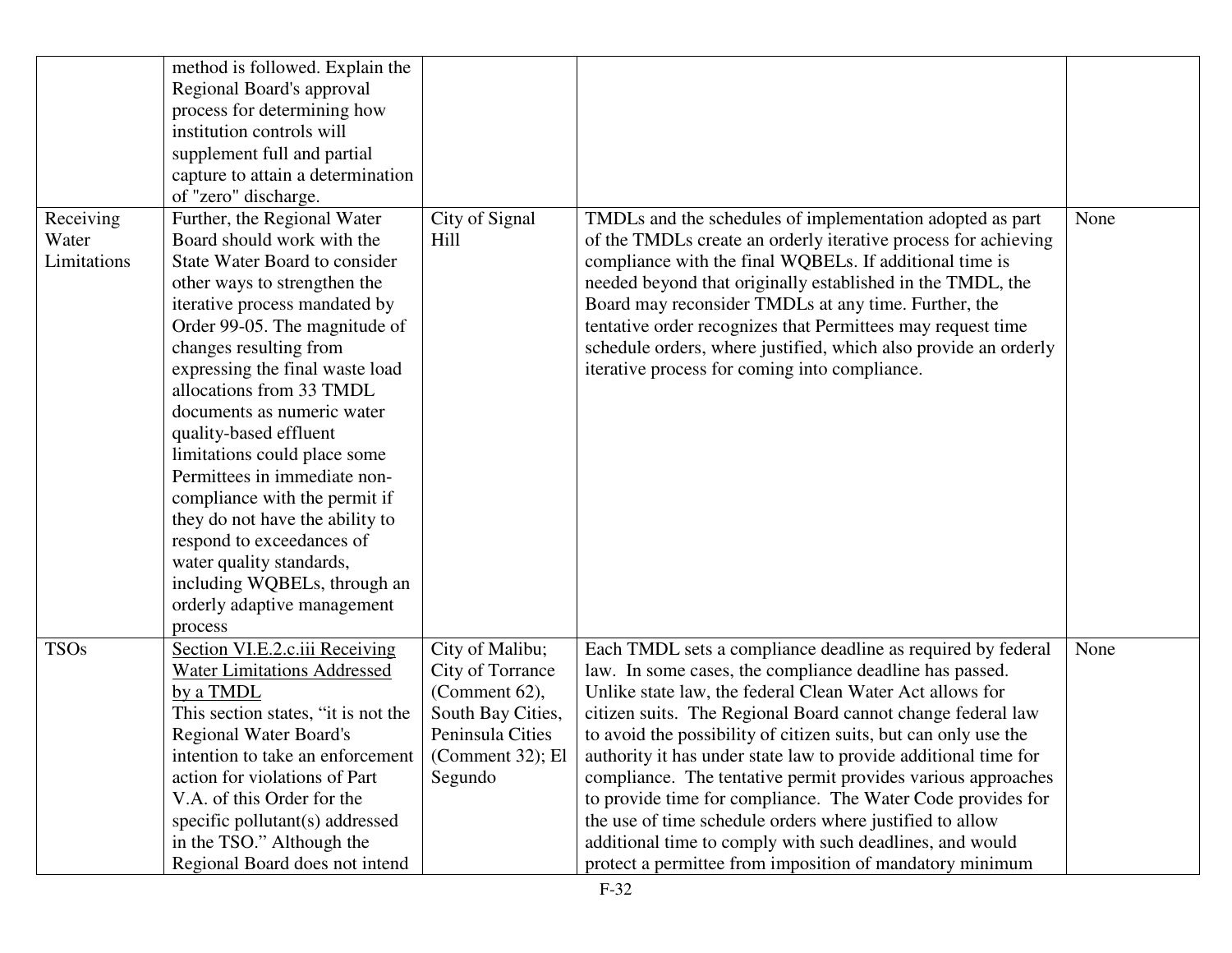| | | | | |
|---|---|---|---|---|
| | method is followed. Explain the Regional Board's approval process for determining how institution controls will supplement full and partial capture to attain a determination of "zero" discharge. | | | |
| Receiving Water Limitations | Further, the Regional Water Board should work with the State Water Board to consider other ways to strengthen the iterative process mandated by Order 99-05. The magnitude of changes resulting from expressing the final waste load allocations from 33 TMDL documents as numeric water quality-based effluent limitations could place some Permittees in immediate non-compliance with the permit if they do not have the ability to respond to exceedances of water quality standards, including WQBELs, through an orderly adaptive management process | City of Signal Hill | TMDLs and the schedules of implementation adopted as part of the TMDLs create an orderly iterative process for achieving compliance with the final WQBELs. If additional time is needed beyond that originally established in the TMDL, the Board may reconsider TMDLs at any time. Further, the tentative order recognizes that Permittees may request time schedule orders, where justified, which also provide an orderly iterative process for coming into compliance. | None |
| TSOs | Section VI.E.2.c.iii Receiving Water Limitations Addressed by a TMDL<br>This section states, "it is not the Regional Water Board's intention to take an enforcement action for violations of Part V.A. of this Order for the specific pollutant(s) addressed in the TSO." Although the Regional Board does not intend | City of Malibu; City of Torrance (Comment 62), South Bay Cities, Peninsula Cities (Comment 32); El Segundo | Each TMDL sets a compliance deadline as required by federal law. In some cases, the compliance deadline has passed. Unlike state law, the federal Clean Water Act allows for citizen suits. The Regional Board cannot change federal law to avoid the possibility of citizen suits, but can only use the authority it has under state law to provide additional time for compliance. The tentative permit provides various approaches to provide time for compliance. The Water Code provides for the use of time schedule orders where justified to allow additional time to comply with such deadlines, and would protect a permittee from imposition of mandatory minimum | None |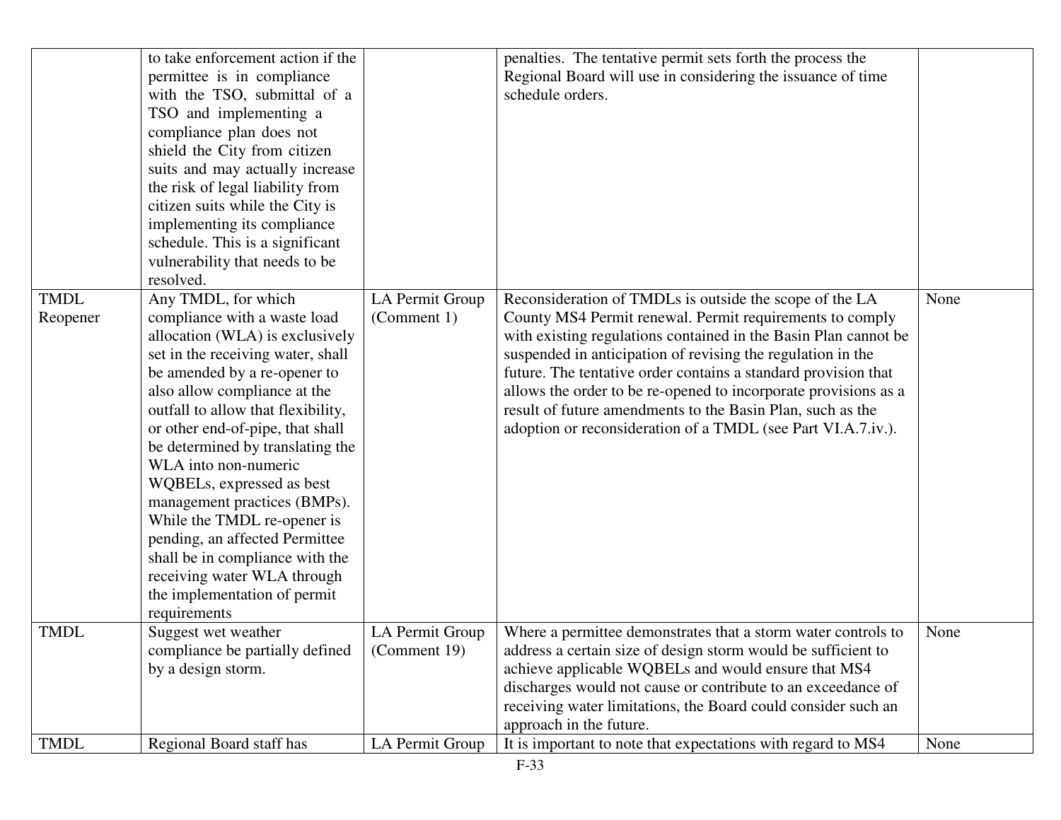| | | | | |
|---|---|---|---|---|
| | to take enforcement action if the permittee is in compliance with the TSO, submittal of a TSO and implementing a compliance plan does not shield the City from citizen suits and may actually increase the risk of legal liability from citizen suits while the City is implementing its compliance schedule. This is a significant vulnerability that needs to be resolved. | | penalties. The tentative permit sets forth the process the Regional Board will use in considering the issuance of time schedule orders. | |
| TMDL Reopener | Any TMDL, for which compliance with a waste load allocation (WLA) is exclusively set in the receiving water, shall be amended by a re-opener to also allow compliance at the outfall to allow that flexibility, or other end-of-pipe, that shall be determined by translating the WLA into non-numeric WQBELs, expressed as best management practices (BMPs). While the TMDL re-opener is pending, an affected Permittee shall be in compliance with the receiving water WLA through the implementation of permit requirements | LA Permit Group (Comment 1) | Reconsideration of TMDLs is outside the scope of the LA County MS4 Permit renewal. Permit requirements to comply with existing regulations contained in the Basin Plan cannot be suspended in anticipation of revising the regulation in the future. The tentative order contains a standard provision that allows the order to be re-opened to incorporate provisions as a result of future amendments to the Basin Plan, such as the adoption or reconsideration of a TMDL (see Part VI.A.7.iv.). | None |
| TMDL | Suggest wet weather compliance be partially defined by a design storm. | LA Permit Group (Comment 19) | Where a permittee demonstrates that a storm water controls to address a certain size of design storm would be sufficient to achieve applicable WQBELs and would ensure that MS4 discharges would not cause or contribute to an exceedance of receiving water limitations, the Board could consider such an approach in the future. | None |
| TMDL | Regional Board staff has | LA Permit Group | It is important to note that expectations with regard to MS4 | None |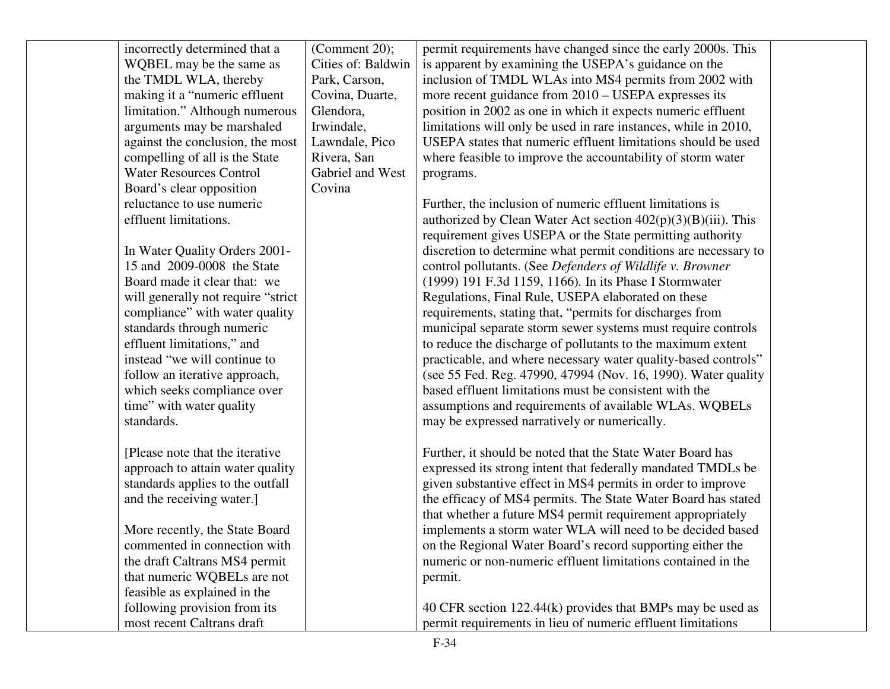| | | | | |
|---|---|---|---|---|
| | incorrectly determined that a WQBEL may be the same as the TMDL WLA, thereby making it a "numeric effluent limitation." Although numerous arguments may be marshaled against the conclusion, the most compelling of all is the State Water Resources Control Board's clear opposition reluctance to use numeric effluent limitations.<br><br>In Water Quality Orders 2001-15 and 2009-0008 the State Board made it clear that: we will generally not require "strict compliance" with water quality standards through numeric effluent limitations," and instead "we will continue to follow an iterative approach, which seeks compliance over time" with water quality standards.<br><br>[Please note that the iterative approach to attain water quality standards applies to the outfall and the receiving water.]<br><br>More recently, the State Board commented in connection with the draft Caltrans MS4 permit that numeric WQBELs are not feasible as explained in the following provision from its most recent Caltrans draft | (Comment 20); Cities of: Baldwin Park, Carson, Covina, Duarte, Glendora, Irwindale, Lawndale, Pico Rivera, San Gabriel and West Covina | permit requirements have changed since the early 2000s. This is apparent by examining the USEPA's guidance on the inclusion of TMDL WLAs into MS4 permits from 2002 with more recent guidance from 2010 – USEPA expresses its position in 2002 as one in which it expects numeric effluent limitations will only be used in rare instances, while in 2010, USEPA states that numeric effluent limitations should be used where feasible to improve the accountability of storm water programs.<br><br>Further, the inclusion of numeric effluent limitations is authorized by Clean Water Act section 402(p)(3)(B)(iii). This requirement gives USEPA or the State permitting authority discretion to determine what permit conditions are necessary to control pollutants. (See *Defenders of Wildlife v. Browner* (1999) 191 F.3d 1159, 1166). In its Phase I Stormwater Regulations, Final Rule, USEPA elaborated on these requirements, stating that, "permits for discharges from municipal separate storm sewer systems must require controls to reduce the discharge of pollutants to the maximum extent practicable, and where necessary water quality-based controls" (see 55 Fed. Reg. 47990, 47994 (Nov. 16, 1990). Water quality based effluent limitations must be consistent with the assumptions and requirements of available WLAs. WQBELs may be expressed narratively or numerically.<br><br>Further, it should be noted that the State Water Board has expressed its strong intent that federally mandated TMDLs be given substantive effect in MS4 permits in order to improve the efficacy of MS4 permits. The State Water Board has stated that whether a future MS4 permit requirement appropriately implements a storm water WLA will need to be decided based on the Regional Water Board's record supporting either the numeric or non-numeric effluent limitations contained in the permit.<br><br>40 CFR section 122.44(k) provides that BMPs may be used as permit requirements in lieu of numeric effluent limitations | |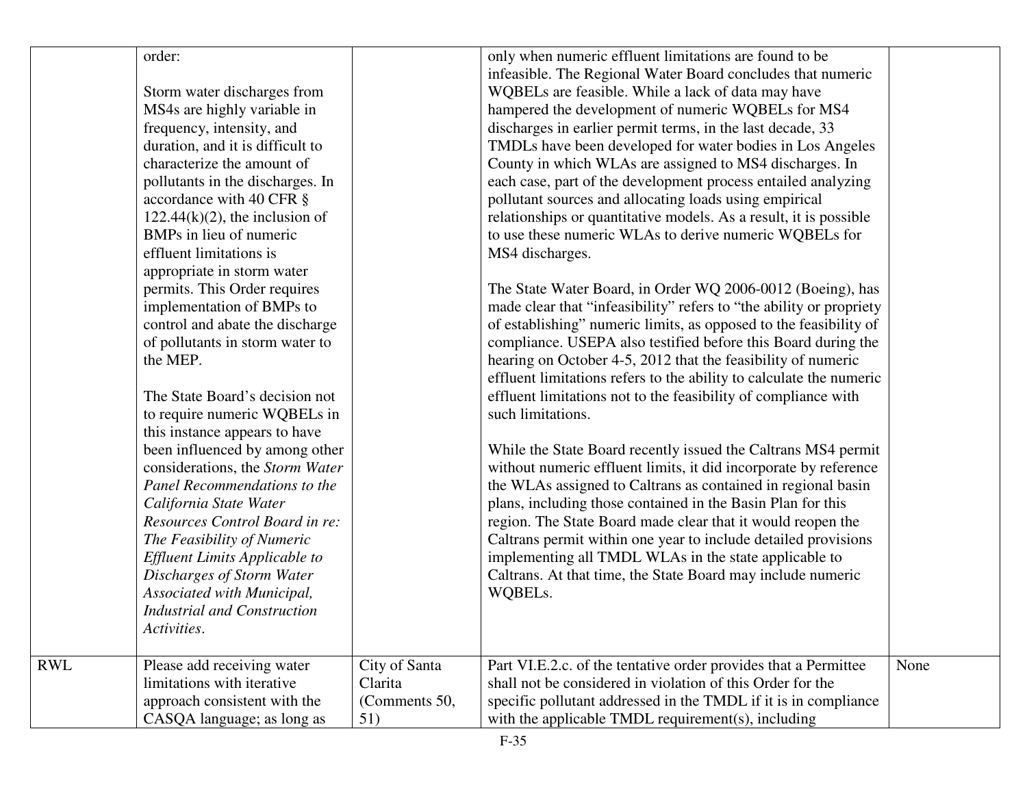| | | | | |
|---|---|---|---|---|
| | order:<br><br>Storm water discharges from MS4s are highly variable in frequency, intensity, and duration, and it is difficult to characterize the amount of pollutants in the discharges. In accordance with 40 CFR § 122.44(k)(2), the inclusion of BMPs in lieu of numeric effluent limitations is appropriate in storm water permits. This Order requires implementation of BMPs to control and abate the discharge of pollutants in storm water to the MEP.<br><br>The State Board's decision not to require numeric WQBELs in this instance appears to have been influenced by among other considerations, the *Storm Water Panel Recommendations to the California State Water Resources Control Board in re: The Feasibility of Numeric Effluent Limits Applicable to Discharges of Storm Water Associated with Municipal, Industrial and Construction Activities*. | | only when numeric effluent limitations are found to be infeasible. The Regional Water Board concludes that numeric WQBELs are feasible. While a lack of data may have hampered the development of numeric WQBELs for MS4 discharges in earlier permit terms, in the last decade, 33 TMDLs have been developed for water bodies in Los Angeles County in which WLAs are assigned to MS4 discharges. In each case, part of the development process entailed analyzing pollutant sources and allocating loads using empirical relationships or quantitative models. As a result, it is possible to use these numeric WLAs to derive numeric WQBELs for MS4 discharges.<br><br>The State Water Board, in Order WQ 2006-0012 (Boeing), has made clear that "infeasibility" refers to "the ability or propriety of establishing" numeric limits, as opposed to the feasibility of compliance. USEPA also testified before this Board during the hearing on October 4-5, 2012 that the feasibility of numeric effluent limitations refers to the ability to calculate the numeric effluent limitations not to the feasibility of compliance with such limitations.<br><br>While the State Board recently issued the Caltrans MS4 permit without numeric effluent limits, it did incorporate by reference the WLAs assigned to Caltrans as contained in regional basin plans, including those contained in the Basin Plan for this region. The State Board made clear that it would reopen the Caltrans permit within one year to include detailed provisions implementing all TMDL WLAs in the state applicable to Caltrans. At that time, the State Board may include numeric WQBELs. | |
| RWL | Please add receiving water limitations with iterative approach consistent with the CASQA language; as long as | City of Santa Clarita (Comments 50, 51) | Part VI.E.2.c. of the tentative order provides that a Permittee shall not be considered in violation of this Order for the specific pollutant addressed in the TMDL if it is in compliance with the applicable TMDL requirement(s), including | None |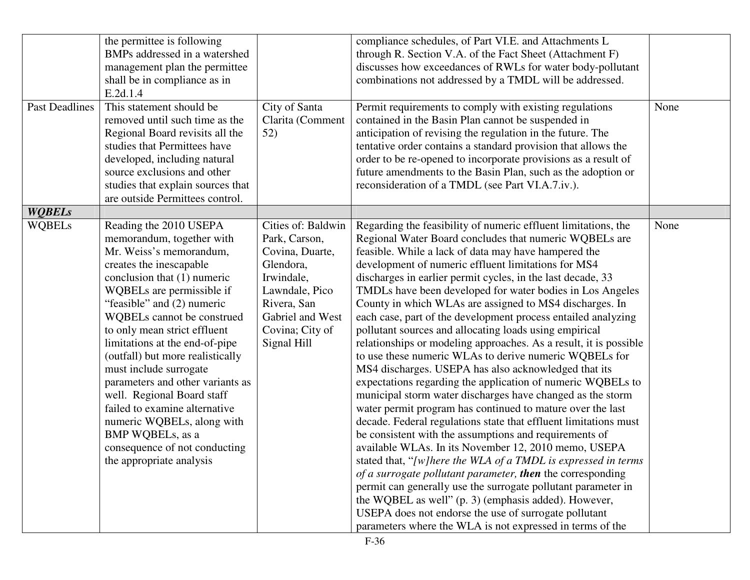| | | | | |
|---|---|---|---|---|
| | the permittee is following BMPs addressed in a watershed management plan the permittee shall be in compliance as in E.2d.1.4 | | compliance schedules, of Part VI.E. and Attachments L through R. Section V.A. of the Fact Sheet (Attachment F) discusses how exceedances of RWLs for water body-pollutant combinations not addressed by a TMDL will be addressed. | |
| Past Deadlines | This statement should be removed until such time as the Regional Board revisits all the studies that Permittees have developed, including natural source exclusions and other studies that explain sources that are outside Permittees control. | City of Santa Clarita (Comment 52) | Permit requirements to comply with existing regulations contained in the Basin Plan cannot be suspended in anticipation of revising the regulation in the future. The tentative order contains a standard provision that allows the order to be re-opened to incorporate provisions as a result of future amendments to the Basin Plan, such as the adoption or reconsideration of a TMDL (see Part VI.A.7.iv.). | None |
| ***WQBELs*** | | | | |
| WQBELs | Reading the 2010 USEPA memorandum, together with Mr. Weiss's memorandum, creates the inescapable conclusion that (1) numeric WQBELs are permissible if "feasible" and (2) numeric WQBELs cannot be construed to only mean strict effluent limitations at the end-of-pipe (outfall) but more realistically must include surrogate parameters and other variants as well. Regional Board staff failed to examine alternative numeric WQBELs, along with BMP WQBELs, as a consequence of not conducting the appropriate analysis | Cities of: Baldwin Park, Carson, Covina, Duarte, Glendora, Irwindale, Lawndale, Pico Rivera, San Gabriel and West Covina; City of Signal Hill | Regarding the feasibility of numeric effluent limitations, the Regional Water Board concludes that numeric WQBELs are feasible. While a lack of data may have hampered the development of numeric effluent limitations for MS4 discharges in earlier permit cycles, in the last decade, 33 TMDLs have been developed for water bodies in Los Angeles County in which WLAs are assigned to MS4 discharges. In each case, part of the development process entailed analyzing pollutant sources and allocating loads using empirical relationships or modeling approaches. As a result, it is possible to use these numeric WLAs to derive numeric WQBELs for MS4 discharges. USEPA has also acknowledged that its expectations regarding the application of numeric WQBELs to municipal storm water discharges have changed as the storm water permit program has continued to mature over the last decade. Federal regulations state that effluent limitations must be consistent with the assumptions and requirements of available WLAs. In its November 12, 2010 memo, USEPA stated that, "*[w]here the WLA of a TMDL is expressed in terms of a surrogate pollutant parameter, **then*** the corresponding permit can generally use the surrogate pollutant parameter in the WQBEL as well" (p. 3) (emphasis added). However, USEPA does not endorse the use of surrogate pollutant parameters where the WLA is not expressed in terms of the | None |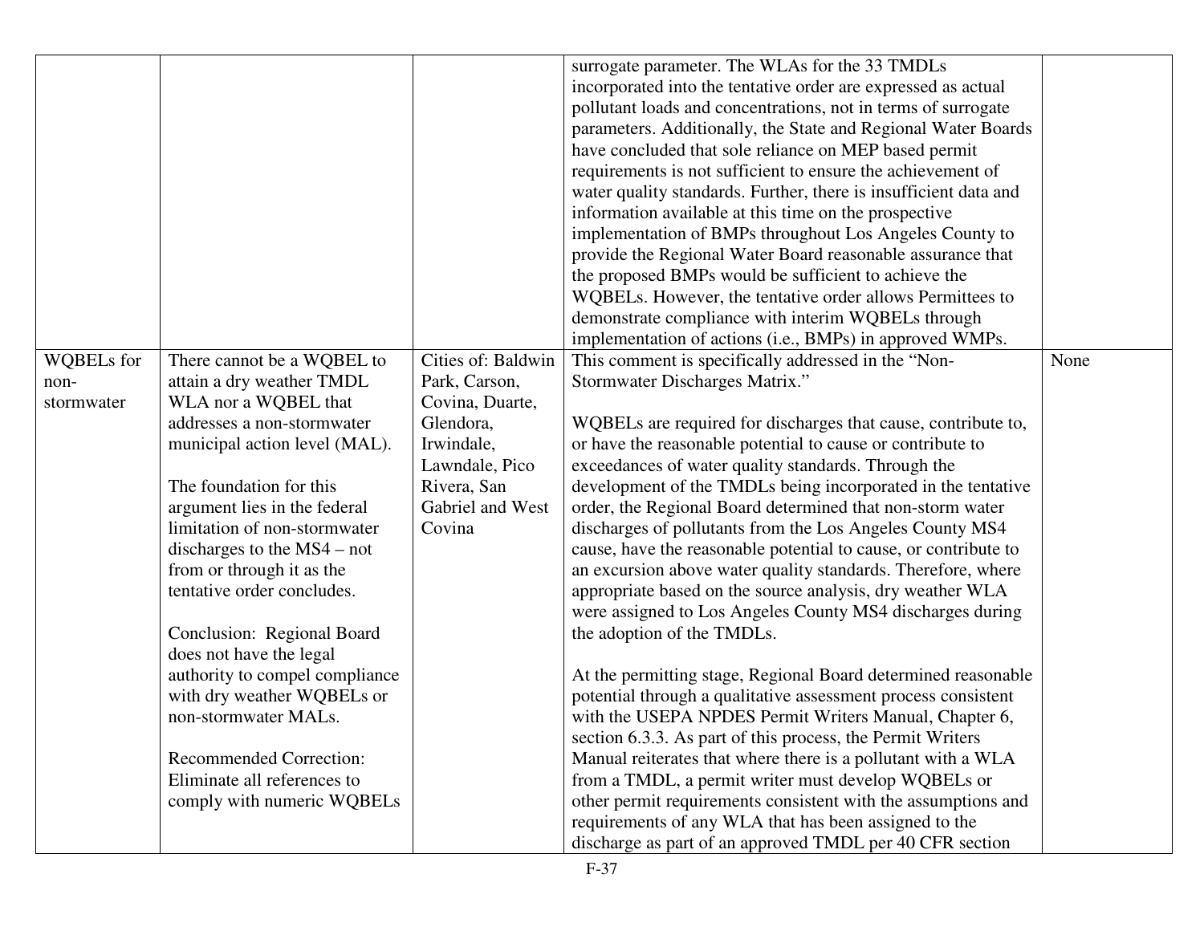| | | | | |
|---|---|---|---|---|
| | | | surrogate parameter. The WLAs for the 33 TMDLs incorporated into the tentative order are expressed as actual pollutant loads and concentrations, not in terms of surrogate parameters. Additionally, the State and Regional Water Boards have concluded that sole reliance on MEP based permit requirements is not sufficient to ensure the achievement of water quality standards. Further, there is insufficient data and information available at this time on the prospective implementation of BMPs throughout Los Angeles County to provide the Regional Water Board reasonable assurance that the proposed BMPs would be sufficient to achieve the WQBELs. However, the tentative order allows Permittees to demonstrate compliance with interim WQBELs through implementation of actions (i.e., BMPs) in approved WMPs. | |
| WQBELs for non-stormwater | There cannot be a WQBEL to attain a dry weather TMDL WLA nor a WQBEL that addresses a non-stormwater municipal action level (MAL).<br><br>The foundation for this argument lies in the federal limitation of non-stormwater discharges to the MS4 – not from or through it as the tentative order concludes.<br><br>Conclusion: Regional Board does not have the legal authority to compel compliance with dry weather WQBELs or non-stormwater MALs.<br><br>Recommended Correction: Eliminate all references to comply with numeric WQBELs | Cities of: Baldwin Park, Carson, Covina, Duarte, Glendora, Irwindale, Lawndale, Pico Rivera, San Gabriel and West Covina | This comment is specifically addressed in the "Non-Stormwater Discharges Matrix."<br><br>WQBELs are required for discharges that cause, contribute to, or have the reasonable potential to cause or contribute to exceedances of water quality standards. Through the development of the TMDLs being incorporated in the tentative order, the Regional Board determined that non-storm water discharges of pollutants from the Los Angeles County MS4 cause, have the reasonable potential to cause, or contribute to an excursion above water quality standards. Therefore, where appropriate based on the source analysis, dry weather WLA were assigned to Los Angeles County MS4 discharges during the adoption of the TMDLs.<br><br>At the permitting stage, Regional Board determined reasonable potential through a qualitative assessment process consistent with the USEPA NPDES Permit Writers Manual, Chapter 6, section 6.3.3. As part of this process, the Permit Writers Manual reiterates that where there is a pollutant with a WLA from a TMDL, a permit writer must develop WQBELs or other permit requirements consistent with the assumptions and requirements of any WLA that has been assigned to the discharge as part of an approved TMDL per 40 CFR section | None |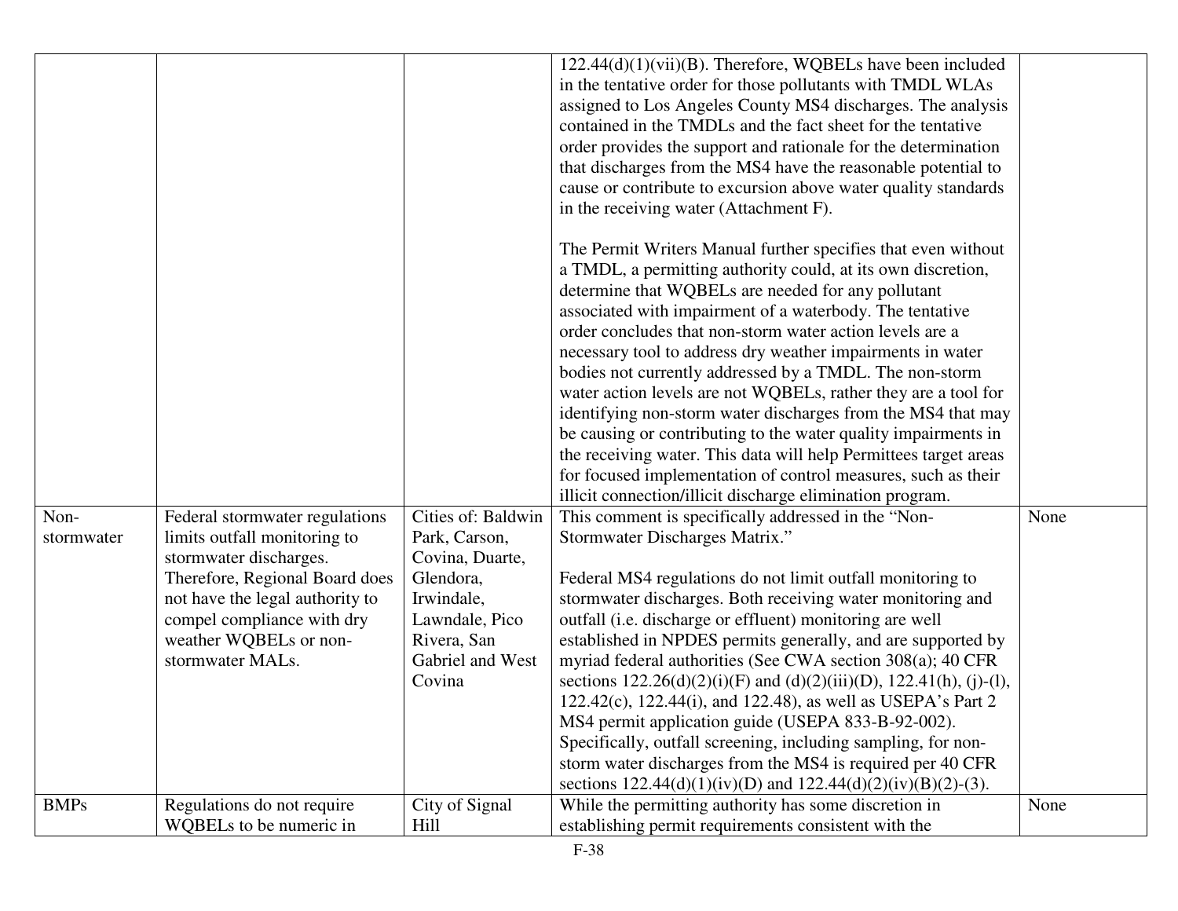| | | | | |
|---|---|---|---|---|
| | | | 122.44(d)(1)(vii)(B). Therefore, WQBELs have been included in the tentative order for those pollutants with TMDL WLAs assigned to Los Angeles County MS4 discharges. The analysis contained in the TMDLs and the fact sheet for the tentative order provides the support and rationale for the determination that discharges from the MS4 have the reasonable potential to cause or contribute to excursion above water quality standards in the receiving water (Attachment F).<br><br>The Permit Writers Manual further specifies that even without a TMDL, a permitting authority could, at its own discretion, determine that WQBELs are needed for any pollutant associated with impairment of a waterbody. The tentative order concludes that non-storm water action levels are a necessary tool to address dry weather impairments in water bodies not currently addressed by a TMDL. The non-storm water action levels are not WQBELs, rather they are a tool for identifying non-storm water discharges from the MS4 that may be causing or contributing to the water quality impairments in the receiving water. This data will help Permittees target areas for focused implementation of control measures, such as their illicit connection/illicit discharge elimination program. | |
| Non-stormwater | Federal stormwater regulations limits outfall monitoring to stormwater discharges. Therefore, Regional Board does not have the legal authority to compel compliance with dry weather WQBELs or non-stormwater MALs. | Cities of: Baldwin Park, Carson, Covina, Duarte, Glendora, Irwindale, Lawndale, Pico Rivera, San Gabriel and West Covina | This comment is specifically addressed in the "Non-Stormwater Discharges Matrix."<br><br>Federal MS4 regulations do not limit outfall monitoring to stormwater discharges. Both receiving water monitoring and outfall (i.e. discharge or effluent) monitoring are well established in NPDES permits generally, and are supported by myriad federal authorities (See CWA section 308(a); 40 CFR sections 122.26(d)(2)(i)(F) and (d)(2)(iii)(D), 122.41(h), (j)-(l), 122.42(c), 122.44(i), and 122.48), as well as USEPA's Part 2 MS4 permit application guide (USEPA 833-B-92-002). Specifically, outfall screening, including sampling, for non-storm water discharges from the MS4 is required per 40 CFR sections 122.44(d)(1)(iv)(D) and 122.44(d)(2)(iv)(B)(2)-(3). | None |
| BMPs | Regulations do not require WQBELs to be numeric in | City of Signal Hill | While the permitting authority has some discretion in establishing permit requirements consistent with the | None |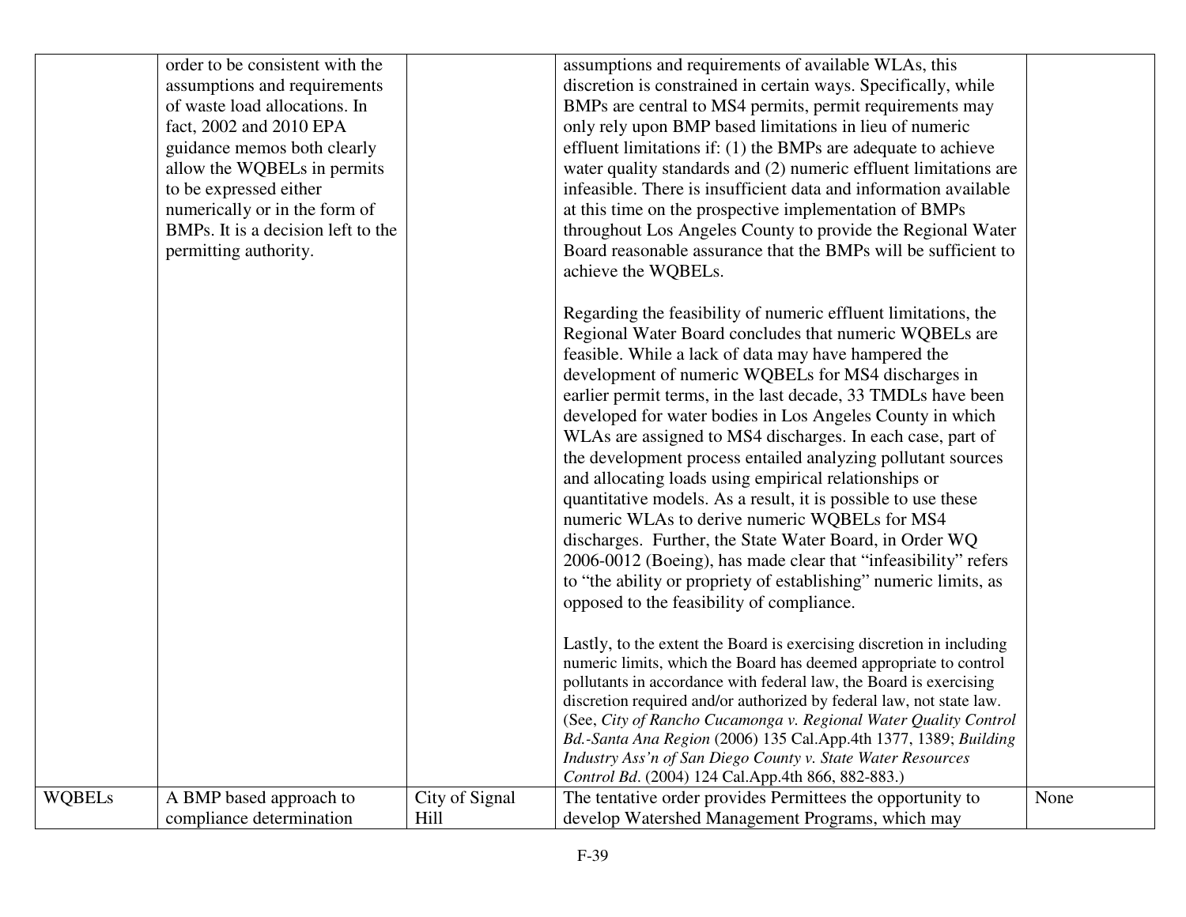| | | | | |
|---|---|---|---|---|
| | order to be consistent with the assumptions and requirements of waste load allocations. In fact, 2002 and 2010 EPA guidance memos both clearly allow the WQBELs in permits to be expressed either numerically or in the form of BMPs. It is a decision left to the permitting authority. | | assumptions and requirements of available WLAs, this discretion is constrained in certain ways. Specifically, while BMPs are central to MS4 permits, permit requirements may only rely upon BMP based limitations in lieu of numeric effluent limitations if: (1) the BMPs are adequate to achieve water quality standards and (2) numeric effluent limitations are infeasible. There is insufficient data and information available at this time on the prospective implementation of BMPs throughout Los Angeles County to provide the Regional Water Board reasonable assurance that the BMPs will be sufficient to achieve the WQBELs.<br><br>Regarding the feasibility of numeric effluent limitations, the Regional Water Board concludes that numeric WQBELs are feasible. While a lack of data may have hampered the development of numeric WQBELs for MS4 discharges in earlier permit terms, in the last decade, 33 TMDLs have been developed for water bodies in Los Angeles County in which WLAs are assigned to MS4 discharges. In each case, part of the development process entailed analyzing pollutant sources and allocating loads using empirical relationships or quantitative models. As a result, it is possible to use these numeric WLAs to derive numeric WQBELs for MS4 discharges. Further, the State Water Board, in Order WQ 2006-0012 (Boeing), has made clear that "infeasibility" refers to "the ability or propriety of establishing" numeric limits, as opposed to the feasibility of compliance.<br><br>Lastly, to the extent the Board is exercising discretion in including numeric limits, which the Board has deemed appropriate to control pollutants in accordance with federal law, the Board is exercising discretion required and/or authorized by federal law, not state law. (See, *City of Rancho Cucamonga v. Regional Water Quality Control Bd.-Santa Ana Region* (2006) 135 Cal.App.4th 1377, 1389; *Building Industry Ass'n of San Diego County v. State Water Resources Control Bd*. (2004) 124 Cal.App.4th 866, 882-883.) | |
| WQBELs | A BMP based approach to compliance determination | City of Signal Hill | The tentative order provides Permittees the opportunity to develop Watershed Management Programs, which may | None |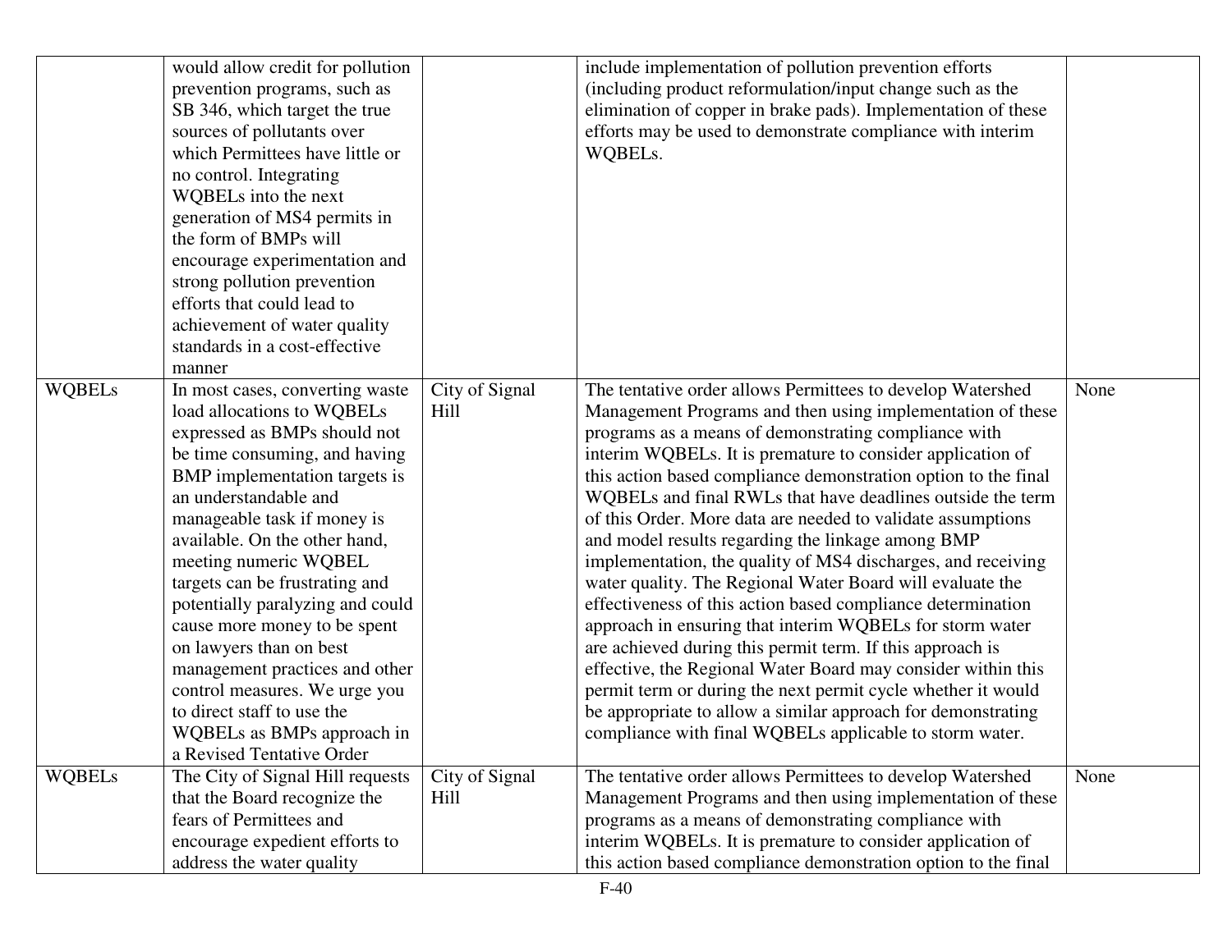| | | | | |
|---|---|---|---|---|
| | would allow credit for pollution prevention programs, such as SB 346, which target the true sources of pollutants over which Permittees have little or no control. Integrating WQBELs into the next generation of MS4 permits in the form of BMPs will encourage experimentation and strong pollution prevention efforts that could lead to achievement of water quality standards in a cost-effective manner | | include implementation of pollution prevention efforts (including product reformulation/input change such as the elimination of copper in brake pads). Implementation of these efforts may be used to demonstrate compliance with interim WQBELs. | |
| WQBELs | In most cases, converting waste load allocations to WQBELs expressed as BMPs should not be time consuming, and having BMP implementation targets is an understandable and manageable task if money is available. On the other hand, meeting numeric WQBEL targets can be frustrating and potentially paralyzing and could cause more money to be spent on lawyers than on best management practices and other control measures. We urge you to direct staff to use the WQBELs as BMPs approach in a Revised Tentative Order | City of Signal Hill | The tentative order allows Permittees to develop Watershed Management Programs and then using implementation of these programs as a means of demonstrating compliance with interim WQBELs. It is premature to consider application of this action based compliance demonstration option to the final WQBELs and final RWLs that have deadlines outside the term of this Order. More data are needed to validate assumptions and model results regarding the linkage among BMP implementation, the quality of MS4 discharges, and receiving water quality. The Regional Water Board will evaluate the effectiveness of this action based compliance determination approach in ensuring that interim WQBELs for storm water are achieved during this permit term. If this approach is effective, the Regional Water Board may consider within this permit term or during the next permit cycle whether it would be appropriate to allow a similar approach for demonstrating compliance with final WQBELs applicable to storm water. | None |
| WQBELs | The City of Signal Hill requests that the Board recognize the fears of Permittees and encourage expedient efforts to address the water quality | City of Signal Hill | The tentative order allows Permittees to develop Watershed Management Programs and then using implementation of these programs as a means of demonstrating compliance with interim WQBELs. It is premature to consider application of this action based compliance demonstration option to the final | None |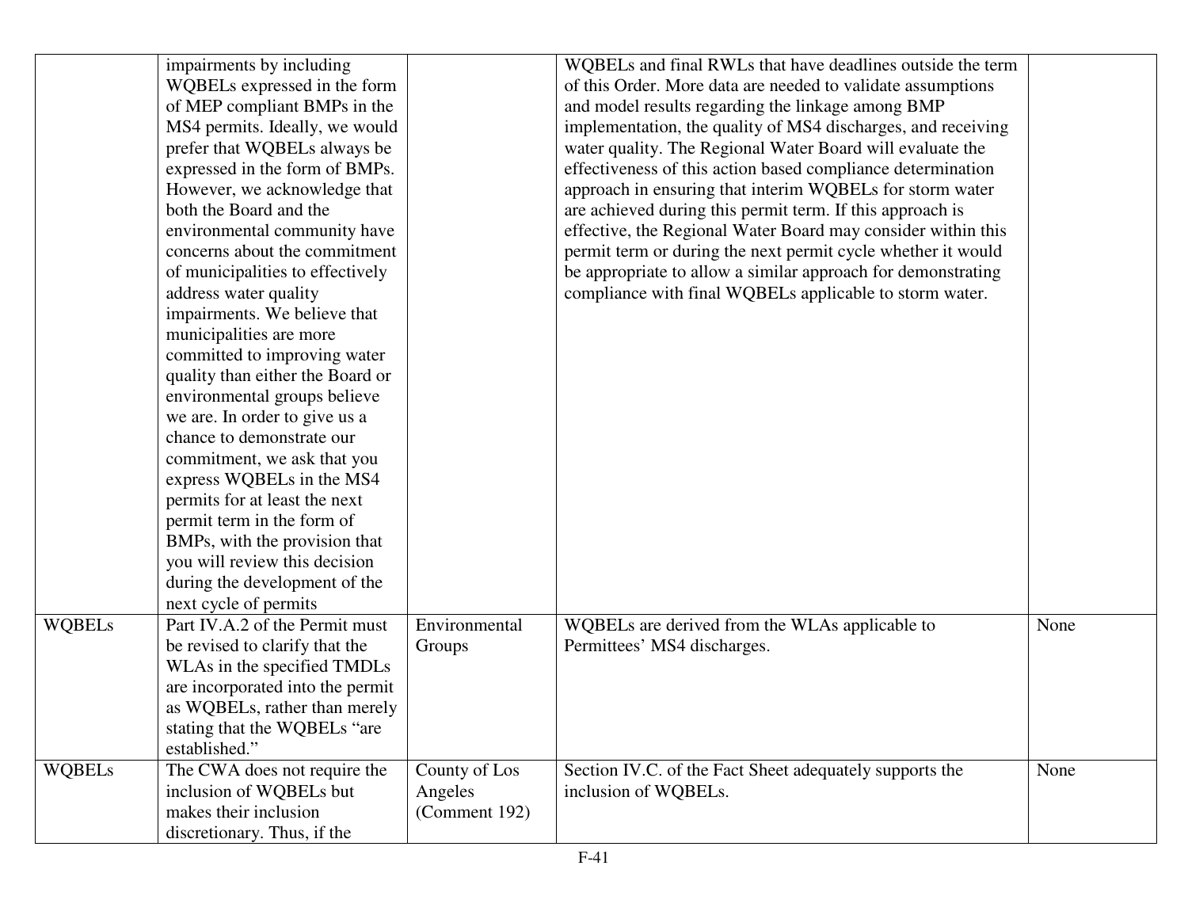| | | | | |
|---|---|---|---|---|
| | impairments by including WQBELs expressed in the form of MEP compliant BMPs in the MS4 permits. Ideally, we would prefer that WQBELs always be expressed in the form of BMPs. However, we acknowledge that both the Board and the environmental community have concerns about the commitment of municipalities to effectively address water quality impairments. We believe that municipalities are more committed to improving water quality than either the Board or environmental groups believe we are. In order to give us a chance to demonstrate our commitment, we ask that you express WQBELs in the MS4 permits for at least the next permit term in the form of BMPs, with the provision that you will review this decision during the development of the next cycle of permits | | WQBELs and final RWLs that have deadlines outside the term of this Order. More data are needed to validate assumptions and model results regarding the linkage among BMP implementation, the quality of MS4 discharges, and receiving water quality. The Regional Water Board will evaluate the effectiveness of this action based compliance determination approach in ensuring that interim WQBELs for storm water are achieved during this permit term. If this approach is effective, the Regional Water Board may consider within this permit term or during the next permit cycle whether it would be appropriate to allow a similar approach for demonstrating compliance with final WQBELs applicable to storm water. | |
| WQBELs | Part IV.A.2 of the Permit must be revised to clarify that the WLAs in the specified TMDLs are incorporated into the permit as WQBELs, rather than merely stating that the WQBELs "are established." | Environmental Groups | WQBELs are derived from the WLAs applicable to Permittees' MS4 discharges. | None |
| WQBELs | The CWA does not require the inclusion of WQBELs but makes their inclusion discretionary. Thus, if the | County of Los Angeles (Comment 192) | Section IV.C. of the Fact Sheet adequately supports the inclusion of WQBELs. | None |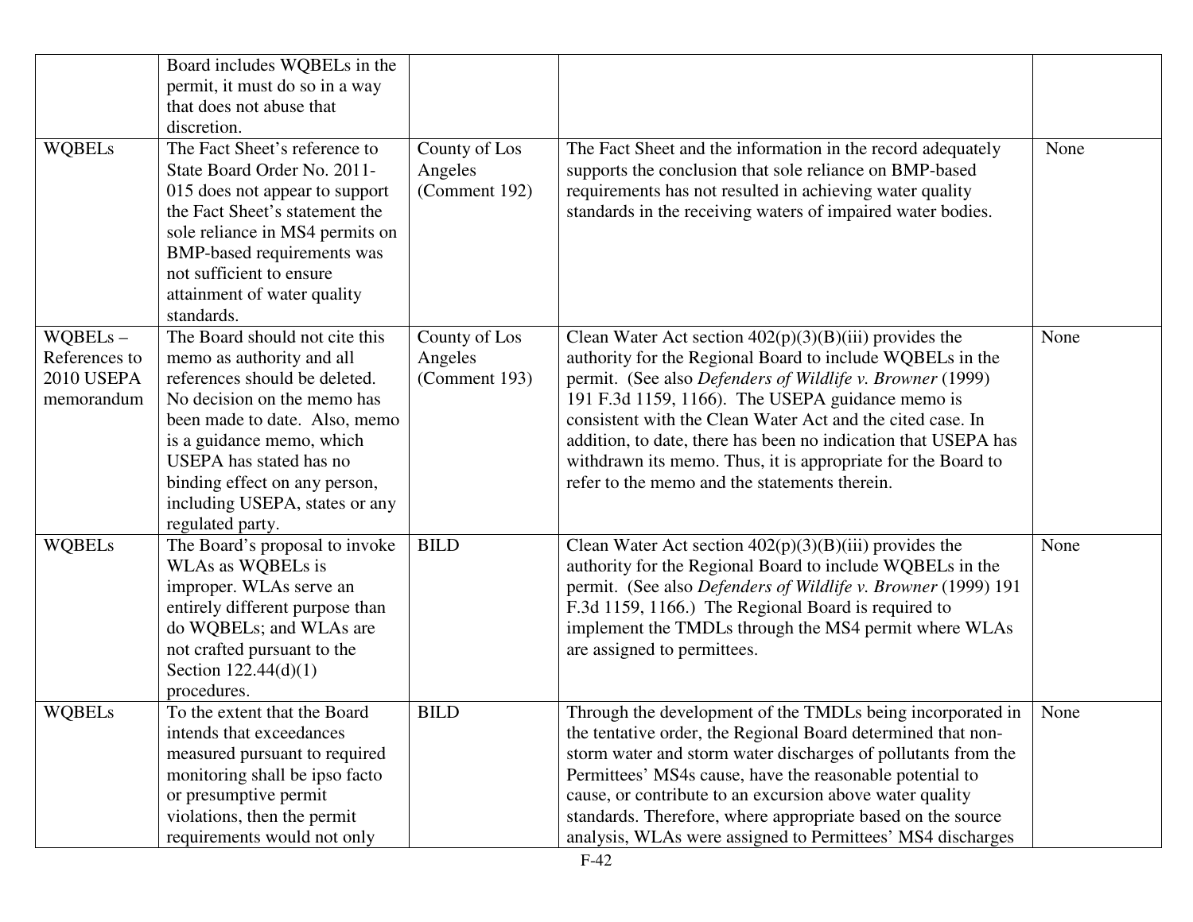| | | | | |
|---|---|---|---|---|
| | Board includes WQBELs in the permit, it must do so in a way that does not abuse that discretion. | | | |
| WQBELs | The Fact Sheet's reference to State Board Order No. 2011-015 does not appear to support the Fact Sheet's statement the sole reliance in MS4 permits on BMP-based requirements was not sufficient to ensure attainment of water quality standards. | County of Los Angeles (Comment 192) | The Fact Sheet and the information in the record adequately supports the conclusion that sole reliance on BMP-based requirements has not resulted in achieving water quality standards in the receiving waters of impaired water bodies. | None |
| WQBELs – References to 2010 USEPA memorandum | The Board should not cite this memo as authority and all references should be deleted. No decision on the memo has been made to date. Also, memo is a guidance memo, which USEPA has stated has no binding effect on any person, including USEPA, states or any regulated party. | County of Los Angeles (Comment 193) | Clean Water Act section 402(p)(3)(B)(iii) provides the authority for the Regional Board to include WQBELs in the permit. (See also *Defenders of Wildlife v. Browner* (1999) 191 F.3d 1159, 1166). The USEPA guidance memo is consistent with the Clean Water Act and the cited case. In addition, to date, there has been no indication that USEPA has withdrawn its memo. Thus, it is appropriate for the Board to refer to the memo and the statements therein. | None |
| WQBELs | The Board's proposal to invoke WLAs as WQBELs is improper. WLAs serve an entirely different purpose than do WQBELs; and WLAs are not crafted pursuant to the Section 122.44(d)(1) procedures. | BILD | Clean Water Act section 402(p)(3)(B)(iii) provides the authority for the Regional Board to include WQBELs in the permit. (See also *Defenders of Wildlife v. Browner* (1999) 191 F.3d 1159, 1166.) The Regional Board is required to implement the TMDLs through the MS4 permit where WLAs are assigned to permittees. | None |
| WQBELs | To the extent that the Board intends that exceedances measured pursuant to required monitoring shall be ipso facto or presumptive permit violations, then the permit requirements would not only | BILD | Through the development of the TMDLs being incorporated in the tentative order, the Regional Board determined that non-storm water and storm water discharges of pollutants from the Permittees' MS4s cause, have the reasonable potential to cause, or contribute to an excursion above water quality standards. Therefore, where appropriate based on the source analysis, WLAs were assigned to Permittees' MS4 discharges | None |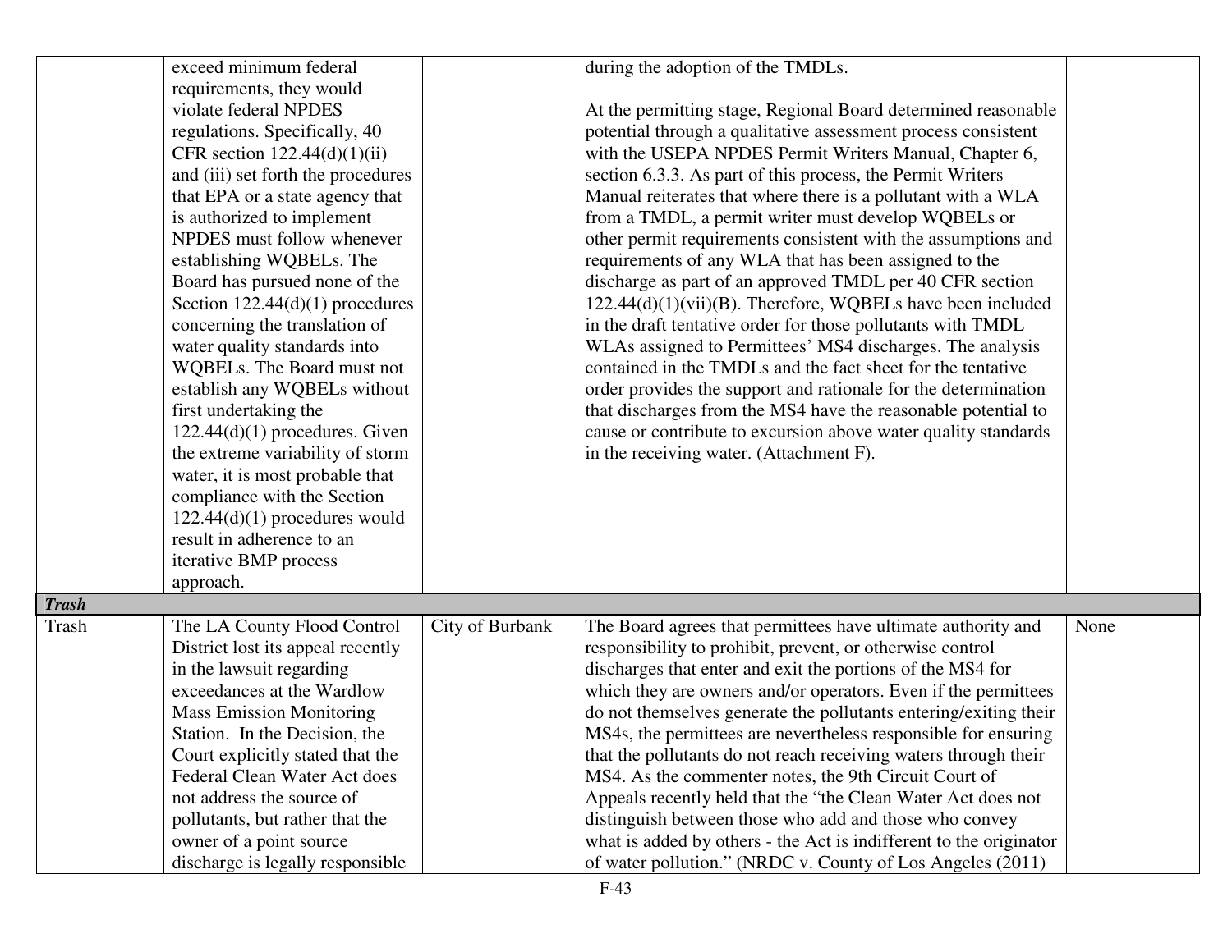| | | | | |
|---|---|---|---|---|
| | exceed minimum federal requirements, they would violate federal NPDES regulations. Specifically, 40 CFR section 122.44(d)(1)(ii) and (iii) set forth the procedures that EPA or a state agency that is authorized to implement NPDES must follow whenever establishing WQBELs. The Board has pursued none of the Section 122.44(d)(1) procedures concerning the translation of water quality standards into WQBELs. The Board must not establish any WQBELs without first undertaking the 122.44(d)(1) procedures. Given the extreme variability of storm water, it is most probable that compliance with the Section 122.44(d)(1) procedures would result in adherence to an iterative BMP process approach. | | during the adoption of the TMDLs.<br><br>At the permitting stage, Regional Board determined reasonable potential through a qualitative assessment process consistent with the USEPA NPDES Permit Writers Manual, Chapter 6, section 6.3.3. As part of this process, the Permit Writers Manual reiterates that where there is a pollutant with a WLA from a TMDL, a permit writer must develop WQBELs or other permit requirements consistent with the assumptions and requirements of any WLA that has been assigned to the discharge as part of an approved TMDL per 40 CFR section 122.44(d)(1)(vii)(B). Therefore, WQBELs have been included in the draft tentative order for those pollutants with TMDL WLAs assigned to Permittees' MS4 discharges. The analysis contained in the TMDLs and the fact sheet for the tentative order provides the support and rationale for the determination that discharges from the MS4 have the reasonable potential to cause or contribute to excursion above water quality standards in the receiving water. (Attachment F). | |
| ***Trash*** | | | | |
| Trash | The LA County Flood Control District lost its appeal recently in the lawsuit regarding exceedances at the Wardlow Mass Emission Monitoring Station. In the Decision, the Court explicitly stated that the Federal Clean Water Act does not address the source of pollutants, but rather that the owner of a point source discharge is legally responsible | City of Burbank | The Board agrees that permittees have ultimate authority and responsibility to prohibit, prevent, or otherwise control discharges that enter and exit the portions of the MS4 for which they are owners and/or operators. Even if the permittees do not themselves generate the pollutants entering/exiting their MS4s, the permittees are nevertheless responsible for ensuring that the pollutants do not reach receiving waters through their MS4. As the commenter notes, the 9th Circuit Court of Appeals recently held that the "the Clean Water Act does not distinguish between those who add and those who convey what is added by others - the Act is indifferent to the originator of water pollution." (NRDC v. County of Los Angeles (2011) | None |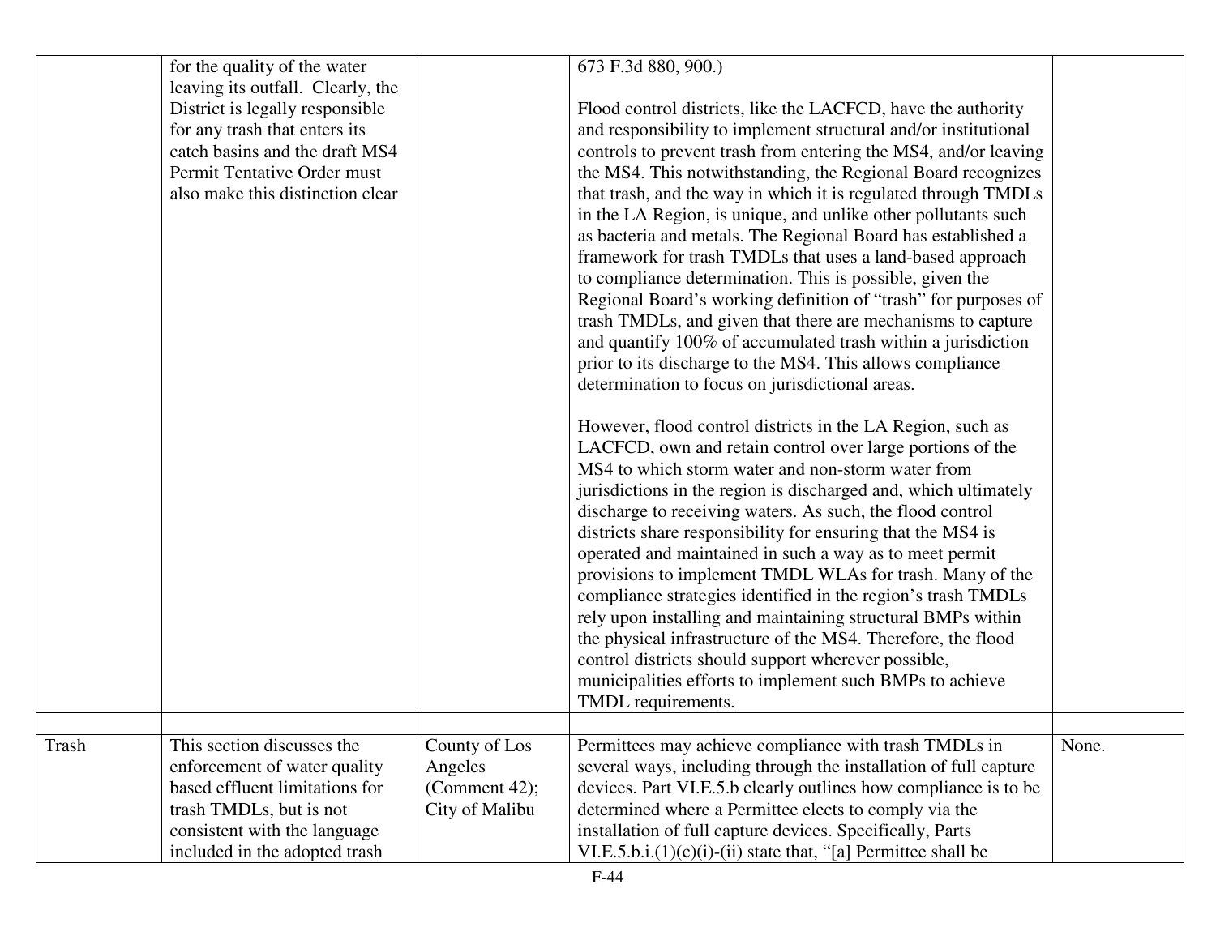|  |  |  |  |  |
|---|---|---|---|---|
|  | for the quality of the water leaving its outfall. Clearly, the District is legally responsible for any trash that enters its catch basins and the draft MS4 Permit Tentative Order must also make this distinction clear |  | 673 F.3d 880, 900.)<br><br>Flood control districts, like the LACFCD, have the authority and responsibility to implement structural and/or institutional controls to prevent trash from entering the MS4, and/or leaving the MS4. This notwithstanding, the Regional Board recognizes that trash, and the way in which it is regulated through TMDLs in the LA Region, is unique, and unlike other pollutants such as bacteria and metals. The Regional Board has established a framework for trash TMDLs that uses a land-based approach to compliance determination. This is possible, given the Regional Board's working definition of "trash" for purposes of trash TMDLs, and given that there are mechanisms to capture and quantify 100% of accumulated trash within a jurisdiction prior to its discharge to the MS4. This allows compliance determination to focus on jurisdictional areas.<br><br>However, flood control districts in the LA Region, such as LACFCD, own and retain control over large portions of the MS4 to which storm water and non-storm water from jurisdictions in the region is discharged and, which ultimately discharge to receiving waters. As such, the flood control districts share responsibility for ensuring that the MS4 is operated and maintained in such a way as to meet permit provisions to implement TMDL WLAs for trash. Many of the compliance strategies identified in the region's trash TMDLs rely upon installing and maintaining structural BMPs within the physical infrastructure of the MS4. Therefore, the flood control districts should support wherever possible, municipalities efforts to implement such BMPs to achieve TMDL requirements. |  |
|  |  |  |  |  |
| Trash | This section discusses the enforcement of water quality based effluent limitations for trash TMDLs, but is not consistent with the language included in the adopted trash | County of Los Angeles (Comment 42); City of Malibu | Permittees may achieve compliance with trash TMDLs in several ways, including through the installation of full capture devices. Part VI.E.5.b clearly outlines how compliance is to be determined where a Permittee elects to comply via the installation of full capture devices. Specifically, Parts VI.E.5.b.i.(1)(c)(i)-(ii) state that, "[a] Permittee shall be | None. |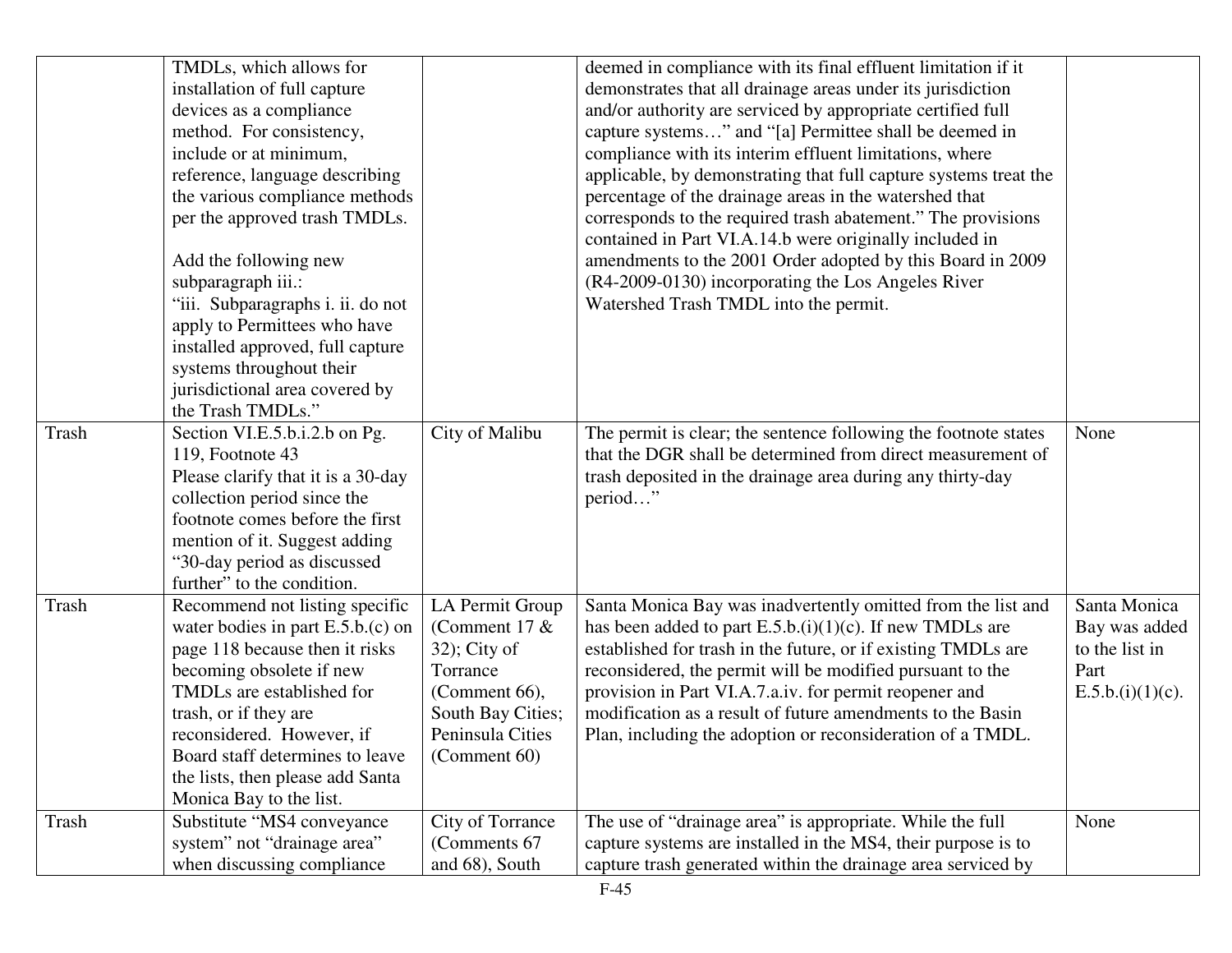| | | | | |
|---|---|---|---|---|
| | TMDLs, which allows for installation of full capture devices as a compliance method. For consistency, include or at minimum, reference, language describing the various compliance methods per the approved trash TMDLs.<br><br>Add the following new subparagraph iii.:<br>"iii. Subparagraphs i. ii. do not apply to Permittees who have installed approved, full capture systems throughout their jurisdictional area covered by the Trash TMDLs." | | deemed in compliance with its final effluent limitation if it demonstrates that all drainage areas under its jurisdiction and/or authority are serviced by appropriate certified full capture systems…" and "[a] Permittee shall be deemed in compliance with its interim effluent limitations, where applicable, by demonstrating that full capture systems treat the percentage of the drainage areas in the watershed that corresponds to the required trash abatement." The provisions contained in Part VI.A.14.b were originally included in amendments to the 2001 Order adopted by this Board in 2009 (R4-2009-0130) incorporating the Los Angeles River Watershed Trash TMDL into the permit. | |
| Trash | Section VI.E.5.b.i.2.b on Pg. 119, Footnote 43<br>Please clarify that it is a 30-day collection period since the footnote comes before the first mention of it. Suggest adding "30-day period as discussed further" to the condition. | City of Malibu | The permit is clear; the sentence following the footnote states that the DGR shall be determined from direct measurement of trash deposited in the drainage area during any thirty-day period…" | None |
| Trash | Recommend not listing specific water bodies in part E.5.b.(c) on page 118 because then it risks becoming obsolete if new TMDLs are established for trash, or if they are reconsidered. However, if Board staff determines to leave the lists, then please add Santa Monica Bay to the list. | LA Permit Group (Comment 17 & 32); City of Torrance (Comment 66), South Bay Cities; Peninsula Cities (Comment 60) | Santa Monica Bay was inadvertently omitted from the list and has been added to part E.5.b.(i)(1)(c). If new TMDLs are established for trash in the future, or if existing TMDLs are reconsidered, the permit will be modified pursuant to the provision in Part VI.A.7.a.iv. for permit reopener and modification as a result of future amendments to the Basin Plan, including the adoption or reconsideration of a TMDL. | Santa Monica Bay was added to the list in Part E.5.b.(i)(1)(c). |
| Trash | Substitute "MS4 conveyance system" not "drainage area" when discussing compliance | City of Torrance (Comments 67 and 68), South | The use of "drainage area" is appropriate. While the full capture systems are installed in the MS4, their purpose is to capture trash generated within the drainage area serviced by | None |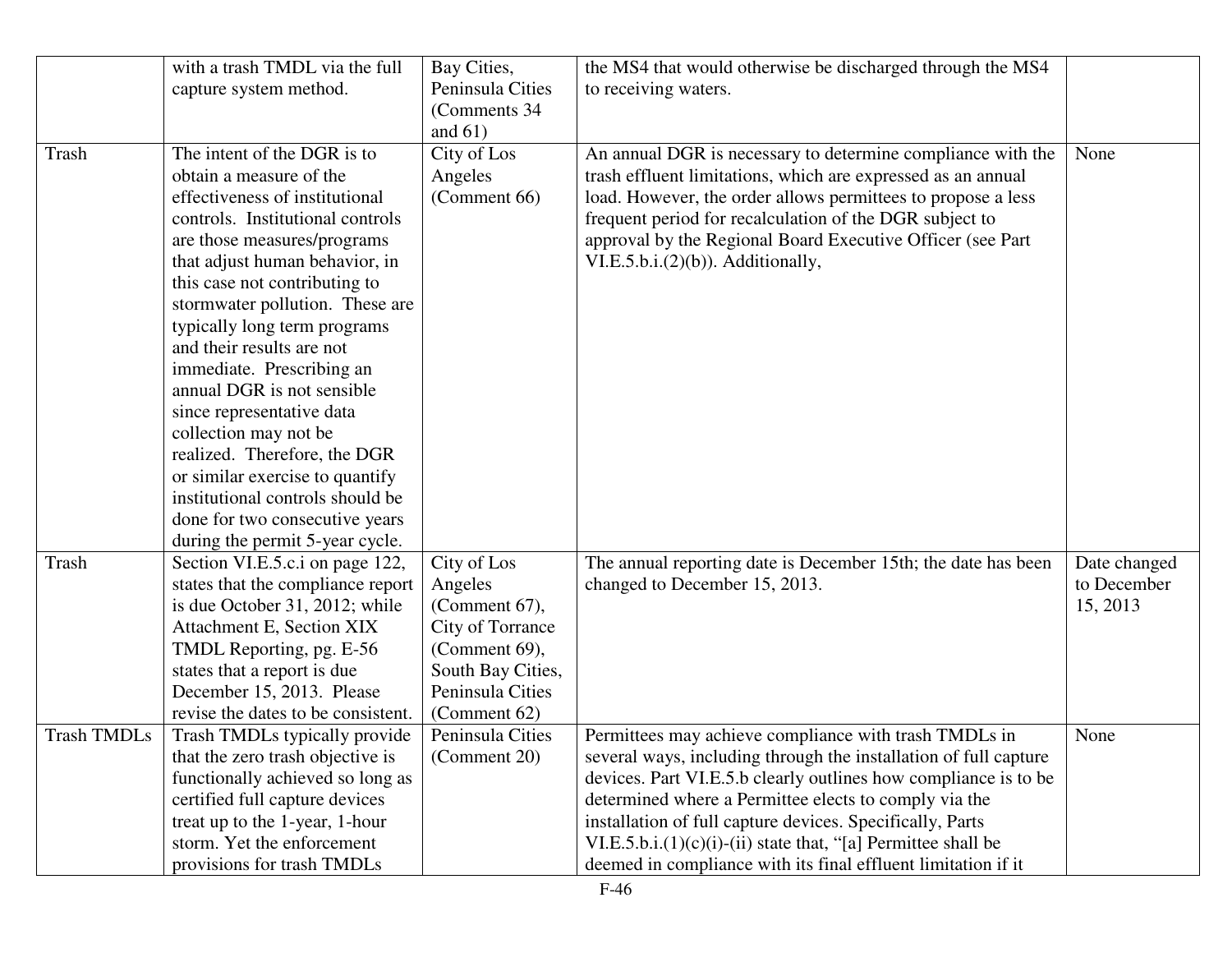| | | | | |
|---|---|---|---|---|
| | with a trash TMDL via the full capture system method. | Bay Cities, Peninsula Cities (Comments 34 and 61) | the MS4 that would otherwise be discharged through the MS4 to receiving waters. | |
| Trash | The intent of the DGR is to obtain a measure of the effectiveness of institutional controls. Institutional controls are those measures/programs that adjust human behavior, in this case not contributing to stormwater pollution. These are typically long term programs and their results are not immediate. Prescribing an annual DGR is not sensible since representative data collection may not be realized. Therefore, the DGR or similar exercise to quantify institutional controls should be done for two consecutive years during the permit 5-year cycle. | City of Los Angeles (Comment 66) | An annual DGR is necessary to determine compliance with the trash effluent limitations, which are expressed as an annual load. However, the order allows permittees to propose a less frequent period for recalculation of the DGR subject to approval by the Regional Board Executive Officer (see Part VI.E.5.b.i.(2)(b)). Additionally, | None |
| Trash | Section VI.E.5.c.i on page 122, states that the compliance report is due October 31, 2012; while Attachment E, Section XIX TMDL Reporting, pg. E-56 states that a report is due December 15, 2013. Please revise the dates to be consistent. | City of Los Angeles (Comment 67), City of Torrance (Comment 69), South Bay Cities, Peninsula Cities (Comment 62) | The annual reporting date is December 15th; the date has been changed to December 15, 2013. | Date changed to December 15, 2013 |
| Trash TMDLs | Trash TMDLs typically provide that the zero trash objective is functionally achieved so long as certified full capture devices treat up to the 1-year, 1-hour storm. Yet the enforcement provisions for trash TMDLs | Peninsula Cities (Comment 20) | Permittees may achieve compliance with trash TMDLs in several ways, including through the installation of full capture devices. Part VI.E.5.b clearly outlines how compliance is to be determined where a Permittee elects to comply via the installation of full capture devices. Specifically, Parts VI.E.5.b.i.(1)(c)(i)-(ii) state that, "[a] Permittee shall be deemed in compliance with its final effluent limitation if it | None |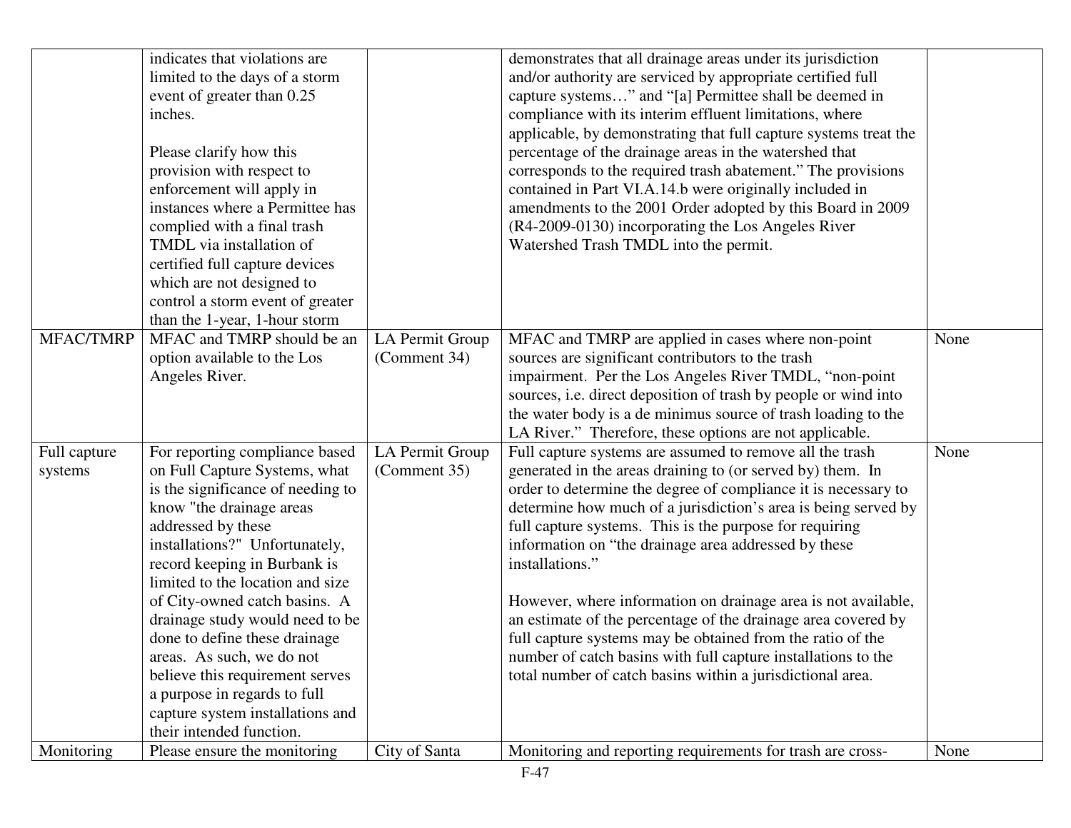| | | | | |
|---|---|---|---|---|
| | indicates that violations are limited to the days of a storm event of greater than 0.25 inches.<br><br>Please clarify how this provision with respect to enforcement will apply in instances where a Permittee has complied with a final trash TMDL via installation of certified full capture devices which are not designed to control a storm event of greater than the 1-year, 1-hour storm | | demonstrates that all drainage areas under its jurisdiction and/or authority are serviced by appropriate certified full capture systems…" and "[a] Permittee shall be deemed in compliance with its interim effluent limitations, where applicable, by demonstrating that full capture systems treat the percentage of the drainage areas in the watershed that corresponds to the required trash abatement." The provisions contained in Part VI.A.14.b were originally included in amendments to the 2001 Order adopted by this Board in 2009 (R4-2009-0130) incorporating the Los Angeles River Watershed Trash TMDL into the permit. | |
| MFAC/TMRP | MFAC and TMRP should be an option available to the Los Angeles River. | LA Permit Group (Comment 34) | MFAC and TMRP are applied in cases where non-point sources are significant contributors to the trash impairment. Per the Los Angeles River TMDL, "non-point sources, i.e. direct deposition of trash by people or wind into the water body is a de minimus source of trash loading to the LA River." Therefore, these options are not applicable. | None |
| Full capture systems | For reporting compliance based on Full Capture Systems, what is the significance of needing to know "the drainage areas addressed by these installations?" Unfortunately, record keeping in Burbank is limited to the location and size of City-owned catch basins. A drainage study would need to be done to define these drainage areas. As such, we do not believe this requirement serves a purpose in regards to full capture system installations and their intended function. | LA Permit Group (Comment 35) | Full capture systems are assumed to remove all the trash generated in the areas draining to (or served by) them. In order to determine the degree of compliance it is necessary to determine how much of a jurisdiction's area is being served by full capture systems. This is the purpose for requiring information on "the drainage area addressed by these installations."<br><br>However, where information on drainage area is not available, an estimate of the percentage of the drainage area covered by full capture systems may be obtained from the ratio of the number of catch basins with full capture installations to the total number of catch basins within a jurisdictional area. | None |
| Monitoring | Please ensure the monitoring | City of Santa | Monitoring and reporting requirements for trash are cross- | None |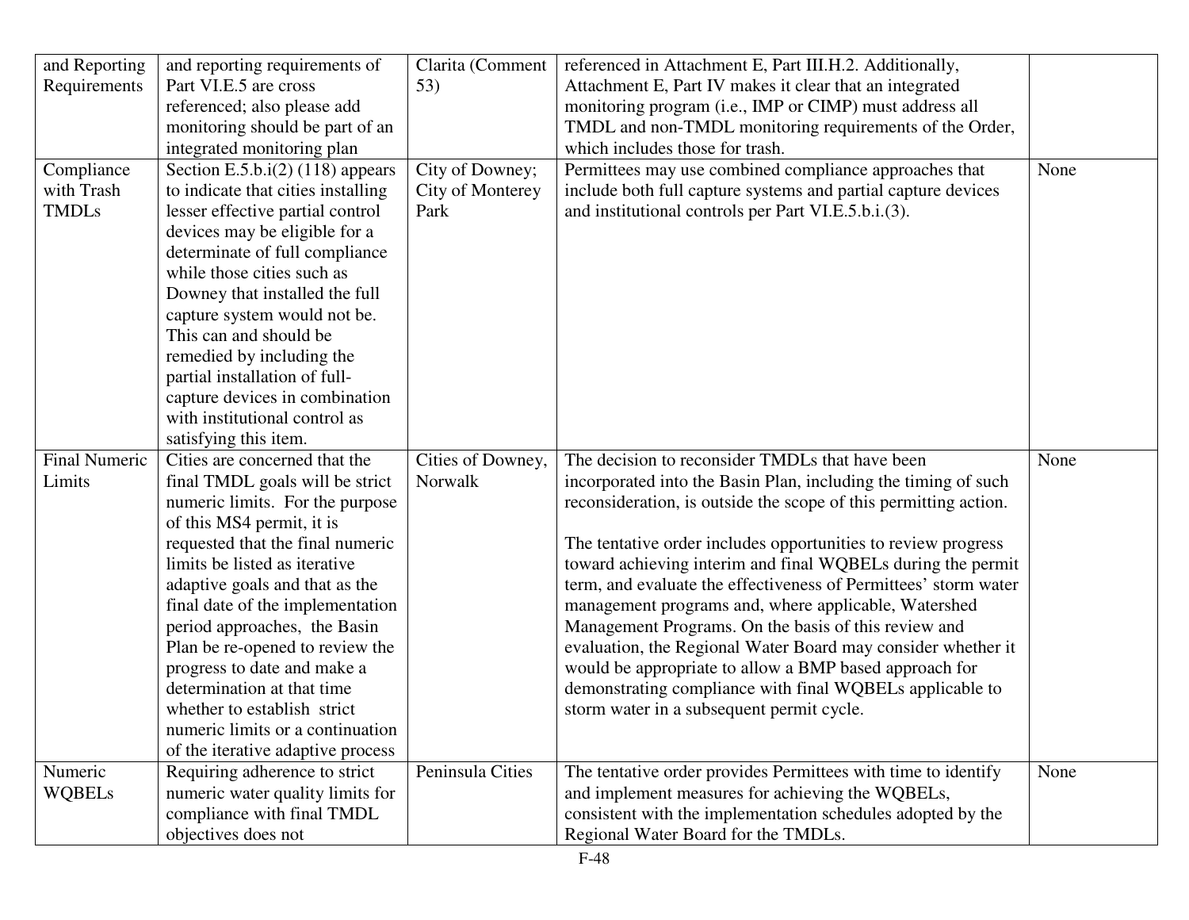| and Reporting Requirements | and reporting requirements of Part VI.E.5 are cross referenced; also please add monitoring should be part of an integrated monitoring plan | Clarita (Comment 53) | referenced in Attachment E, Part III.H.2. Additionally, Attachment E, Part IV makes it clear that an integrated monitoring program (i.e., IMP or CIMP) must address all TMDL and non-TMDL monitoring requirements of the Order, which includes those for trash. | |
|---|---|---|---|---|
| Compliance with Trash TMDLs | Section E.5.b.i(2) (118) appears to indicate that cities installing lesser effective partial control devices may be eligible for a determinate of full compliance while those cities such as Downey that installed the full capture system would not be. This can and should be remedied by including the partial installation of full-capture devices in combination with institutional control as satisfying this item. | City of Downey; City of Monterey Park | Permittees may use combined compliance approaches that include both full capture systems and partial capture devices and institutional controls per Part VI.E.5.b.i.(3). | None |
| Final Numeric Limits | Cities are concerned that the final TMDL goals will be strict numeric limits. For the purpose of this MS4 permit, it is requested that the final numeric limits be listed as iterative adaptive goals and that as the final date of the implementation period approaches, the Basin Plan be re-opened to review the progress to date and make a determination at that time whether to establish strict numeric limits or a continuation of the iterative adaptive process | Cities of Downey, Norwalk | The decision to reconsider TMDLs that have been incorporated into the Basin Plan, including the timing of such reconsideration, is outside the scope of this permitting action.<br><br>The tentative order includes opportunities to review progress toward achieving interim and final WQBELs during the permit term, and evaluate the effectiveness of Permittees' storm water management programs and, where applicable, Watershed Management Programs. On the basis of this review and evaluation, the Regional Water Board may consider whether it would be appropriate to allow a BMP based approach for demonstrating compliance with final WQBELs applicable to storm water in a subsequent permit cycle. | None |
| Numeric WQBELs | Requiring adherence to strict numeric water quality limits for compliance with final TMDL objectives does not | Peninsula Cities | The tentative order provides Permittees with time to identify and implement measures for achieving the WQBELs, consistent with the implementation schedules adopted by the Regional Water Board for the TMDLs. | None |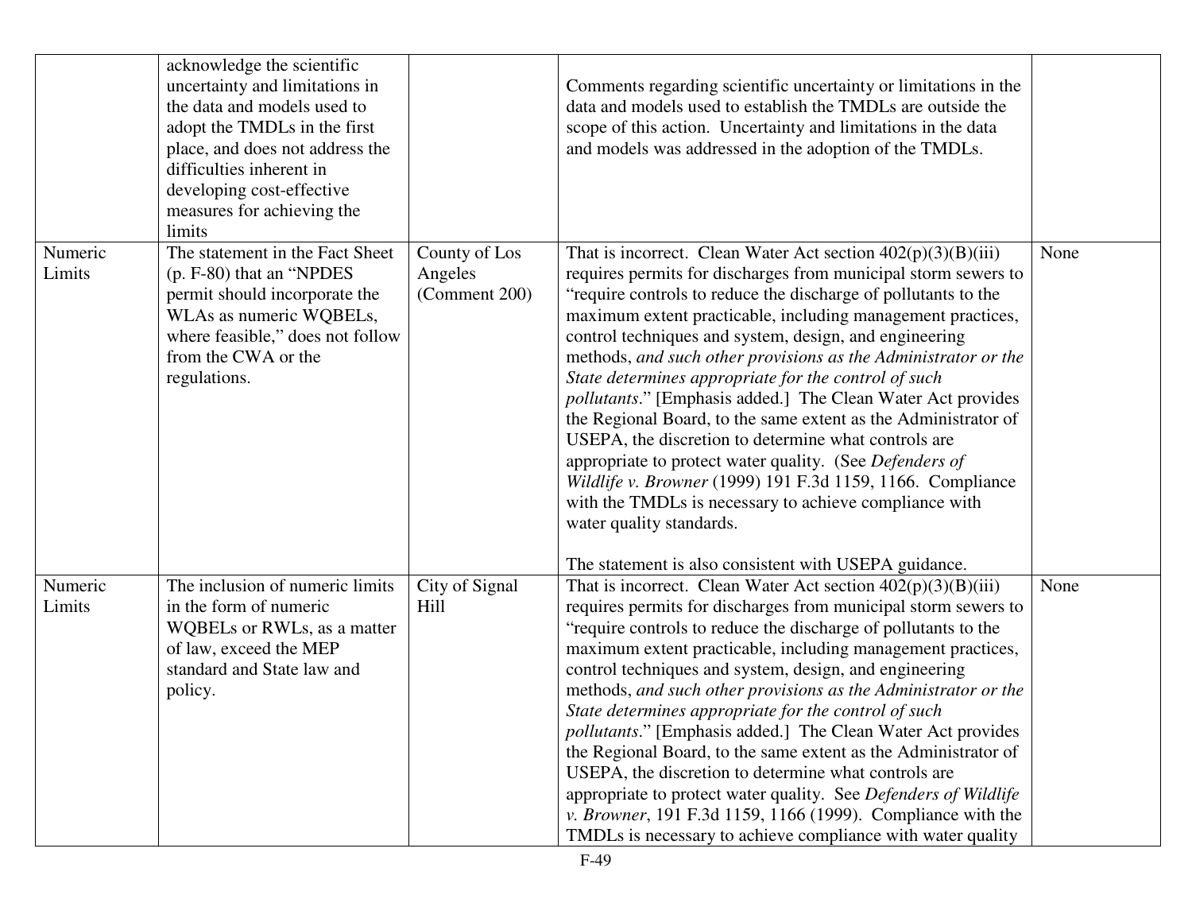| | | | | |
|---|---|---|---|---|
| | acknowledge the scientific uncertainty and limitations in the data and models used to adopt the TMDLs in the first place, and does not address the difficulties inherent in developing cost-effective measures for achieving the limits | | Comments regarding scientific uncertainty or limitations in the data and models used to establish the TMDLs are outside the scope of this action. Uncertainty and limitations in the data and models was addressed in the adoption of the TMDLs. | |
| Numeric Limits | The statement in the Fact Sheet (p. F-80) that an "NPDES permit should incorporate the WLAs as numeric WQBELs, where feasible," does not follow from the CWA or the regulations. | County of Los Angeles (Comment 200) | That is incorrect. Clean Water Act section 402(p)(3)(B)(iii) requires permits for discharges from municipal storm sewers to "require controls to reduce the discharge of pollutants to the maximum extent practicable, including management practices, control techniques and system, design, and engineering methods, *and such other provisions as the Administrator or the State determines appropriate for the control of such pollutants*." [Emphasis added.] The Clean Water Act provides the Regional Board, to the same extent as the Administrator of USEPA, the discretion to determine what controls are appropriate to protect water quality. (See *Defenders of Wildlife v. Browner* (1999) 191 F.3d 1159, 1166. Compliance with the TMDLs is necessary to achieve compliance with water quality standards.<br><br>The statement is also consistent with USEPA guidance. | None |
| Numeric Limits | The inclusion of numeric limits in the form of numeric WQBELs or RWLs, as a matter of law, exceed the MEP standard and State law and policy. | City of Signal Hill | That is incorrect. Clean Water Act section 402(p)(3)(B)(iii) requires permits for discharges from municipal storm sewers to "require controls to reduce the discharge of pollutants to the maximum extent practicable, including management practices, control techniques and system, design, and engineering methods, *and such other provisions as the Administrator or the State determines appropriate for the control of such pollutants*." [Emphasis added.] The Clean Water Act provides the Regional Board, to the same extent as the Administrator of USEPA, the discretion to determine what controls are appropriate to protect water quality. See *Defenders of Wildlife v. Browner*, 191 F.3d 1159, 1166 (1999). Compliance with the TMDLs is necessary to achieve compliance with water quality | None |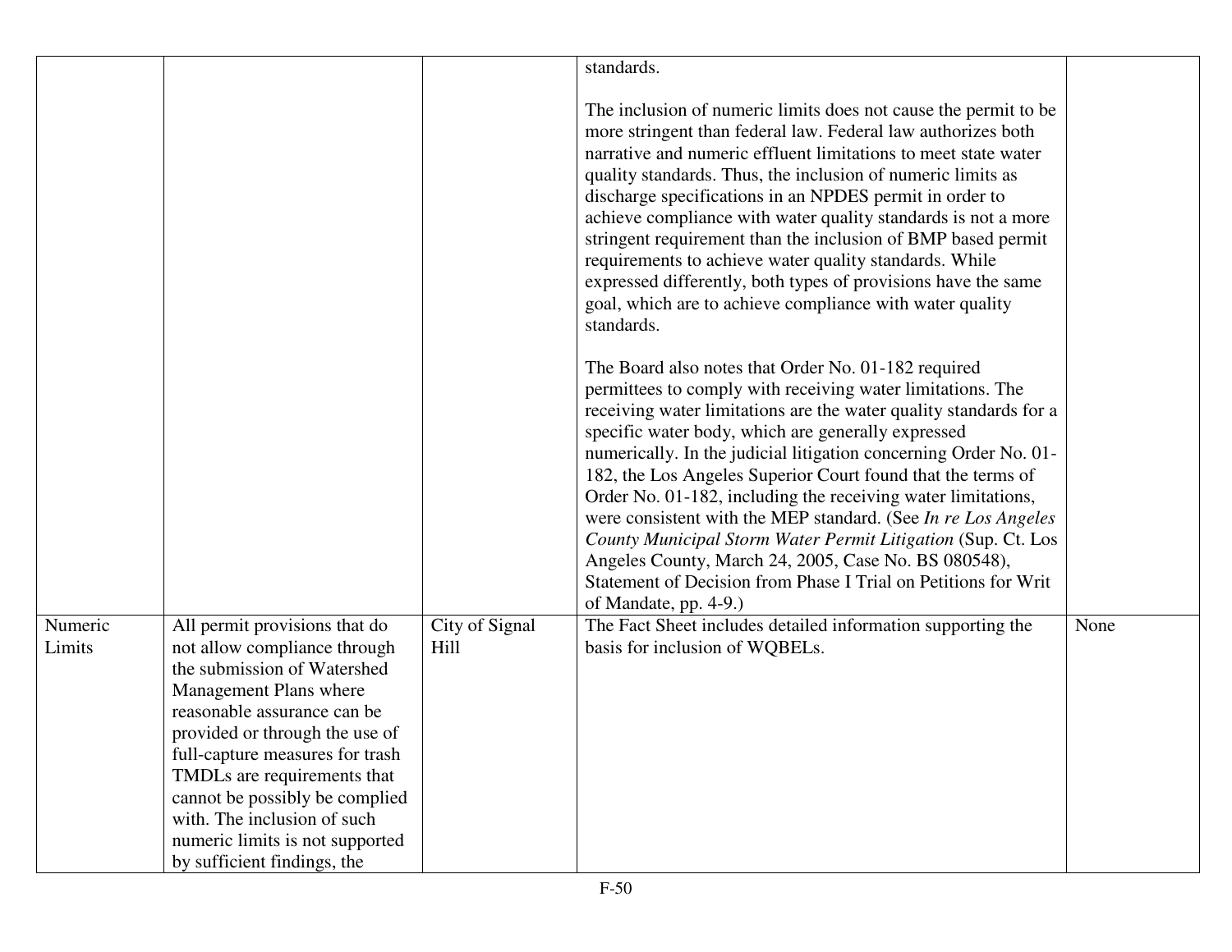| | | | | |
|---|---|---|---|---|
| | | | standards.<br><br>The inclusion of numeric limits does not cause the permit to be more stringent than federal law. Federal law authorizes both narrative and numeric effluent limitations to meet state water quality standards. Thus, the inclusion of numeric limits as discharge specifications in an NPDES permit in order to achieve compliance with water quality standards is not a more stringent requirement than the inclusion of BMP based permit requirements to achieve water quality standards. While expressed differently, both types of provisions have the same goal, which are to achieve compliance with water quality standards.<br><br>The Board also notes that Order No. 01-182 required permittees to comply with receiving water limitations. The receiving water limitations are the water quality standards for a specific water body, which are generally expressed numerically. In the judicial litigation concerning Order No. 01-182, the Los Angeles Superior Court found that the terms of Order No. 01-182, including the receiving water limitations, were consistent with the MEP standard. (See *In re Los Angeles County Municipal Storm Water Permit Litigation* (Sup. Ct. Los Angeles County, March 24, 2005, Case No. BS 080548), Statement of Decision from Phase I Trial on Petitions for Writ of Mandate, pp. 4-9.) | |
| Numeric Limits | All permit provisions that do not allow compliance through the submission of Watershed Management Plans where reasonable assurance can be provided or through the use of full-capture measures for trash TMDLs are requirements that cannot be possibly be complied with. The inclusion of such numeric limits is not supported by sufficient findings, the | City of Signal Hill | The Fact Sheet includes detailed information supporting the basis for inclusion of WQBELs. | None |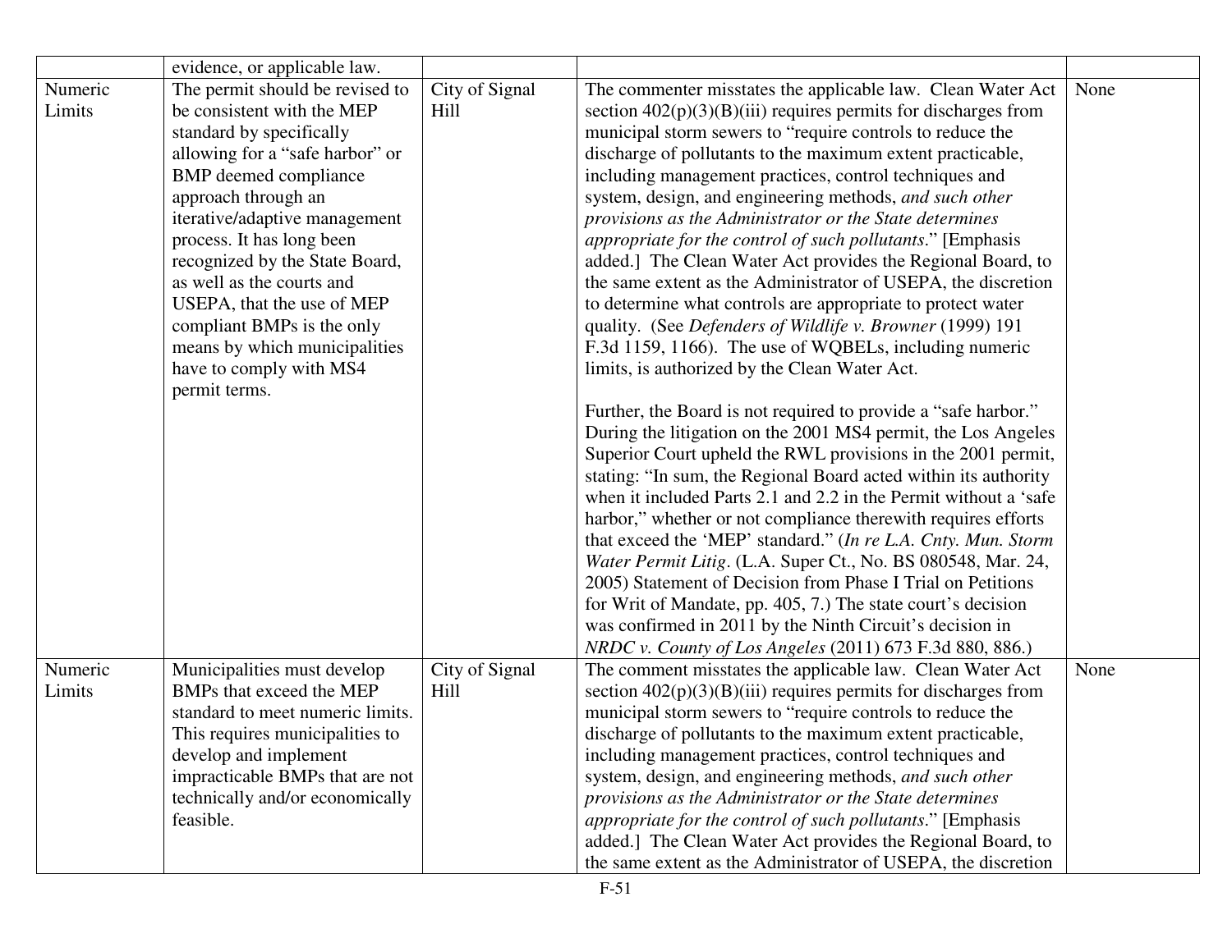|  |  |  |  |  |
|---|---|---|---|---|
|  | evidence, or applicable law. |  |  |  |
| Numeric Limits | The permit should be revised to be consistent with the MEP standard by specifically allowing for a "safe harbor" or BMP deemed compliance approach through an iterative/adaptive management process. It has long been recognized by the State Board, as well as the courts and USEPA, that the use of MEP compliant BMPs is the only means by which municipalities have to comply with MS4 permit terms. | City of Signal Hill | The commenter misstates the applicable law. Clean Water Act section 402(p)(3)(B)(iii) requires permits for discharges from municipal storm sewers to "require controls to reduce the discharge of pollutants to the maximum extent practicable, including management practices, control techniques and system, design, and engineering methods, *and such other provisions as the Administrator or the State determines appropriate for the control of such pollutants*." [Emphasis added.] The Clean Water Act provides the Regional Board, to the same extent as the Administrator of USEPA, the discretion to determine what controls are appropriate to protect water quality. (See *Defenders of Wildlife v. Browner* (1999) 191 F.3d 1159, 1166). The use of WQBELs, including numeric limits, is authorized by the Clean Water Act.<br><br>Further, the Board is not required to provide a "safe harbor." During the litigation on the 2001 MS4 permit, the Los Angeles Superior Court upheld the RWL provisions in the 2001 permit, stating: "In sum, the Regional Board acted within its authority when it included Parts 2.1 and 2.2 in the Permit without a 'safe harbor,' whether or not compliance therewith requires efforts that exceed the 'MEP' standard." (*In re L.A. Cnty. Mun. Storm Water Permit Litig*. (L.A. Super Ct., No. BS 080548, Mar. 24, 2005) Statement of Decision from Phase I Trial on Petitions for Writ of Mandate, pp. 405, 7.) The state court's decision was confirmed in 2011 by the Ninth Circuit's decision in *NRDC v. County of Los Angeles* (2011) 673 F.3d 880, 886.) | None |
| Numeric Limits | Municipalities must develop BMPs that exceed the MEP standard to meet numeric limits. This requires municipalities to develop and implement impracticable BMPs that are not technically and/or economically feasible. | City of Signal Hill | The comment misstates the applicable law. Clean Water Act section 402(p)(3)(B)(iii) requires permits for discharges from municipal storm sewers to "require controls to reduce the discharge of pollutants to the maximum extent practicable, including management practices, control techniques and system, design, and engineering methods, *and such other provisions as the Administrator or the State determines appropriate for the control of such pollutants*." [Emphasis added.] The Clean Water Act provides the Regional Board, to the same extent as the Administrator of USEPA, the discretion | None |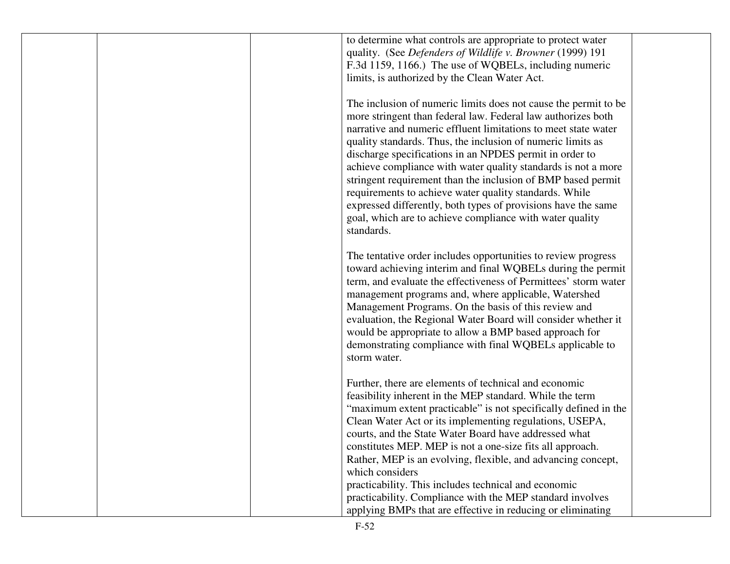| | | | | |
|---|---|---|---|---|
| | | | to determine what controls are appropriate to protect water quality. (See *Defenders of Wildlife v. Browner* (1999) 191 F.3d 1159, 1166.) The use of WQBELs, including numeric limits, is authorized by the Clean Water Act.<br><br>The inclusion of numeric limits does not cause the permit to be more stringent than federal law. Federal law authorizes both narrative and numeric effluent limitations to meet state water quality standards. Thus, the inclusion of numeric limits as discharge specifications in an NPDES permit in order to achieve compliance with water quality standards is not a more stringent requirement than the inclusion of BMP based permit requirements to achieve water quality standards. While expressed differently, both types of provisions have the same goal, which are to achieve compliance with water quality standards.<br><br>The tentative order includes opportunities to review progress toward achieving interim and final WQBELs during the permit term, and evaluate the effectiveness of Permittees' storm water management programs and, where applicable, Watershed Management Programs. On the basis of this review and evaluation, the Regional Water Board will consider whether it would be appropriate to allow a BMP based approach for demonstrating compliance with final WQBELs applicable to storm water.<br><br>Further, there are elements of technical and economic feasibility inherent in the MEP standard. While the term "maximum extent practicable" is not specifically defined in the Clean Water Act or its implementing regulations, USEPA, courts, and the State Water Board have addressed what constitutes MEP. MEP is not a one-size fits all approach. Rather, MEP is an evolving, flexible, and advancing concept, which considers practicability. This includes technical and economic practicability. Compliance with the MEP standard involves applying BMPs that are effective in reducing or eliminating | |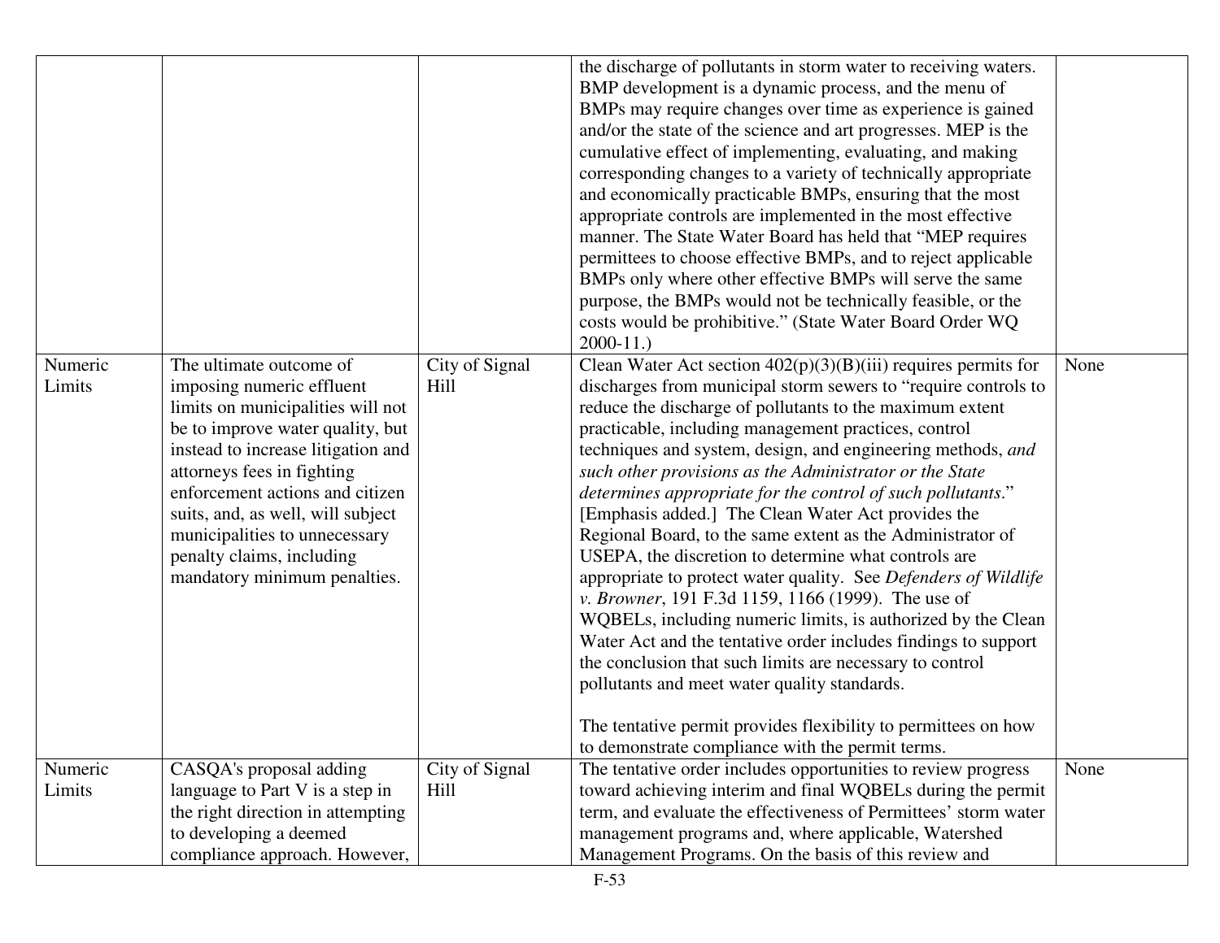| | | | | |
|---|---|---|---|---|
| | | | the discharge of pollutants in storm water to receiving waters. BMP development is a dynamic process, and the menu of BMPs may require changes over time as experience is gained and/or the state of the science and art progresses. MEP is the cumulative effect of implementing, evaluating, and making corresponding changes to a variety of technically appropriate and economically practicable BMPs, ensuring that the most appropriate controls are implemented in the most effective manner. The State Water Board has held that "MEP requires permittees to choose effective BMPs, and to reject applicable BMPs only where other effective BMPs will serve the same purpose, the BMPs would not be technically feasible, or the costs would be prohibitive." (State Water Board Order WQ 2000-11.) | |
| Numeric Limits | The ultimate outcome of imposing numeric effluent limits on municipalities will not be to improve water quality, but instead to increase litigation and attorneys fees in fighting enforcement actions and citizen suits, and, as well, will subject municipalities to unnecessary penalty claims, including mandatory minimum penalties. | City of Signal Hill | Clean Water Act section 402(p)(3)(B)(iii) requires permits for discharges from municipal storm sewers to "require controls to reduce the discharge of pollutants to the maximum extent practicable, including management practices, control techniques and system, design, and engineering methods, *and such other provisions as the Administrator or the State determines appropriate for the control of such pollutants*." [Emphasis added.] The Clean Water Act provides the Regional Board, to the same extent as the Administrator of USEPA, the discretion to determine what controls are appropriate to protect water quality. See *Defenders of Wildlife v. Browner*, 191 F.3d 1159, 1166 (1999). The use of WQBELs, including numeric limits, is authorized by the Clean Water Act and the tentative order includes findings to support the conclusion that such limits are necessary to control pollutants and meet water quality standards.<br><br>The tentative permit provides flexibility to permittees on how to demonstrate compliance with the permit terms. | None |
| Numeric Limits | CASQA's proposal adding language to Part V is a step in the right direction in attempting to developing a deemed compliance approach. However, | City of Signal Hill | The tentative order includes opportunities to review progress toward achieving interim and final WQBELs during the permit term, and evaluate the effectiveness of Permittees' storm water management programs and, where applicable, Watershed Management Programs. On the basis of this review and | None |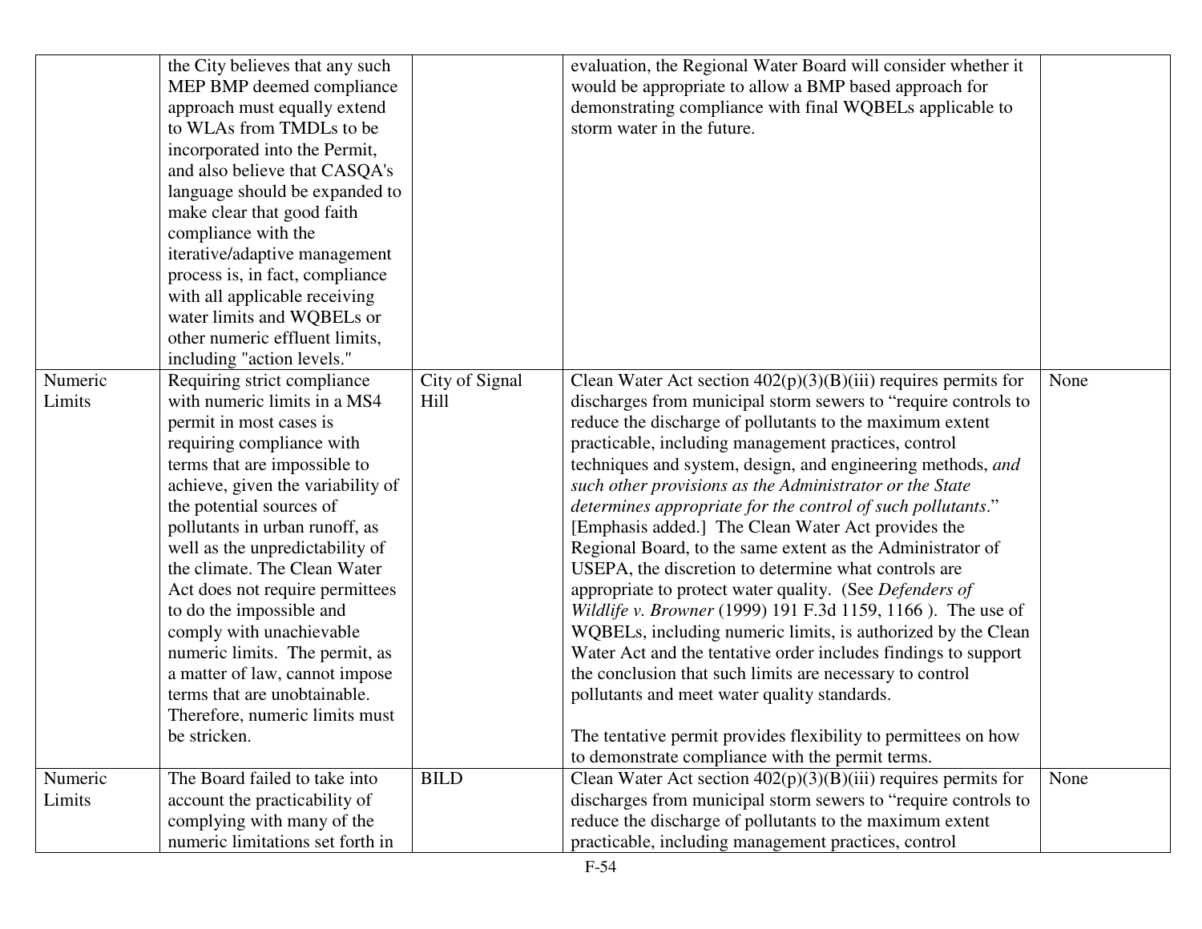| | | | | |
|---|---|---|---|---|
| | the City believes that any such MEP BMP deemed compliance approach must equally extend to WLAs from TMDLs to be incorporated into the Permit, and also believe that CASQA's language should be expanded to make clear that good faith compliance with the iterative/adaptive management process is, in fact, compliance with all applicable receiving water limits and WQBELs or other numeric effluent limits, including "action levels." | | evaluation, the Regional Water Board will consider whether it would be appropriate to allow a BMP based approach for demonstrating compliance with final WQBELs applicable to storm water in the future. | |
| Numeric Limits | Requiring strict compliance with numeric limits in a MS4 permit in most cases is requiring compliance with terms that are impossible to achieve, given the variability of the potential sources of pollutants in urban runoff, as well as the unpredictability of the climate. The Clean Water Act does not require permittees to do the impossible and comply with unachievable numeric limits. The permit, as a matter of law, cannot impose terms that are unobtainable. Therefore, numeric limits must be stricken. | City of Signal Hill | Clean Water Act section 402(p)(3)(B)(iii) requires permits for discharges from municipal storm sewers to "require controls to reduce the discharge of pollutants to the maximum extent practicable, including management practices, control techniques and system, design, and engineering methods, *and such other provisions as the Administrator or the State determines appropriate for the control of such pollutants*." [Emphasis added.] The Clean Water Act provides the Regional Board, to the same extent as the Administrator of USEPA, the discretion to determine what controls are appropriate to protect water quality. (See *Defenders of Wildlife v. Browner* (1999) 191 F.3d 1159, 1166 ). The use of WQBELs, including numeric limits, is authorized by the Clean Water Act and the tentative order includes findings to support the conclusion that such limits are necessary to control pollutants and meet water quality standards.<br><br>The tentative permit provides flexibility to permittees on how to demonstrate compliance with the permit terms. | None |
| Numeric Limits | The Board failed to take into account the practicability of complying with many of the numeric limitations set forth in | BILD | Clean Water Act section 402(p)(3)(B)(iii) requires permits for discharges from municipal storm sewers to "require controls to reduce the discharge of pollutants to the maximum extent practicable, including management practices, control | None |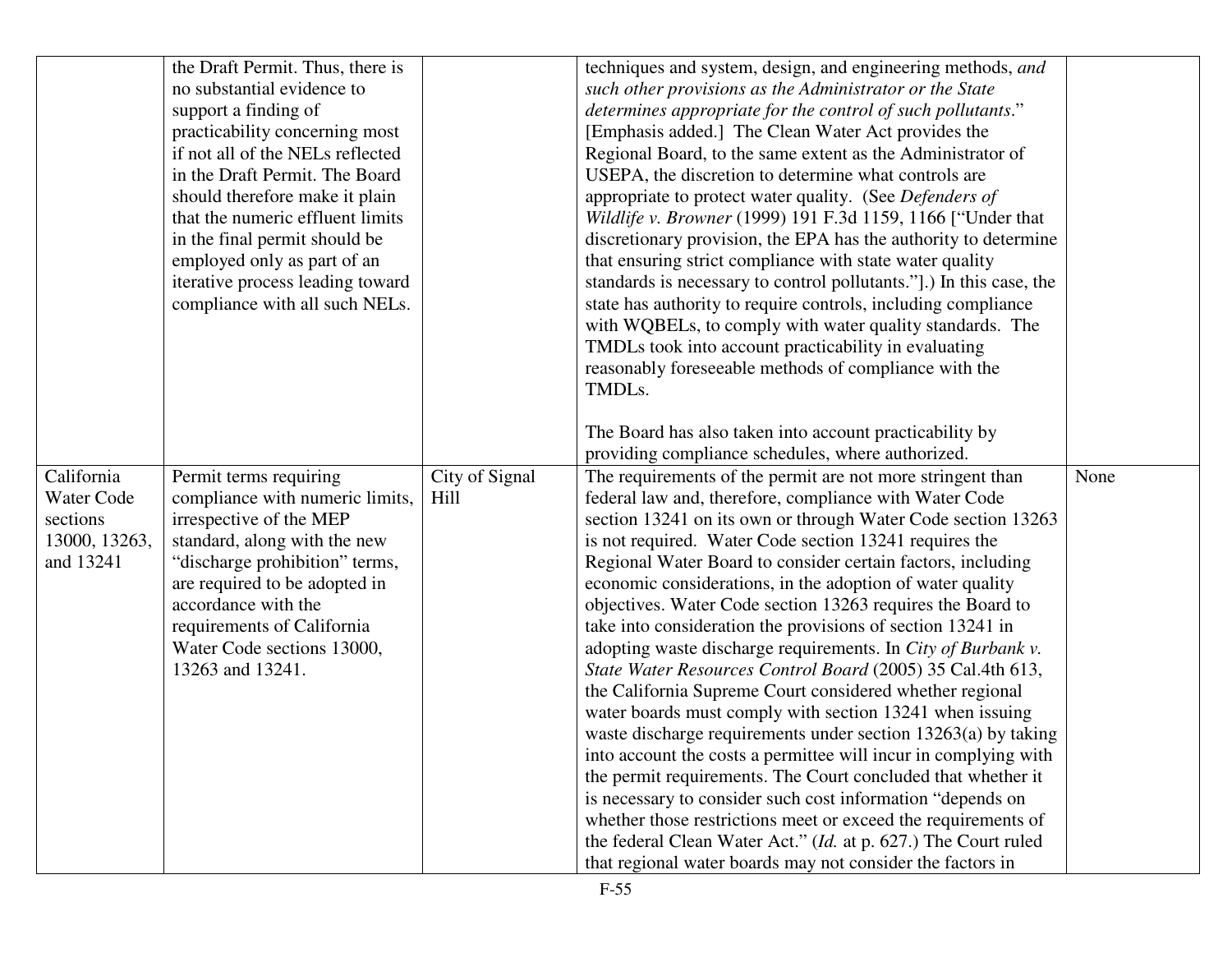| | | | | |
|---|---|---|---|---|
| | the Draft Permit. Thus, there is no substantial evidence to support a finding of practicability concerning most if not all of the NELs reflected in the Draft Permit. The Board should therefore make it plain that the numeric effluent limits in the final permit should be employed only as part of an iterative process leading toward compliance with all such NELs. | | techniques and system, design, and engineering methods, *and such other provisions as the Administrator or the State determines appropriate for the control of such pollutants*." [Emphasis added.] The Clean Water Act provides the Regional Board, to the same extent as the Administrator of USEPA, the discretion to determine what controls are appropriate to protect water quality. (See *Defenders of Wildlife v. Browner* (1999) 191 F.3d 1159, 1166 ["Under that discretionary provision, the EPA has the authority to determine that ensuring strict compliance with state water quality standards is necessary to control pollutants."].) In this case, the state has authority to require controls, including compliance with WQBELs, to comply with water quality standards. The TMDLs took into account practicability in evaluating reasonably foreseeable methods of compliance with the TMDLs.<br><br>The Board has also taken into account practicability by providing compliance schedules, where authorized. | |
| California Water Code sections 13000, 13263, and 13241 | Permit terms requiring compliance with numeric limits, irrespective of the MEP standard, along with the new "discharge prohibition" terms, are required to be adopted in accordance with the requirements of California Water Code sections 13000, 13263 and 13241. | City of Signal Hill | The requirements of the permit are not more stringent than federal law and, therefore, compliance with Water Code section 13241 on its own or through Water Code section 13263 is not required. Water Code section 13241 requires the Regional Water Board to consider certain factors, including economic considerations, in the adoption of water quality objectives. Water Code section 13263 requires the Board to take into consideration the provisions of section 13241 in adopting waste discharge requirements. In *City of Burbank v. State Water Resources Control Board* (2005) 35 Cal.4th 613, the California Supreme Court considered whether regional water boards must comply with section 13241 when issuing waste discharge requirements under section 13263(a) by taking into account the costs a permittee will incur in complying with the permit requirements. The Court concluded that whether it is necessary to consider such cost information "depends on whether those restrictions meet or exceed the requirements of the federal Clean Water Act." (*Id.* at p. 627.) The Court ruled that regional water boards may not consider the factors in | None |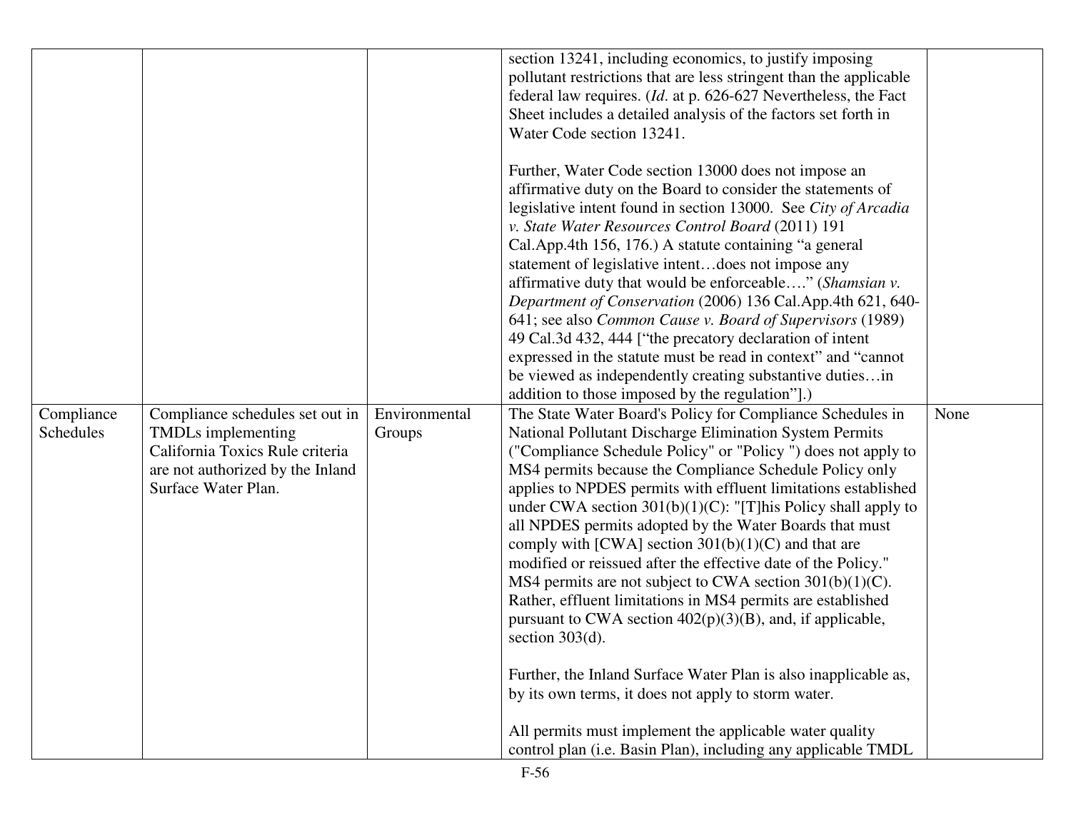| | | | | |
|---|---|---|---|---|
| | | | section 13241, including economics, to justify imposing pollutant restrictions that are less stringent than the applicable federal law requires. (*Id*. at p. 626-627 Nevertheless, the Fact Sheet includes a detailed analysis of the factors set forth in Water Code section 13241.<br><br>Further, Water Code section 13000 does not impose an affirmative duty on the Board to consider the statements of legislative intent found in section 13000. See *City of Arcadia v. State Water Resources Control Board* (2011) 191 Cal.App.4th 156, 176.) A statute containing "a general statement of legislative intent…does not impose any affirmative duty that would be enforceable…." (*Shamsian v. Department of Conservation* (2006) 136 Cal.App.4th 621, 640-641; see also *Common Cause v. Board of Supervisors* (1989) 49 Cal.3d 432, 444 ["the precatory declaration of intent expressed in the statute must be read in context" and "cannot be viewed as independently creating substantive duties…in addition to those imposed by the regulation"].) | |
| Compliance Schedules | Compliance schedules set out in TMDLs implementing California Toxics Rule criteria are not authorized by the Inland Surface Water Plan. | Environmental Groups | The State Water Board's Policy for Compliance Schedules in National Pollutant Discharge Elimination System Permits ("Compliance Schedule Policy" or "Policy ") does not apply to MS4 permits because the Compliance Schedule Policy only applies to NPDES permits with effluent limitations established under CWA section 301(b)(1)(C): "[T]his Policy shall apply to all NPDES permits adopted by the Water Boards that must comply with [CWA] section 301(b)(1)(C) and that are modified or reissued after the effective date of the Policy." MS4 permits are not subject to CWA section 301(b)(1)(C). Rather, effluent limitations in MS4 permits are established pursuant to CWA section 402(p)(3)(B), and, if applicable, section 303(d).<br><br>Further, the Inland Surface Water Plan is also inapplicable as, by its own terms, it does not apply to storm water.<br><br>All permits must implement the applicable water quality control plan (i.e. Basin Plan), including any applicable TMDL | None |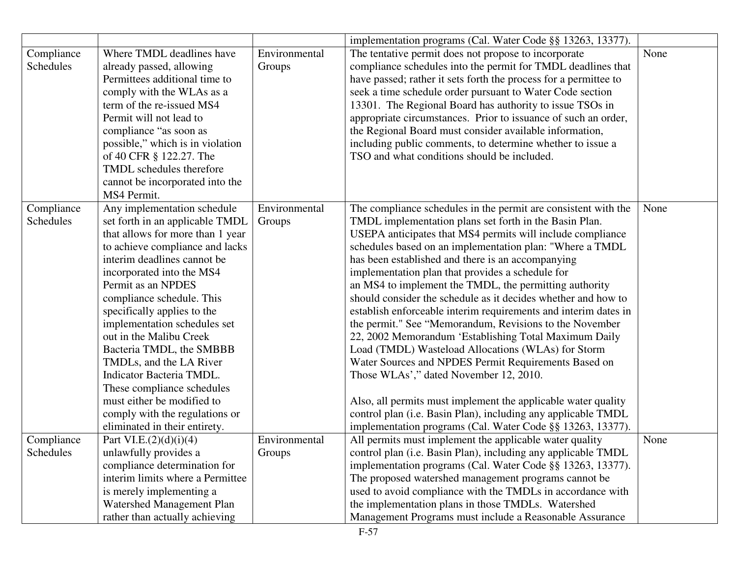| | | | implementation programs (Cal. Water Code §§ 13263, 13377). | |
|---|---|---|---|---|
| Compliance Schedules | Where TMDL deadlines have already passed, allowing Permittees additional time to comply with the WLAs as a term of the re-issued MS4 Permit will not lead to compliance "as soon as possible," which is in violation of 40 CFR § 122.27. The TMDL schedules therefore cannot be incorporated into the MS4 Permit. | Environmental Groups | The tentative permit does not propose to incorporate compliance schedules into the permit for TMDL deadlines that have passed; rather it sets forth the process for a permittee to seek a time schedule order pursuant to Water Code section 13301. The Regional Board has authority to issue TSOs in appropriate circumstances. Prior to issuance of such an order, the Regional Board must consider available information, including public comments, to determine whether to issue a TSO and what conditions should be included. | None |
| Compliance Schedules | Any implementation schedule set forth in an applicable TMDL that allows for more than 1 year to achieve compliance and lacks interim deadlines cannot be incorporated into the MS4 Permit as an NPDES compliance schedule. This specifically applies to the implementation schedules set out in the Malibu Creek Bacteria TMDL, the SMBBB TMDLs, and the LA River Indicator Bacteria TMDL. These compliance schedules must either be modified to comply with the regulations or eliminated in their entirety. | Environmental Groups | The compliance schedules in the permit are consistent with the TMDL implementation plans set forth in the Basin Plan. USEPA anticipates that MS4 permits will include compliance schedules based on an implementation plan: "Where a TMDL has been established and there is an accompanying implementation plan that provides a schedule for an MS4 to implement the TMDL, the permitting authority should consider the schedule as it decides whether and how to establish enforceable interim requirements and interim dates in the permit." See "Memorandum, Revisions to the November 22, 2002 Memorandum 'Establishing Total Maximum Daily Load (TMDL) Wasteload Allocations (WLAs) for Storm Water Sources and NPDES Permit Requirements Based on Those WLAs'," dated November 12, 2010.<br><br>Also, all permits must implement the applicable water quality control plan (i.e. Basin Plan), including any applicable TMDL implementation programs (Cal. Water Code §§ 13263, 13377). | None |
| Compliance Schedules | Part VI.E.(2)(d)(i)(4) unlawfully provides a compliance determination for interim limits where a Permittee is merely implementing a Watershed Management Plan rather than actually achieving | Environmental Groups | All permits must implement the applicable water quality control plan (i.e. Basin Plan), including any applicable TMDL implementation programs (Cal. Water Code §§ 13263, 13377). The proposed watershed management programs cannot be used to avoid compliance with the TMDLs in accordance with the implementation plans in those TMDLs. Watershed Management Programs must include a Reasonable Assurance | None |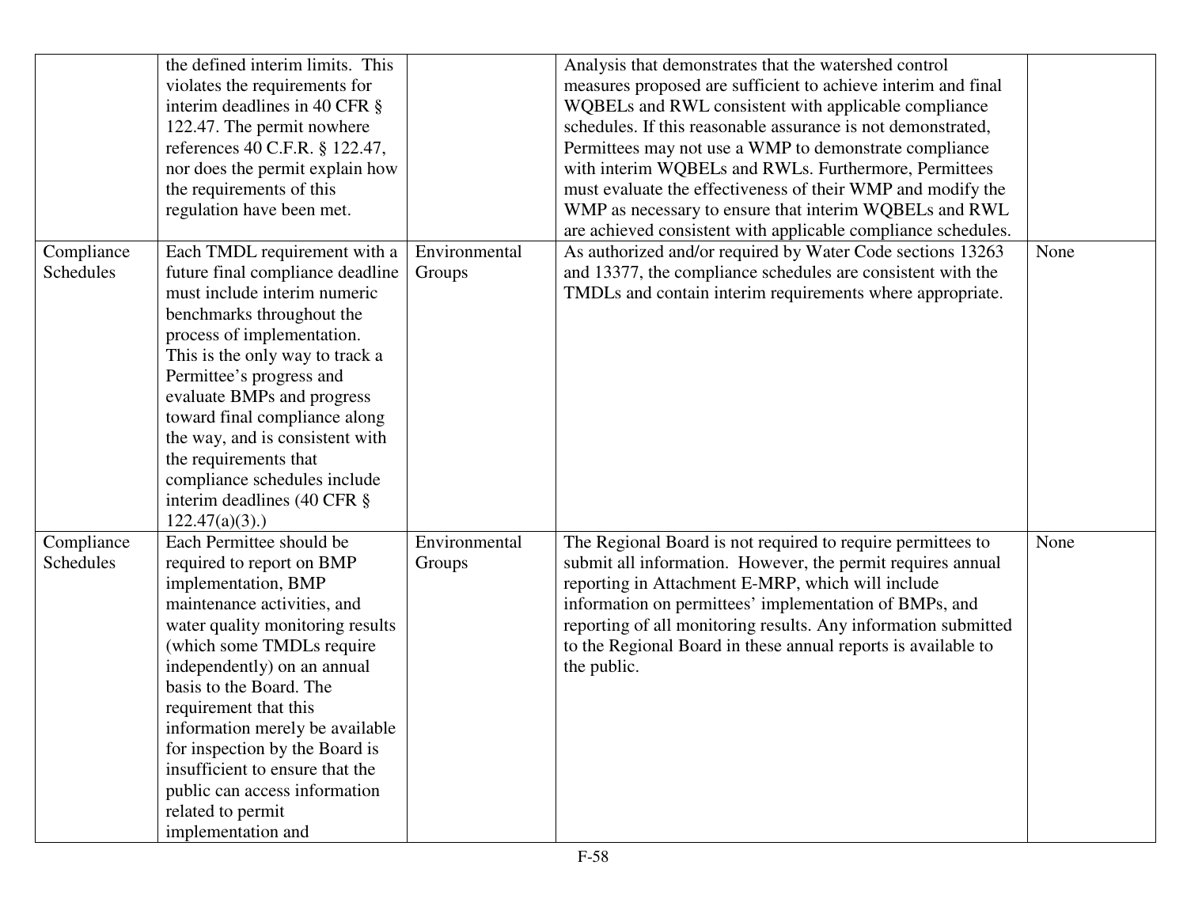| | | | | |
|---|---|---|---|---|
| | the defined interim limits. This violates the requirements for interim deadlines in 40 CFR § 122.47. The permit nowhere references 40 C.F.R. § 122.47, nor does the permit explain how the requirements of this regulation have been met. | | Analysis that demonstrates that the watershed control measures proposed are sufficient to achieve interim and final WQBELs and RWL consistent with applicable compliance schedules. If this reasonable assurance is not demonstrated, Permittees may not use a WMP to demonstrate compliance with interim WQBELs and RWLs. Furthermore, Permittees must evaluate the effectiveness of their WMP and modify the WMP as necessary to ensure that interim WQBELs and RWL are achieved consistent with applicable compliance schedules. | |
| Compliance Schedules | Each TMDL requirement with a future final compliance deadline must include interim numeric benchmarks throughout the process of implementation. This is the only way to track a Permittee's progress and evaluate BMPs and progress toward final compliance along the way, and is consistent with the requirements that compliance schedules include interim deadlines (40 CFR § 122.47(a)(3).) | Environmental Groups | As authorized and/or required by Water Code sections 13263 and 13377, the compliance schedules are consistent with the TMDLs and contain interim requirements where appropriate. | None |
| Compliance Schedules | Each Permittee should be required to report on BMP implementation, BMP maintenance activities, and water quality monitoring results (which some TMDLs require independently) on an annual basis to the Board. The requirement that this information merely be available for inspection by the Board is insufficient to ensure that the public can access information related to permit implementation and | Environmental Groups | The Regional Board is not required to require permittees to submit all information. However, the permit requires annual reporting in Attachment E-MRP, which will include information on permittees' implementation of BMPs, and reporting of all monitoring results. Any information submitted to the Regional Board in these annual reports is available to the public. | None |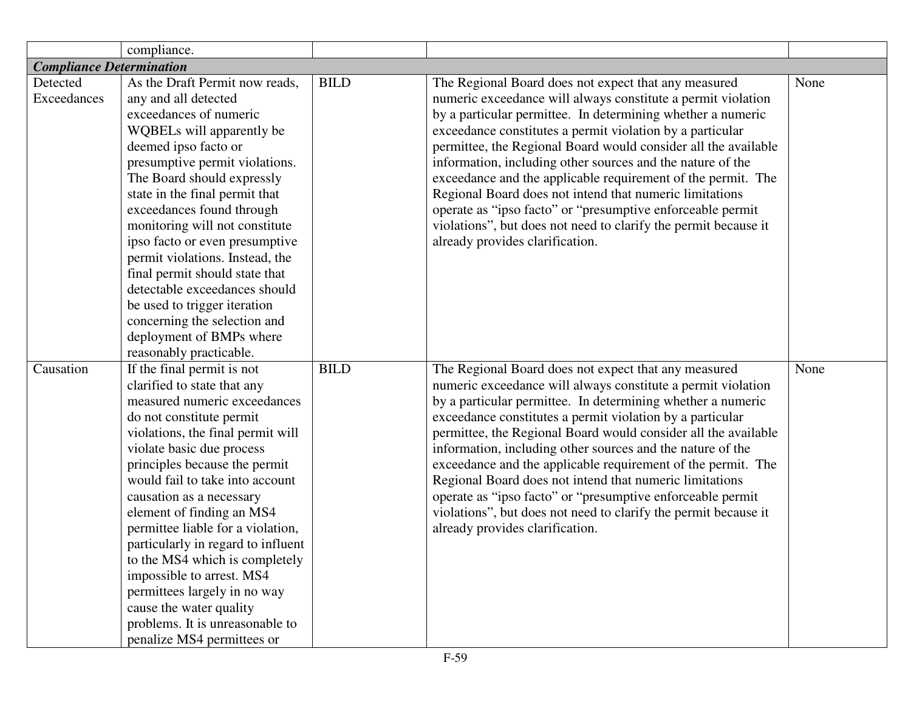| | | | | |
|---|---|---|---|---|
| | compliance. | | | |
| ***Compliance Determination*** | | | | |
| Detected Exceedances | As the Draft Permit now reads, any and all detected exceedances of numeric WQBELs will apparently be deemed ipso facto or presumptive permit violations. The Board should expressly state in the final permit that exceedances found through monitoring will not constitute ipso facto or even presumptive permit violations. Instead, the final permit should state that detectable exceedances should be used to trigger iteration concerning the selection and deployment of BMPs where reasonably practicable. | BILD | The Regional Board does not expect that any measured numeric exceedance will always constitute a permit violation by a particular permittee. In determining whether a numeric exceedance constitutes a permit violation by a particular permittee, the Regional Board would consider all the available information, including other sources and the nature of the exceedance and the applicable requirement of the permit. The Regional Board does not intend that numeric limitations operate as "ipso facto" or "presumptive enforceable permit violations", but does not need to clarify the permit because it already provides clarification. | None |
| Causation | If the final permit is not clarified to state that any measured numeric exceedances do not constitute permit violations, the final permit will violate basic due process principles because the permit would fail to take into account causation as a necessary element of finding an MS4 permittee liable for a violation, particularly in regard to influent to the MS4 which is completely impossible to arrest. MS4 permittees largely in no way cause the water quality problems. It is unreasonable to penalize MS4 permittees or | BILD | The Regional Board does not expect that any measured numeric exceedance will always constitute a permit violation by a particular permittee. In determining whether a numeric exceedance constitutes a permit violation by a particular permittee, the Regional Board would consider all the available information, including other sources and the nature of the exceedance and the applicable requirement of the permit. The Regional Board does not intend that numeric limitations operate as "ipso facto" or "presumptive enforceable permit violations", but does not need to clarify the permit because it already provides clarification. | None |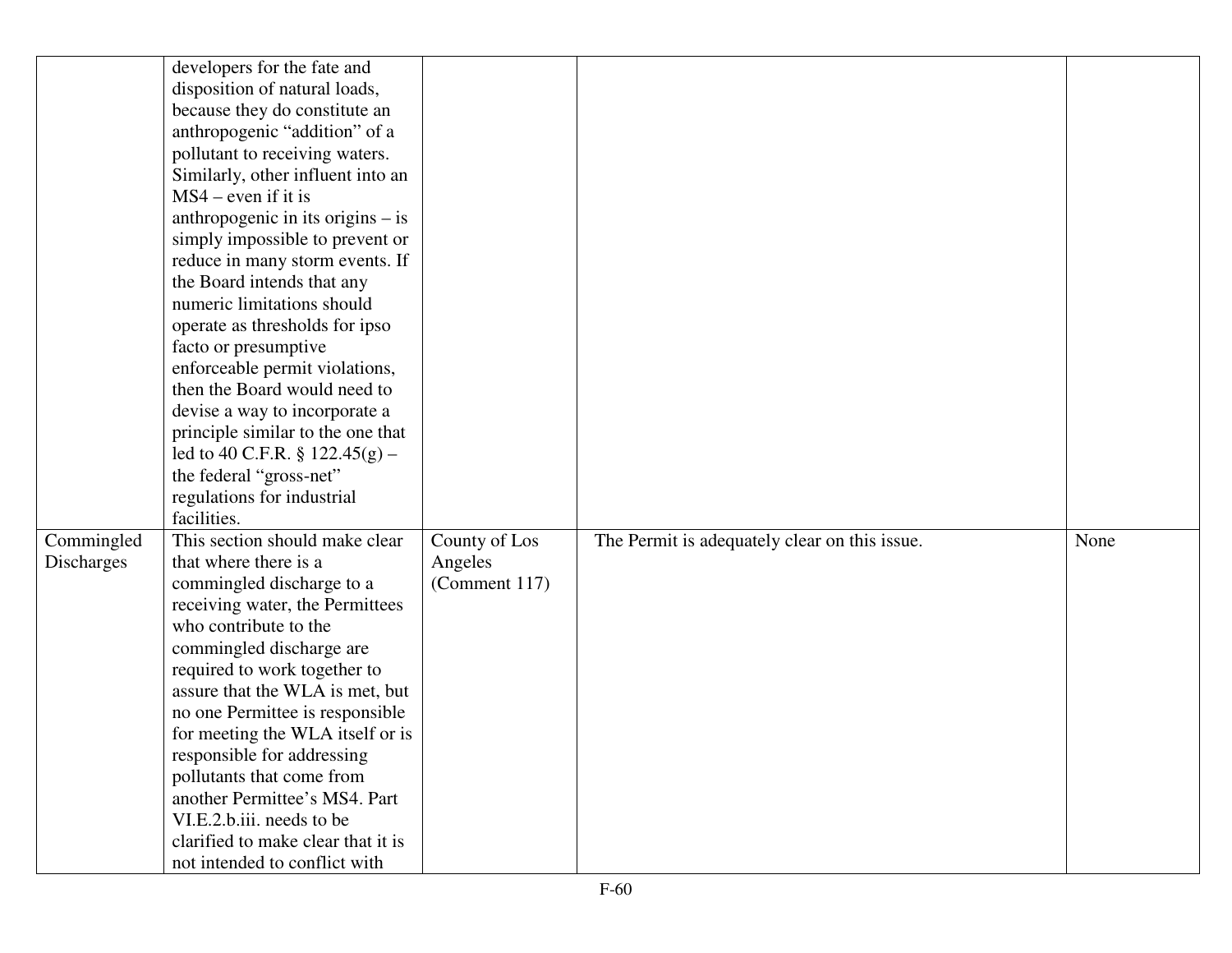| | | | | |
|---|---|---|---|---|
| | developers for the fate and disposition of natural loads, because they do constitute an anthropogenic "addition" of a pollutant to receiving waters. Similarly, other influent into an MS4 – even if it is anthropogenic in its origins – is simply impossible to prevent or reduce in many storm events. If the Board intends that any numeric limitations should operate as thresholds for ipso facto or presumptive enforceable permit violations, then the Board would need to devise a way to incorporate a principle similar to the one that led to 40 C.F.R. § 122.45(g) – the federal "gross-net" regulations for industrial facilities. | | | |
| Commingled Discharges | This section should make clear that where there is a commingled discharge to a receiving water, the Permittees who contribute to the commingled discharge are required to work together to assure that the WLA is met, but no one Permittee is responsible for meeting the WLA itself or is responsible for addressing pollutants that come from another Permittee's MS4. Part VI.E.2.b.iii. needs to be clarified to make clear that it is not intended to conflict with | County of Los Angeles (Comment 117) | The Permit is adequately clear on this issue. | None |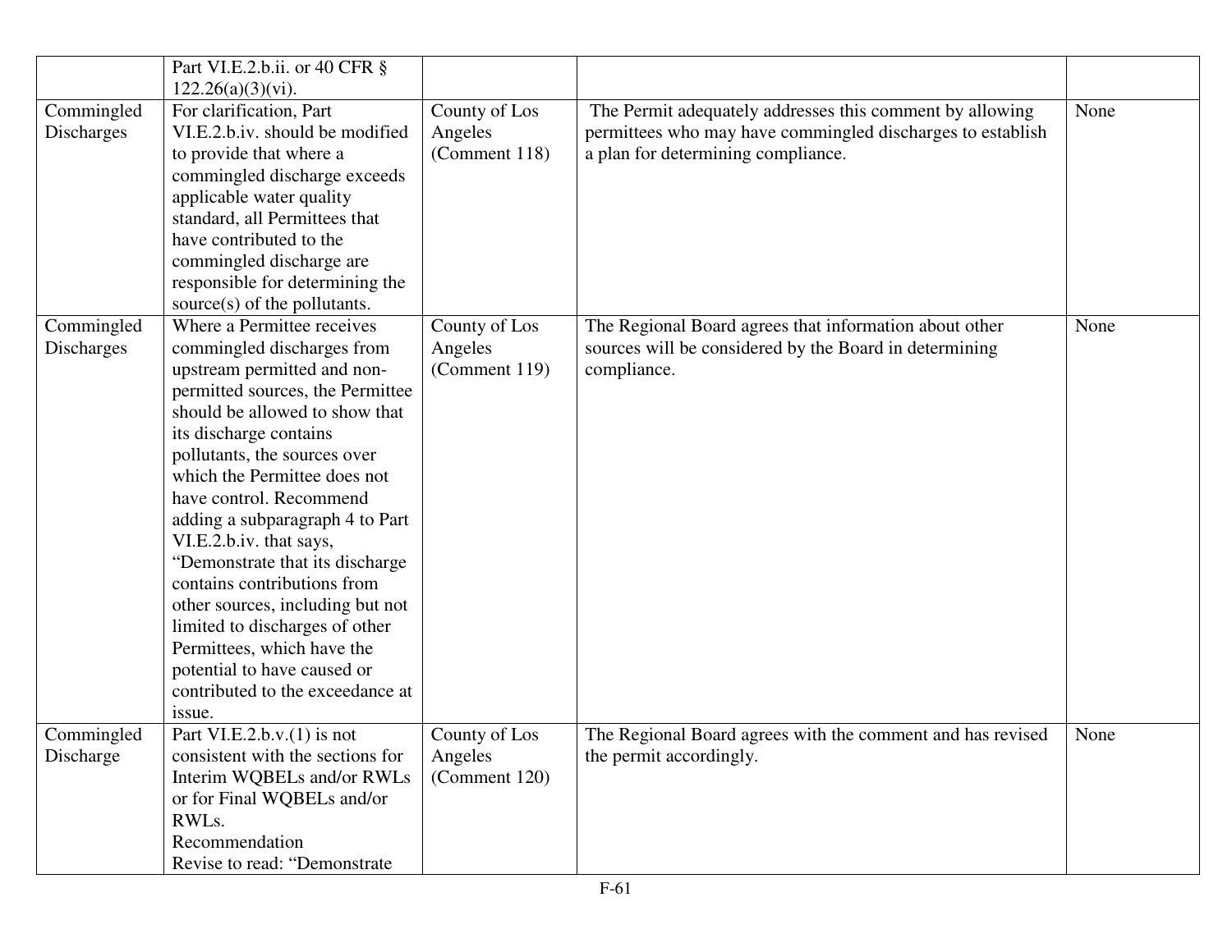| | | | | |
|---|---|---|---|---|
| | Part VI.E.2.b.ii. or 40 CFR § 122.26(a)(3)(vi). | | | |
| Commingled Discharges | For clarification, Part VI.E.2.b.iv. should be modified to provide that where a commingled discharge exceeds applicable water quality standard, all Permittees that have contributed to the commingled discharge are responsible for determining the source(s) of the pollutants. | County of Los Angeles (Comment 118) | The Permit adequately addresses this comment by allowing permittees who may have commingled discharges to establish a plan for determining compliance. | None |
| Commingled Discharges | Where a Permittee receives commingled discharges from upstream permitted and non-permitted sources, the Permittee should be allowed to show that its discharge contains pollutants, the sources over which the Permittee does not have control. Recommend adding a subparagraph 4 to Part VI.E.2.b.iv. that says, "Demonstrate that its discharge contains contributions from other sources, including but not limited to discharges of other Permittees, which have the potential to have caused or contributed to the exceedance at issue. | County of Los Angeles (Comment 119) | The Regional Board agrees that information about other sources will be considered by the Board in determining compliance. | None |
| Commingled Discharge | Part VI.E.2.b.v.(1) is not consistent with the sections for Interim WQBELs and/or RWLs or for Final WQBELs and/or RWLs.<br>Recommendation<br>Revise to read: "Demonstrate | County of Los Angeles (Comment 120) | The Regional Board agrees with the comment and has revised the permit accordingly. | None |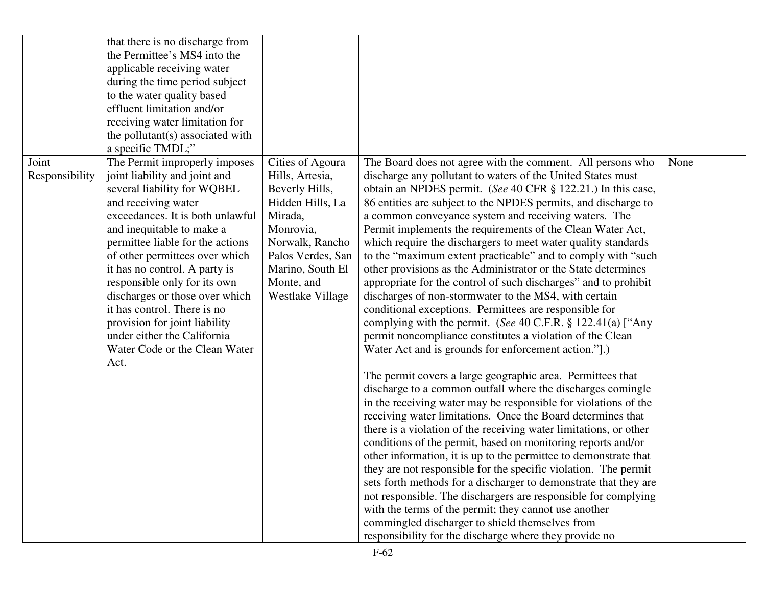| | | | | |
|---|---|---|---|---|
| | that there is no discharge from the Permittee's MS4 into the applicable receiving water during the time period subject to the water quality based effluent limitation and/or receiving water limitation for the pollutant(s) associated with a specific TMDL;" | | | |
| Joint Responsibility | The Permit improperly imposes joint liability and joint and several liability for WQBEL and receiving water exceedances. It is both unlawful and inequitable to make a permittee liable for the actions of other permittees over which it has no control. A party is responsible only for its own discharges or those over which it has control. There is no provision for joint liability under either the California Water Code or the Clean Water Act. | Cities of Agoura Hills, Artesia, Beverly Hills, Hidden Hills, La Mirada, Monrovia, Norwalk, Rancho Palos Verdes, San Marino, South El Monte, and Westlake Village | The Board does not agree with the comment. All persons who discharge any pollutant to waters of the United States must obtain an NPDES permit. (*See* 40 CFR § 122.21.) In this case, 86 entities are subject to the NPDES permits, and discharge to a common conveyance system and receiving waters. The Permit implements the requirements of the Clean Water Act, which require the dischargers to meet water quality standards to the "maximum extent practicable" and to comply with "such other provisions as the Administrator or the State determines appropriate for the control of such discharges" and to prohibit discharges of non-stormwater to the MS4, with certain conditional exceptions. Permittees are responsible for complying with the permit. (*See* 40 C.F.R. § 122.41(a) ["Any permit noncompliance constitutes a violation of the Clean Water Act and is grounds for enforcement action."].)<br><br>The permit covers a large geographic area. Permittees that discharge to a common outfall where the discharges comingle in the receiving water may be responsible for violations of the receiving water limitations. Once the Board determines that there is a violation of the receiving water limitations, or other conditions of the permit, based on monitoring reports and/or other information, it is up to the permittee to demonstrate that they are not responsible for the specific violation. The permit sets forth methods for a discharger to demonstrate that they are not responsible. The dischargers are responsible for complying with the terms of the permit; they cannot use another commingled discharger to shield themselves from responsibility for the discharge where they provide no | None |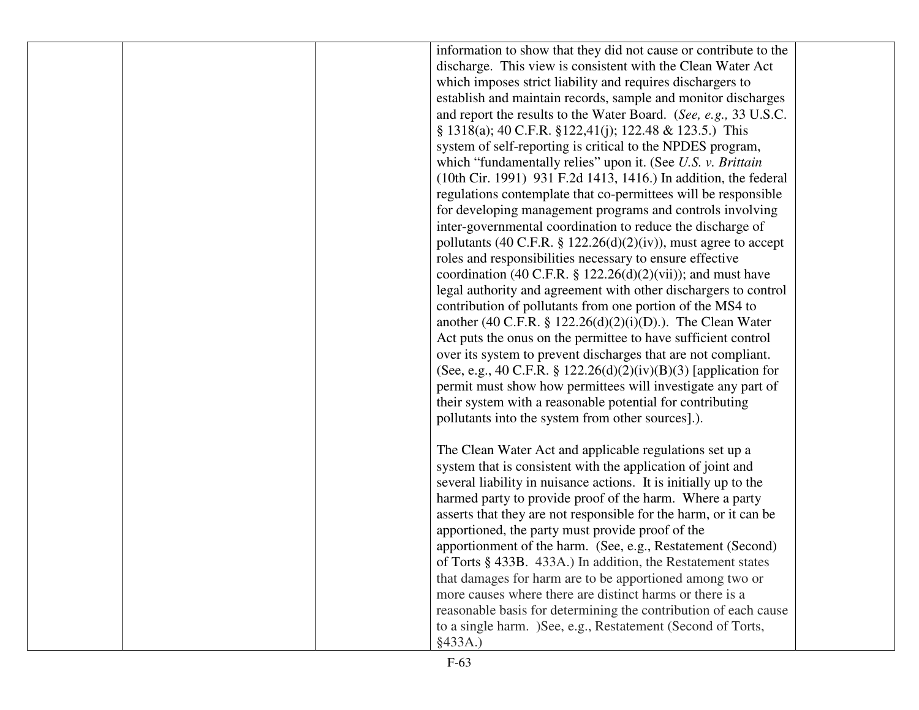| | | | | |
|---|---|---|---|---|
| | | | information to show that they did not cause or contribute to the discharge. This view is consistent with the Clean Water Act which imposes strict liability and requires dischargers to establish and maintain records, sample and monitor discharges and report the results to the Water Board. (*See, e.g.,* 33 U.S.C. § 1318(a); 40 C.F.R. §122,41(j); 122.48 & 123.5.) This system of self-reporting is critical to the NPDES program, which "fundamentally relies" upon it. (See *U.S. v. Brittain* (10th Cir. 1991) 931 F.2d 1413, 1416.) In addition, the federal regulations contemplate that co-permittees will be responsible for developing management programs and controls involving inter-governmental coordination to reduce the discharge of pollutants (40 C.F.R. § 122.26(d)(2)(iv)), must agree to accept roles and responsibilities necessary to ensure effective coordination (40 C.F.R. § 122.26(d)(2)(vii)); and must have legal authority and agreement with other dischargers to control contribution of pollutants from one portion of the MS4 to another (40 C.F.R. § 122.26(d)(2)(i)(D).). The Clean Water Act puts the onus on the permittee to have sufficient control over its system to prevent discharges that are not compliant. (See, e.g., 40 C.F.R. § 122.26(d)(2)(iv)(B)(3) [application for permit must show how permittees will investigate any part of their system with a reasonable potential for contributing pollutants into the system from other sources].).<br><br>The Clean Water Act and applicable regulations set up a system that is consistent with the application of joint and several liability in nuisance actions. It is initially up to the harmed party to provide proof of the harm. Where a party asserts that they are not responsible for the harm, or it can be apportioned, the party must provide proof of the apportionment of the harm. (See, e.g., Restatement (Second) of Torts § 433B. 433A.) In addition, the Restatement states that damages for harm are to be apportioned among two or more causes where there are distinct harms or there is a reasonable basis for determining the contribution of each cause to a single harm. )See, e.g., Restatement (Second of Torts, §433A.) | |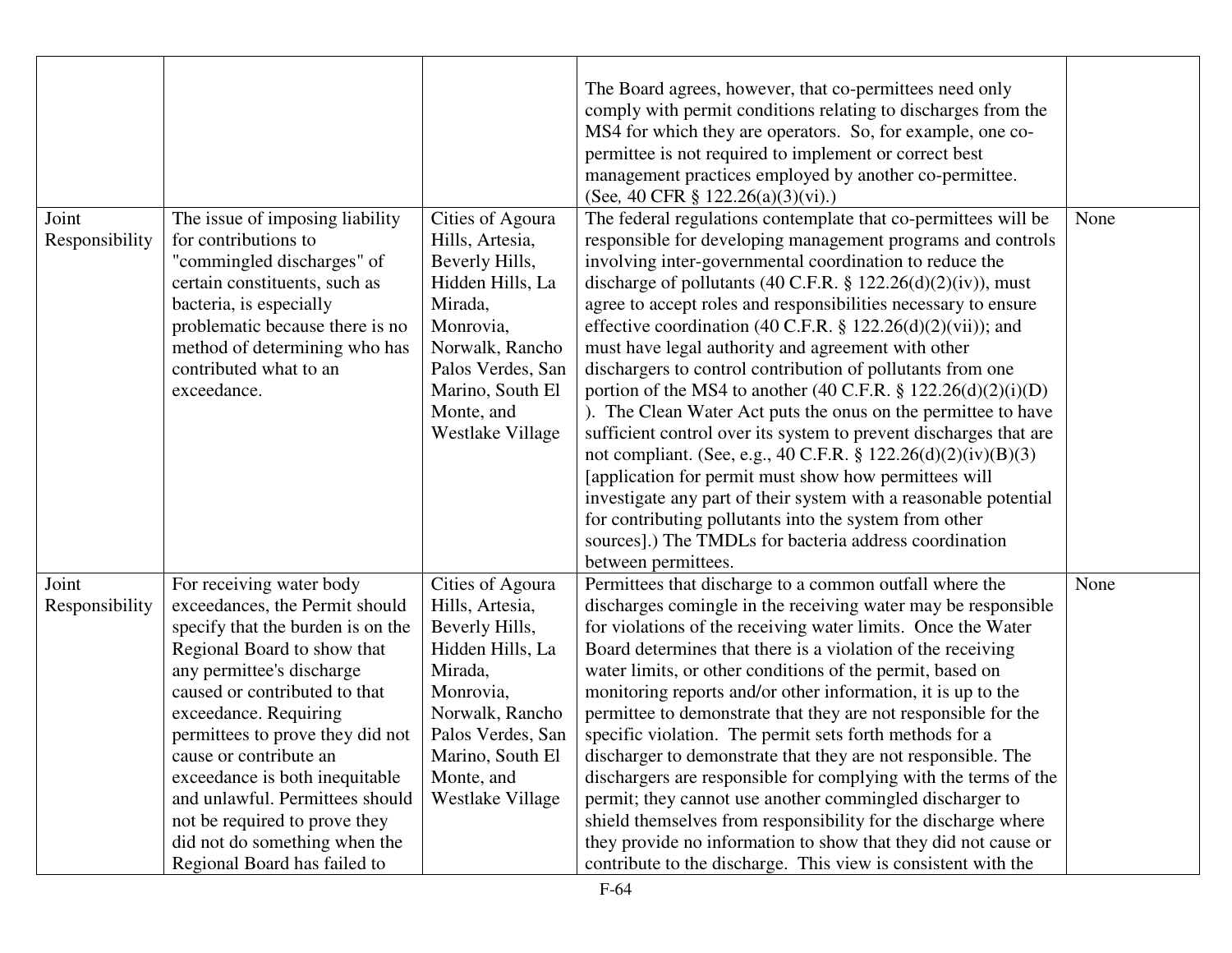| | | | | |
|---|---|---|---|---|
| | | | The Board agrees, however, that co-permittees need only comply with permit conditions relating to discharges from the MS4 for which they are operators. So, for example, one co-permittee is not required to implement or correct best management practices employed by another co-permittee. (See, 40 CFR § 122.26(a)(3)(vi).) | |
| Joint Responsibility | The issue of imposing liability for contributions to "commingled discharges" of certain constituents, such as bacteria, is especially problematic because there is no method of determining who has contributed what to an exceedance. | Cities of Agoura Hills, Artesia, Beverly Hills, Hidden Hills, La Mirada, Monrovia, Norwalk, Rancho Palos Verdes, San Marino, South El Monte, and Westlake Village | The federal regulations contemplate that co-permittees will be responsible for developing management programs and controls involving inter-governmental coordination to reduce the discharge of pollutants (40 C.F.R. § 122.26(d)(2)(iv)), must agree to accept roles and responsibilities necessary to ensure effective coordination (40 C.F.R. § 122.26(d)(2)(vii)); and must have legal authority and agreement with other dischargers to control contribution of pollutants from one portion of the MS4 to another (40 C.F.R. § 122.26(d)(2)(i)(D) ). The Clean Water Act puts the onus on the permittee to have sufficient control over its system to prevent discharges that are not compliant. (See, e.g., 40 C.F.R. § 122.26(d)(2)(iv)(B)(3) [application for permit must show how permittees will investigate any part of their system with a reasonable potential for contributing pollutants into the system from other sources].) The TMDLs for bacteria address coordination between permittees. | None |
| Joint Responsibility | For receiving water body exceedances, the Permit should specify that the burden is on the Regional Board to show that any permittee's discharge caused or contributed to that exceedance. Requiring permittees to prove they did not cause or contribute an exceedance is both inequitable and unlawful. Permittees should not be required to prove they did not do something when the Regional Board has failed to | Cities of Agoura Hills, Artesia, Beverly Hills, Hidden Hills, La Mirada, Monrovia, Norwalk, Rancho Palos Verdes, San Marino, South El Monte, and Westlake Village | Permittees that discharge to a common outfall where the discharges comingle in the receiving water may be responsible for violations of the receiving water limits. Once the Water Board determines that there is a violation of the receiving water limits, or other conditions of the permit, based on monitoring reports and/or other information, it is up to the permittee to demonstrate that they are not responsible for the specific violation. The permit sets forth methods for a discharger to demonstrate that they are not responsible. The dischargers are responsible for complying with the terms of the permit; they cannot use another commingled discharger to shield themselves from responsibility for the discharge where they provide no information to show that they did not cause or contribute to the discharge. This view is consistent with the | None |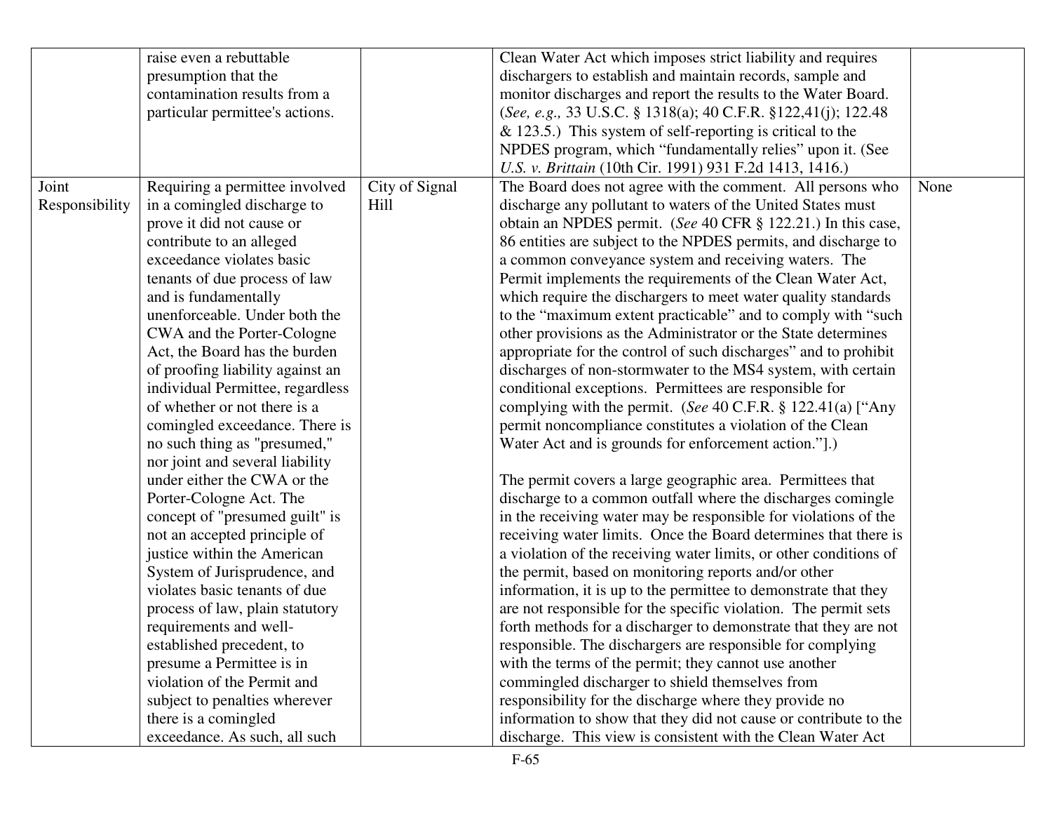| | | | | |
|---|---|---|---|---|
| | raise even a rebuttable presumption that the contamination results from a particular permittee's actions. | | Clean Water Act which imposes strict liability and requires dischargers to establish and maintain records, sample and monitor discharges and report the results to the Water Board. (*See, e.g.,* 33 U.S.C. § 1318(a); 40 C.F.R. §122,41(j); 122.48 & 123.5.) This system of self-reporting is critical to the NPDES program, which "fundamentally relies" upon it. (See *U.S. v. Brittain* (10th Cir. 1991) 931 F.2d 1413, 1416.) | |
| Joint Responsibility | Requiring a permittee involved in a comingled discharge to prove it did not cause or contribute to an alleged exceedance violates basic tenants of due process of law and is fundamentally unenforceable. Under both the CWA and the Porter-Cologne Act, the Board has the burden of proofing liability against an individual Permittee, regardless of whether or not there is a comingled exceedance. There is no such thing as "presumed," nor joint and several liability under either the CWA or the Porter-Cologne Act. The concept of "presumed guilt" is not an accepted principle of justice within the American System of Jurisprudence, and violates basic tenants of due process of law, plain statutory requirements and well-established precedent, to presume a Permittee is in violation of the Permit and subject to penalties wherever there is a comingled exceedance. As such, all such | City of Signal Hill | The Board does not agree with the comment. All persons who discharge any pollutant to waters of the United States must obtain an NPDES permit. (*See* 40 CFR § 122.21.) In this case, 86 entities are subject to the NPDES permits, and discharge to a common conveyance system and receiving waters. The Permit implements the requirements of the Clean Water Act, which require the dischargers to meet water quality standards to the "maximum extent practicable" and to comply with "such other provisions as the Administrator or the State determines appropriate for the control of such discharges" and to prohibit discharges of non-stormwater to the MS4 system, with certain conditional exceptions. Permittees are responsible for complying with the permit. (*See* 40 C.F.R. § 122.41(a) ["Any permit noncompliance constitutes a violation of the Clean Water Act and is grounds for enforcement action."].)<br><br>The permit covers a large geographic area. Permittees that discharge to a common outfall where the discharges comingle in the receiving water may be responsible for violations of the receiving water limits. Once the Board determines that there is a violation of the receiving water limits, or other conditions of the permit, based on monitoring reports and/or other information, it is up to the permittee to demonstrate that they are not responsible for the specific violation. The permit sets forth methods for a discharger to demonstrate that they are not responsible. The dischargers are responsible for complying with the terms of the permit; they cannot use another commingled discharger to shield themselves from responsibility for the discharge where they provide no information to show that they did not cause or contribute to the discharge. This view is consistent with the Clean Water Act | None |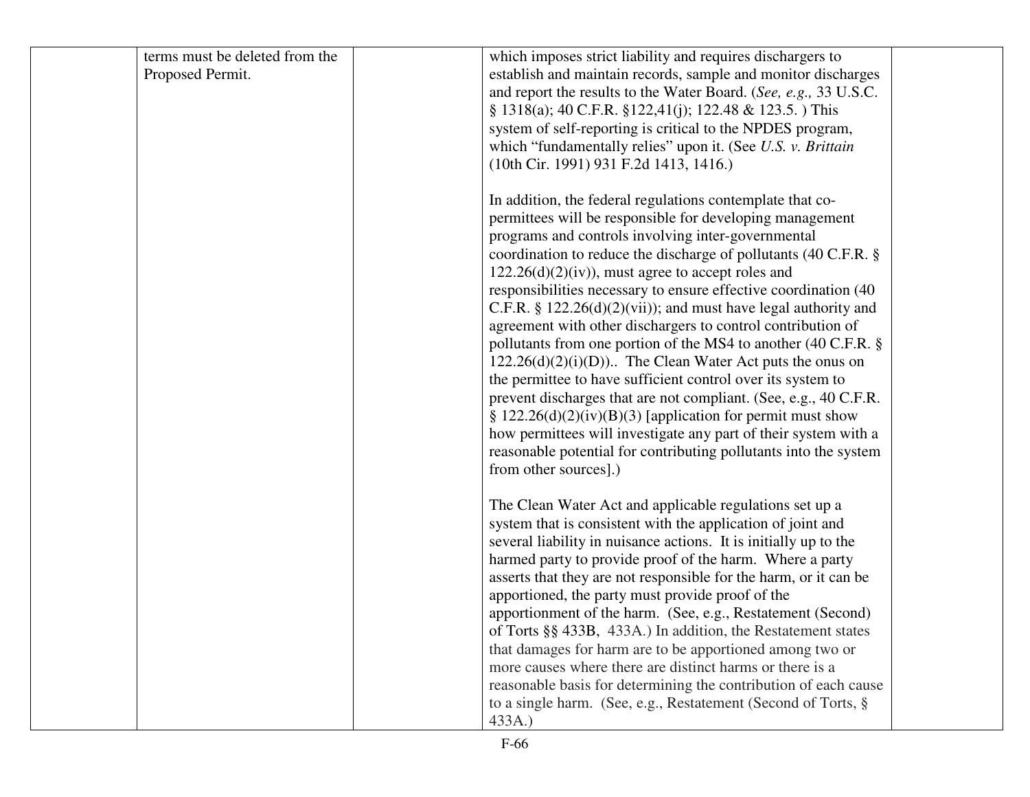| | | | | |
|---|---|---|---|---|
| | terms must be deleted from the Proposed Permit. | | which imposes strict liability and requires dischargers to establish and maintain records, sample and monitor discharges and report the results to the Water Board. (*See, e.g.,* 33 U.S.C. § 1318(a); 40 C.F.R. §122,41(j); 122.48 & 123.5. ) This system of self-reporting is critical to the NPDES program, which "fundamentally relies" upon it. (See *U.S. v. Brittain* (10th Cir. 1991) 931 F.2d 1413, 1416.)<br><br>In addition, the federal regulations contemplate that co-permittees will be responsible for developing management programs and controls involving inter-governmental coordination to reduce the discharge of pollutants (40 C.F.R. § 122.26(d)(2)(iv)), must agree to accept roles and responsibilities necessary to ensure effective coordination (40 C.F.R. § 122.26(d)(2)(vii)); and must have legal authority and agreement with other dischargers to control contribution of pollutants from one portion of the MS4 to another (40 C.F.R. § 122.26(d)(2)(i)(D)).. The Clean Water Act puts the onus on the permittee to have sufficient control over its system to prevent discharges that are not compliant. (See, e.g., 40 C.F.R. § 122.26(d)(2)(iv)(B)(3) [application for permit must show how permittees will investigate any part of their system with a reasonable potential for contributing pollutants into the system from other sources].)<br><br>The Clean Water Act and applicable regulations set up a system that is consistent with the application of joint and several liability in nuisance actions. It is initially up to the harmed party to provide proof of the harm. Where a party asserts that they are not responsible for the harm, or it can be apportioned, the party must provide proof of the apportionment of the harm. (See, e.g., Restatement (Second) of Torts §§ 433B, 433A.) In addition, the Restatement states that damages for harm are to be apportioned among two or more causes where there are distinct harms or there is a reasonable basis for determining the contribution of each cause to a single harm. (See, e.g., Restatement (Second of Torts, § 433A.) | |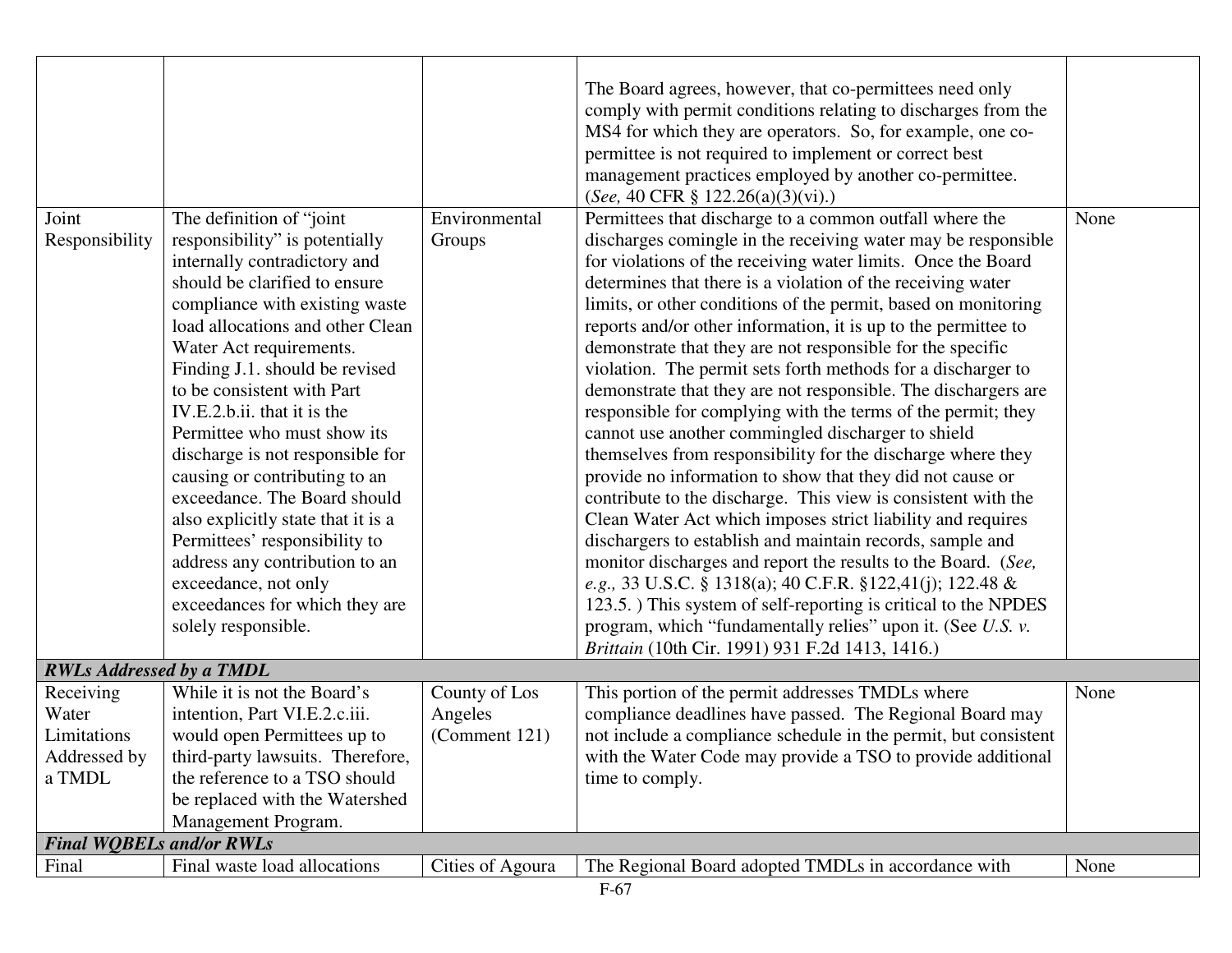| | | | | |
|---|---|---|---|---|
| | | | The Board agrees, however, that co-permittees need only comply with permit conditions relating to discharges from the MS4 for which they are operators. So, for example, one co-permittee is not required to implement or correct best management practices employed by another co-permittee. (*See,* 40 CFR § 122.26(a)(3)(vi).) | |
| Joint Responsibility | The definition of "joint responsibility" is potentially internally contradictory and should be clarified to ensure compliance with existing waste load allocations and other Clean Water Act requirements. Finding J.1. should be revised to be consistent with Part IV.E.2.b.ii. that it is the Permittee who must show its discharge is not responsible for causing or contributing to an exceedance. The Board should also explicitly state that it is a Permittees' responsibility to address any contribution to an exceedance, not only exceedances for which they are solely responsible. | Environmental Groups | Permittees that discharge to a common outfall where the discharges comingle in the receiving water may be responsible for violations of the receiving water limits. Once the Board determines that there is a violation of the receiving water limits, or other conditions of the permit, based on monitoring reports and/or other information, it is up to the permittee to demonstrate that they are not responsible for the specific violation. The permit sets forth methods for a discharger to demonstrate that they are not responsible. The dischargers are responsible for complying with the terms of the permit; they cannot use another commingled discharger to shield themselves from responsibility for the discharge where they provide no information to show that they did not cause or contribute to the discharge. This view is consistent with the Clean Water Act which imposes strict liability and requires dischargers to establish and maintain records, sample and monitor discharges and report the results to the Board. (*See, e.g.,* 33 U.S.C. § 1318(a); 40 C.F.R. §122,41(j); 122.48 & 123.5. ) This system of self-reporting is critical to the NPDES program, which "fundamentally relies" upon it. (See *U.S. v. Brittain* (10th Cir. 1991) 931 F.2d 1413, 1416.) | None |
| ***RWLs Addressed by a TMDL*** | | | | |
| Receiving Water Limitations Addressed by a TMDL | While it is not the Board's intention, Part VI.E.2.c.iii. would open Permittees up to third-party lawsuits. Therefore, the reference to a TSO should be replaced with the Watershed Management Program. | County of Los Angeles (Comment 121) | This portion of the permit addresses TMDLs where compliance deadlines have passed. The Regional Board may not include a compliance schedule in the permit, but consistent with the Water Code may provide a TSO to provide additional time to comply. | None |
| ***Final WQBELs and/or RWLs*** | | | | |
| Final | Final waste load allocations | Cities of Agoura | The Regional Board adopted TMDLs in accordance with | None |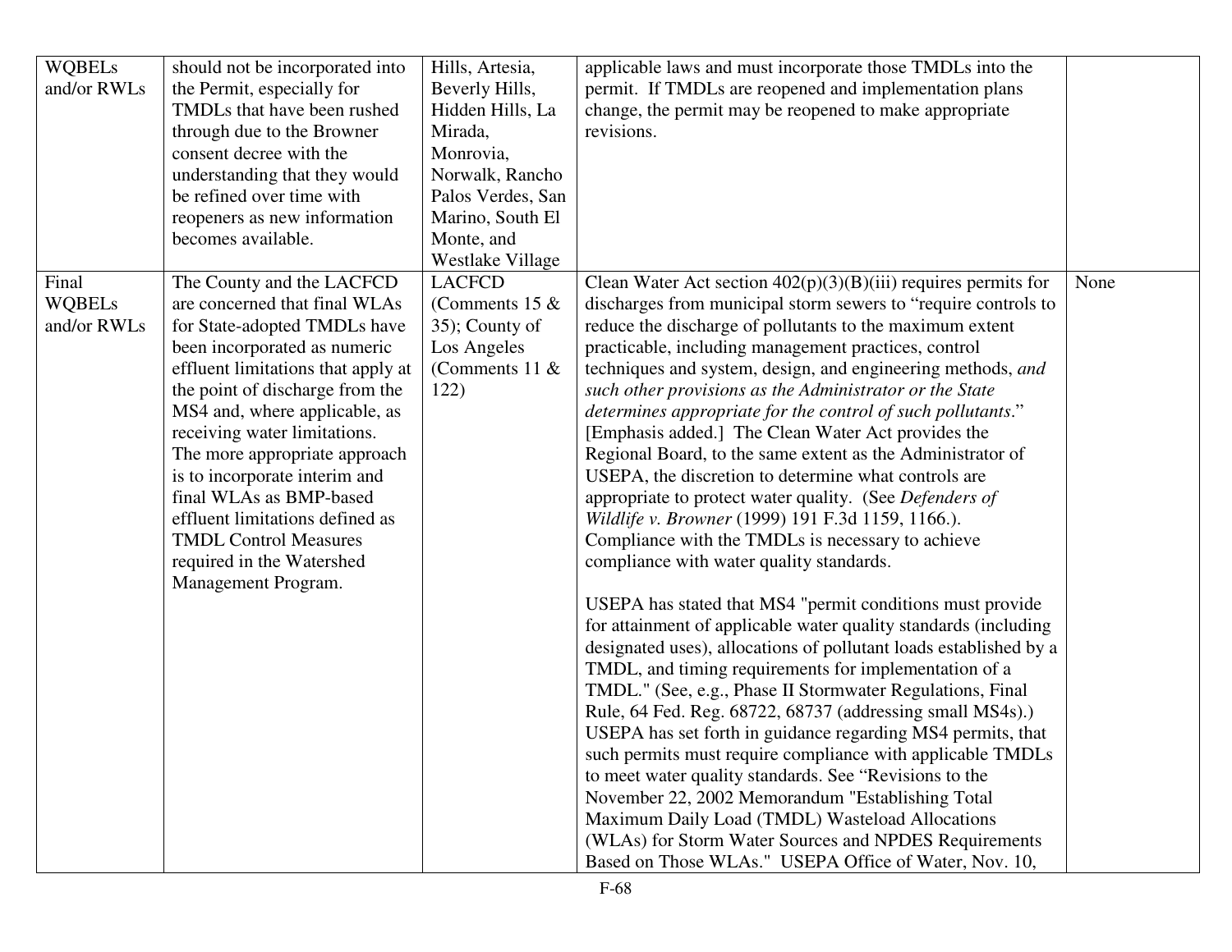| WQBELs and/or RWLs | should not be incorporated into the Permit, especially for TMDLs that have been rushed through due to the Browner consent decree with the understanding that they would be refined over time with reopeners as new information becomes available. | Hills, Artesia, Beverly Hills, Hidden Hills, La Mirada, Monrovia, Norwalk, Rancho Palos Verdes, San Marino, South El Monte, and Westlake Village | applicable laws and must incorporate those TMDLs into the permit. If TMDLs are reopened and implementation plans change, the permit may be reopened to make appropriate revisions. | |
|---|---|---|---|---|
| Final WQBELs and/or RWLs | The County and the LACFCD are concerned that final WLAs for State-adopted TMDLs have been incorporated as numeric effluent limitations that apply at the point of discharge from the MS4 and, where applicable, as receiving water limitations. The more appropriate approach is to incorporate interim and final WLAs as BMP-based effluent limitations defined as TMDL Control Measures required in the Watershed Management Program. | LACFCD (Comments 15 & 35); County of Los Angeles (Comments 11 & 122) | Clean Water Act section 402(p)(3)(B)(iii) requires permits for discharges from municipal storm sewers to "require controls to reduce the discharge of pollutants to the maximum extent practicable, including management practices, control techniques and system, design, and engineering methods, *and such other provisions as the Administrator or the State determines appropriate for the control of such pollutants*." [Emphasis added.] The Clean Water Act provides the Regional Board, to the same extent as the Administrator of USEPA, the discretion to determine what controls are appropriate to protect water quality. (See *Defenders of Wildlife v. Browner* (1999) 191 F.3d 1159, 1166.). Compliance with the TMDLs is necessary to achieve compliance with water quality standards.<br><br>USEPA has stated that MS4 "permit conditions must provide for attainment of applicable water quality standards (including designated uses), allocations of pollutant loads established by a TMDL, and timing requirements for implementation of a TMDL." (See, e.g., Phase II Stormwater Regulations, Final Rule, 64 Fed. Reg. 68722, 68737 (addressing small MS4s).) USEPA has set forth in guidance regarding MS4 permits, that such permits must require compliance with applicable TMDLs to meet water quality standards. See "Revisions to the November 22, 2002 Memorandum "Establishing Total Maximum Daily Load (TMDL) Wasteload Allocations (WLAs) for Storm Water Sources and NPDES Requirements Based on Those WLAs." USEPA Office of Water, Nov. 10, | None |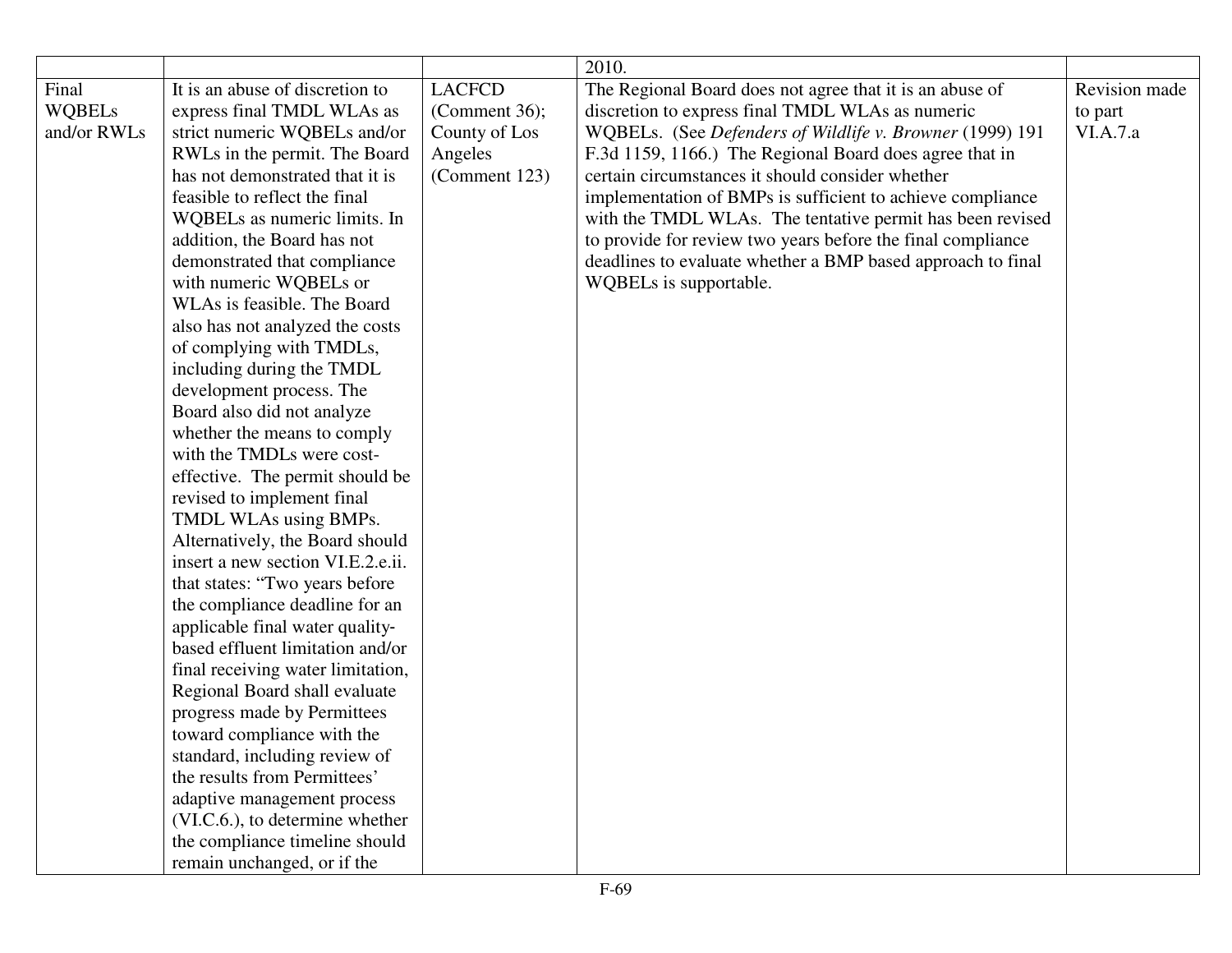| | | | | |
|---|---|---|---|---|
| | | | 2010. | |
| Final WQBELs and/or RWLs | It is an abuse of discretion to express final TMDL WLAs as strict numeric WQBELs and/or RWLs in the permit. The Board has not demonstrated that it is feasible to reflect the final WQBELs as numeric limits. In addition, the Board has not demonstrated that compliance with numeric WQBELs or WLAs is feasible. The Board also has not analyzed the costs of complying with TMDLs, including during the TMDL development process. The Board also did not analyze whether the means to comply with the TMDLs were cost-effective. The permit should be revised to implement final TMDL WLAs using BMPs. Alternatively, the Board should insert a new section VI.E.2.e.ii. that states: "Two years before the compliance deadline for an applicable final water quality-based effluent limitation and/or final receiving water limitation, Regional Board shall evaluate progress made by Permittees toward compliance with the standard, including review of the results from Permittees' adaptive management process (VI.C.6.), to determine whether the compliance timeline should remain unchanged, or if the | LACFCD (Comment 36); County of Los Angeles (Comment 123) | The Regional Board does not agree that it is an abuse of discretion to express final TMDL WLAs as numeric WQBELs. (See *Defenders of Wildlife v. Browner* (1999) 191 F.3d 1159, 1166.) The Regional Board does agree that in certain circumstances it should consider whether implementation of BMPs is sufficient to achieve compliance with the TMDL WLAs. The tentative permit has been revised to provide for review two years before the final compliance deadlines to evaluate whether a BMP based approach to final WQBELs is supportable. | Revision made to part VI.A.7.a |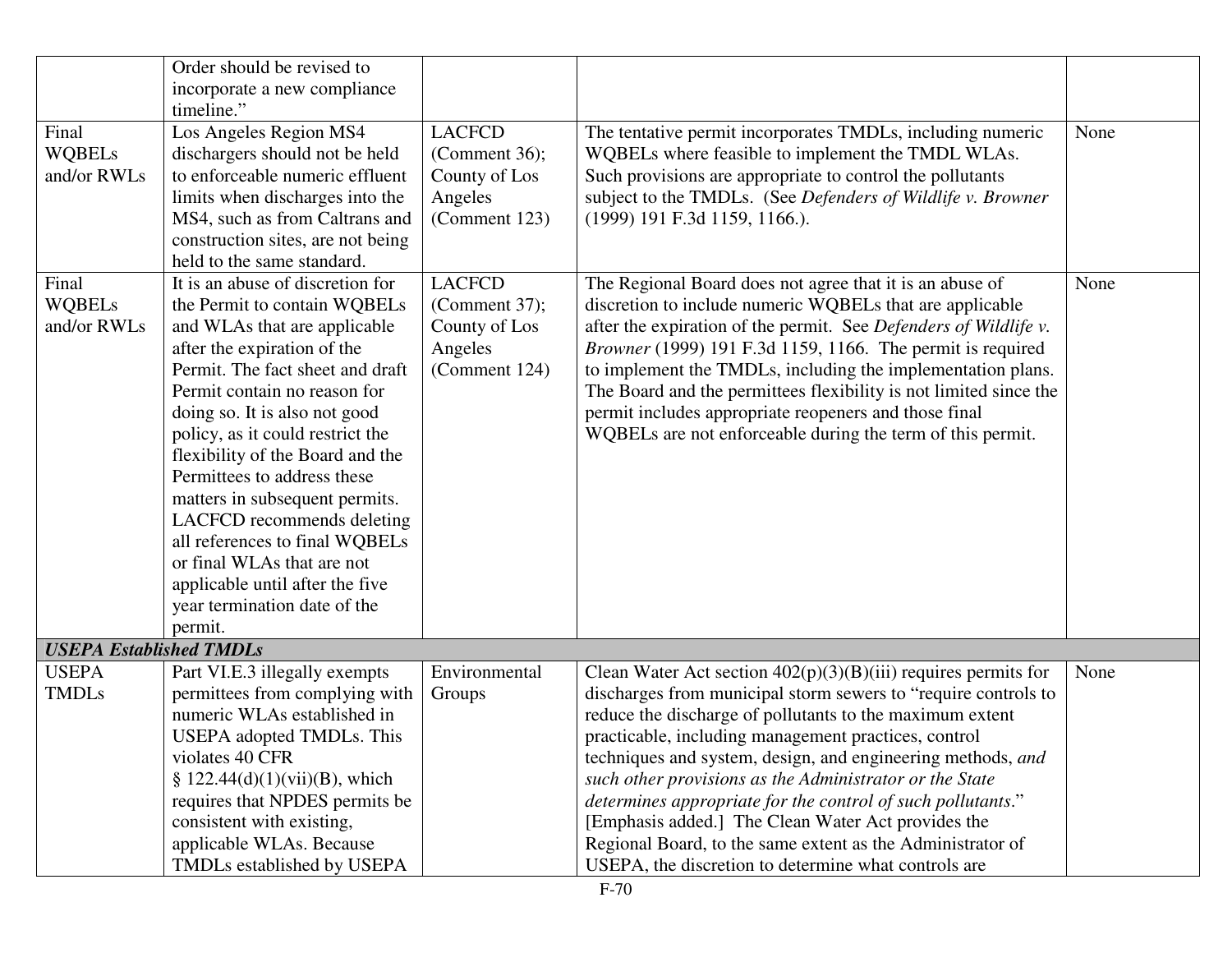| | | | | |
|---|---|---|---|---|
| | Order should be revised to incorporate a new compliance timeline." | | | |
| Final WQBELs and/or RWLs | Los Angeles Region MS4 dischargers should not be held to enforceable numeric effluent limits when discharges into the MS4, such as from Caltrans and construction sites, are not being held to the same standard. | LACFCD (Comment 36); County of Los Angeles (Comment 123) | The tentative permit incorporates TMDLs, including numeric WQBELs where feasible to implement the TMDL WLAs. Such provisions are appropriate to control the pollutants subject to the TMDLs. (See *Defenders of Wildlife v. Browner* (1999) 191 F.3d 1159, 1166.). | None |
| Final WQBELs and/or RWLs | It is an abuse of discretion for the Permit to contain WQBELs and WLAs that are applicable after the expiration of the Permit. The fact sheet and draft Permit contain no reason for doing so. It is also not good policy, as it could restrict the flexibility of the Board and the Permittees to address these matters in subsequent permits. LACFCD recommends deleting all references to final WQBELs or final WLAs that are not applicable until after the five year termination date of the permit. | LACFCD (Comment 37); County of Los Angeles (Comment 124) | The Regional Board does not agree that it is an abuse of discretion to include numeric WQBELs that are applicable after the expiration of the permit. See *Defenders of Wildlife v. Browner* (1999) 191 F.3d 1159, 1166. The permit is required to implement the TMDLs, including the implementation plans. The Board and the permittees flexibility is not limited since the permit includes appropriate reopeners and those final WQBELs are not enforceable during the term of this permit. | None |
| ***USEPA Established TMDLs*** | | | | |
| USEPA TMDLs | Part VI.E.3 illegally exempts permittees from complying with numeric WLAs established in USEPA adopted TMDLs. This violates 40 CFR § 122.44(d)(1)(vii)(B), which requires that NPDES permits be consistent with existing, applicable WLAs. Because TMDLs established by USEPA | Environmental Groups | Clean Water Act section 402(p)(3)(B)(iii) requires permits for discharges from municipal storm sewers to "require controls to reduce the discharge of pollutants to the maximum extent practicable, including management practices, control techniques and system, design, and engineering methods, *and such other provisions as the Administrator or the State determines appropriate for the control of such pollutants*." [Emphasis added.] The Clean Water Act provides the Regional Board, to the same extent as the Administrator of USEPA, the discretion to determine what controls are | None |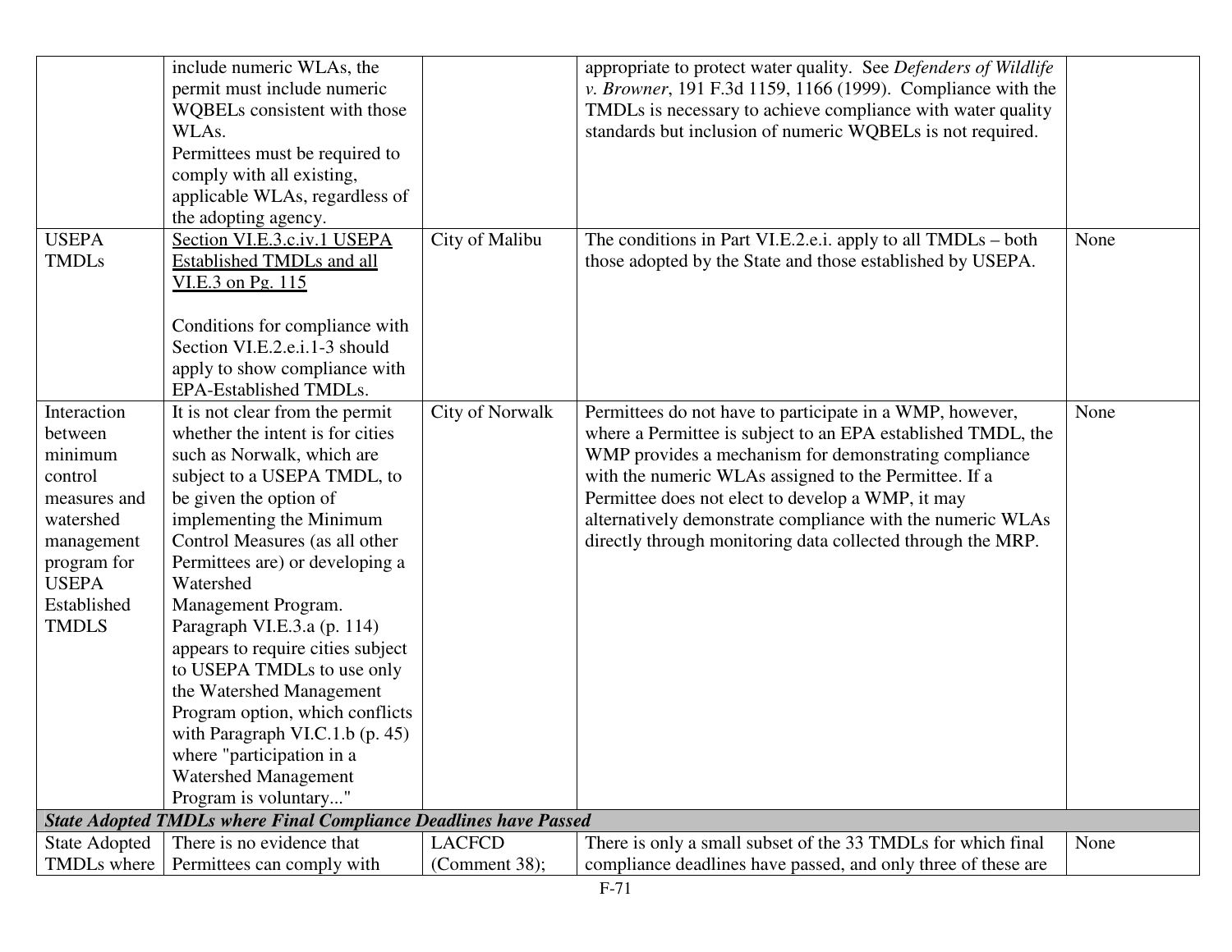| | | | | |
|---|---|---|---|---|
| | include numeric WLAs, the permit must include numeric WQBELs consistent with those WLAs.<br>Permittees must be required to comply with all existing, applicable WLAs, regardless of the adopting agency. | | appropriate to protect water quality. See *Defenders of Wildlife v. Browner*, 191 F.3d 1159, 1166 (1999). Compliance with the TMDLs is necessary to achieve compliance with water quality standards but inclusion of numeric WQBELs is not required. | |
| USEPA TMDLs | Section VI.E.3.c.iv.1 USEPA Established TMDLs and all VI.E.3 on Pg. 115<br><br>Conditions for compliance with Section VI.E.2.e.i.1-3 should apply to show compliance with EPA-Established TMDLs. | City of Malibu | The conditions in Part VI.E.2.e.i. apply to all TMDLs – both those adopted by the State and those established by USEPA. | None |
| Interaction between minimum control measures and watershed management program for USEPA Established TMDLS | It is not clear from the permit whether the intent is for cities such as Norwalk, which are subject to a USEPA TMDL, to be given the option of implementing the Minimum Control Measures (as all other Permittees are) or developing a Watershed Management Program. Paragraph VI.E.3.a (p. 114) appears to require cities subject to USEPA TMDLs to use only the Watershed Management Program option, which conflicts with Paragraph VI.C.1.b (p. 45) where "participation in a Watershed Management Program is voluntary..." | City of Norwalk | Permittees do not have to participate in a WMP, however, where a Permittee is subject to an EPA established TMDL, the WMP provides a mechanism for demonstrating compliance with the numeric WLAs assigned to the Permittee. If a Permittee does not elect to develop a WMP, it may alternatively demonstrate compliance with the numeric WLAs directly through monitoring data collected through the MRP. | None |
| ***State Adopted TMDLs where Final Compliance Deadlines have Passed*** | | | | |
| State Adopted TMDLs where | There is no evidence that Permittees can comply with | LACFCD (Comment 38); | There is only a small subset of the 33 TMDLs for which final compliance deadlines have passed, and only three of these are | None |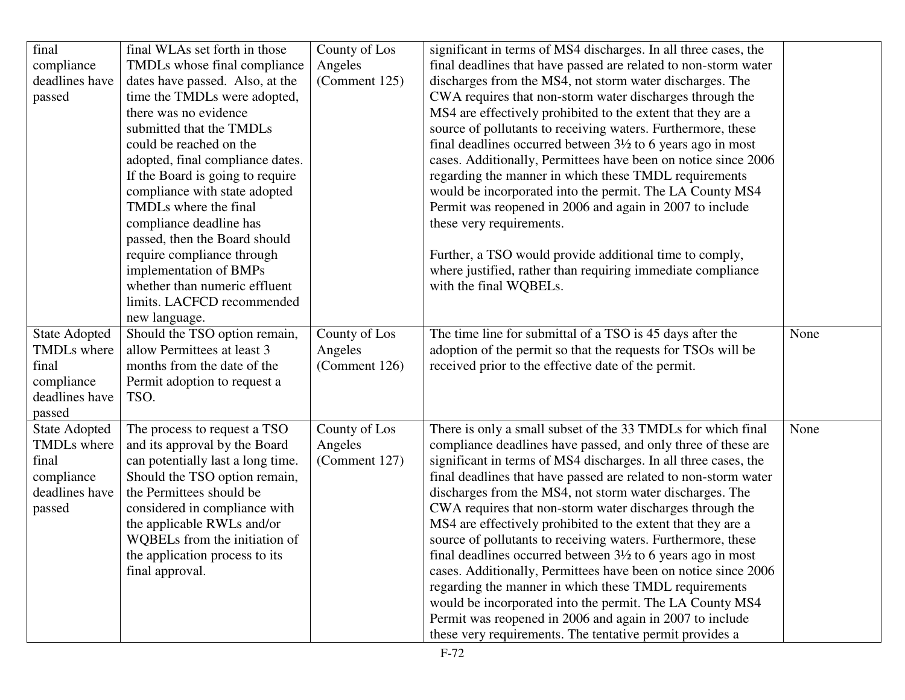| | | | | |
|---|---|---|---|---|
| final compliance deadlines have passed | final WLAs set forth in those TMDLs whose final compliance dates have passed. Also, at the time the TMDLs were adopted, there was no evidence submitted that the TMDLs could be reached on the adopted, final compliance dates. If the Board is going to require compliance with state adopted TMDLs where the final compliance deadline has passed, then the Board should require compliance through implementation of BMPs whether than numeric effluent limits. LACFCD recommended new language. | County of Los Angeles (Comment 125) | significant in terms of MS4 discharges. In all three cases, the final deadlines that have passed are related to non-storm water discharges from the MS4, not storm water discharges. The CWA requires that non-storm water discharges through the MS4 are effectively prohibited to the extent that they are a source of pollutants to receiving waters. Furthermore, these final deadlines occurred between 3½ to 6 years ago in most cases. Additionally, Permittees have been on notice since 2006 regarding the manner in which these TMDL requirements would be incorporated into the permit. The LA County MS4 Permit was reopened in 2006 and again in 2007 to include these very requirements.<br><br>Further, a TSO would provide additional time to comply, where justified, rather than requiring immediate compliance with the final WQBELs. | |
| State Adopted TMDLs where final compliance deadlines have passed | Should the TSO option remain, allow Permittees at least 3 months from the date of the Permit adoption to request a TSO. | County of Los Angeles (Comment 126) | The time line for submittal of a TSO is 45 days after the adoption of the permit so that the requests for TSOs will be received prior to the effective date of the permit. | None |
| State Adopted TMDLs where final compliance deadlines have passed | The process to request a TSO and its approval by the Board can potentially last a long time. Should the TSO option remain, the Permittees should be considered in compliance with the applicable RWLs and/or WQBELs from the initiation of the application process to its final approval. | County of Los Angeles (Comment 127) | There is only a small subset of the 33 TMDLs for which final compliance deadlines have passed, and only three of these are significant in terms of MS4 discharges. In all three cases, the final deadlines that have passed are related to non-storm water discharges from the MS4, not storm water discharges. The CWA requires that non-storm water discharges through the MS4 are effectively prohibited to the extent that they are a source of pollutants to receiving waters. Furthermore, these final deadlines occurred between 3½ to 6 years ago in most cases. Additionally, Permittees have been on notice since 2006 regarding the manner in which these TMDL requirements would be incorporated into the permit. The LA County MS4 Permit was reopened in 2006 and again in 2007 to include these very requirements. The tentative permit provides a | None |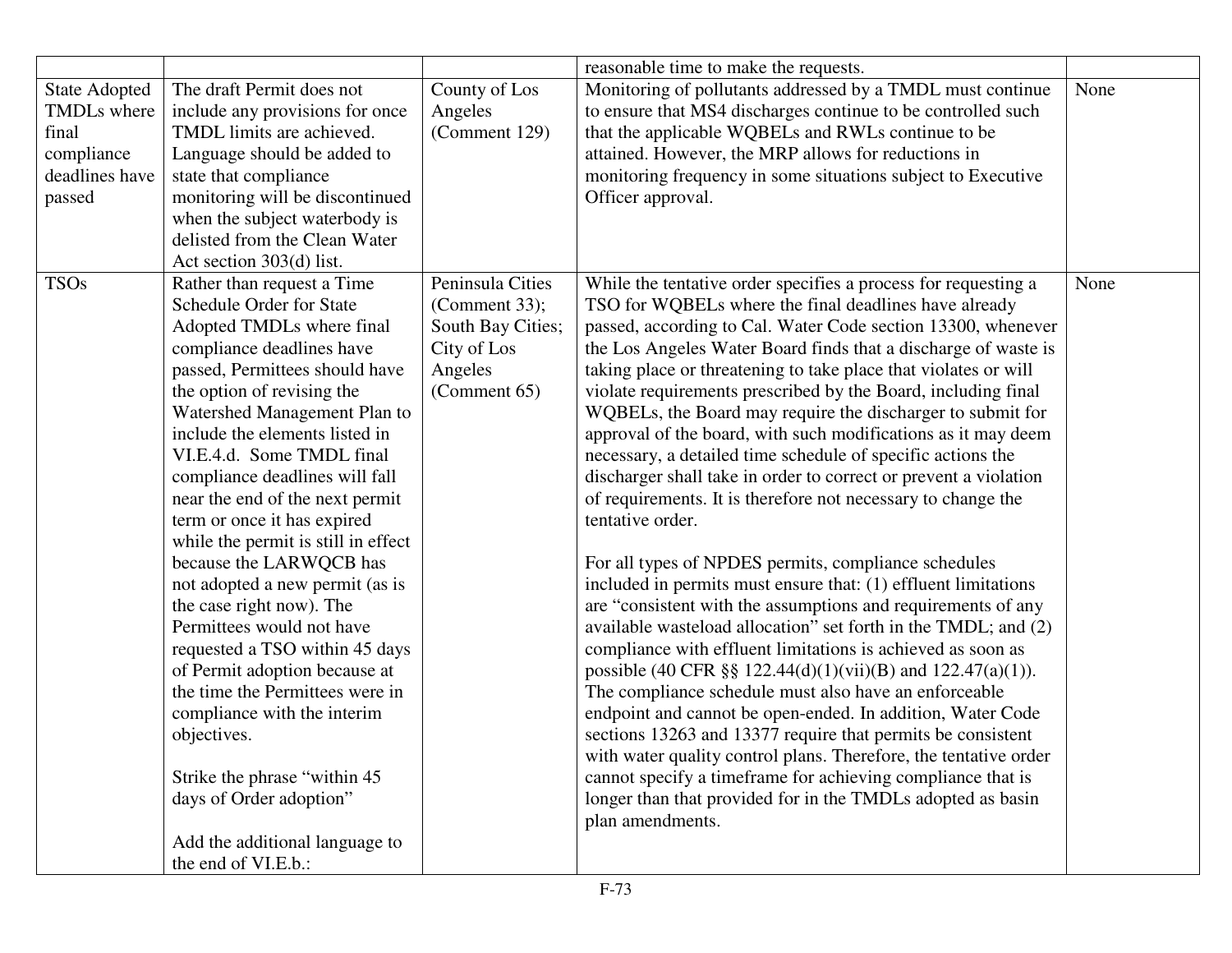| | | | | |
|---|---|---|---|---|
| | | | reasonable time to make the requests. | |
| State Adopted TMDLs where final compliance deadlines have passed | The draft Permit does not include any provisions for once TMDL limits are achieved. Language should be added to state that compliance monitoring will be discontinued when the subject waterbody is delisted from the Clean Water Act section 303(d) list. | County of Los Angeles (Comment 129) | Monitoring of pollutants addressed by a TMDL must continue to ensure that MS4 discharges continue to be controlled such that the applicable WQBELs and RWLs continue to be attained. However, the MRP allows for reductions in monitoring frequency in some situations subject to Executive Officer approval. | None |
| TSOs | Rather than request a Time Schedule Order for State Adopted TMDLs where final compliance deadlines have passed, Permittees should have the option of revising the Watershed Management Plan to include the elements listed in VI.E.4.d. Some TMDL final compliance deadlines will fall near the end of the next permit term or once it has expired while the permit is still in effect because the LARWQCB has not adopted a new permit (as is the case right now). The Permittees would not have requested a TSO within 45 days of Permit adoption because at the time the Permittees were in compliance with the interim objectives.<br><br>Strike the phrase "within 45 days of Order adoption"<br><br>Add the additional language to the end of VI.E.b.: | Peninsula Cities (Comment 33); South Bay Cities; City of Los Angeles (Comment 65) | While the tentative order specifies a process for requesting a TSO for WQBELs where the final deadlines have already passed, according to Cal. Water Code section 13300, whenever the Los Angeles Water Board finds that a discharge of waste is taking place or threatening to take place that violates or will violate requirements prescribed by the Board, including final WQBELs, the Board may require the discharger to submit for approval of the board, with such modifications as it may deem necessary, a detailed time schedule of specific actions the discharger shall take in order to correct or prevent a violation of requirements. It is therefore not necessary to change the tentative order.<br><br>For all types of NPDES permits, compliance schedules included in permits must ensure that: (1) effluent limitations are "consistent with the assumptions and requirements of any available wasteload allocation" set forth in the TMDL; and (2) compliance with effluent limitations is achieved as soon as possible (40 CFR §§ 122.44(d)(1)(vii)(B) and 122.47(a)(1)). The compliance schedule must also have an enforceable endpoint and cannot be open-ended. In addition, Water Code sections 13263 and 13377 require that permits be consistent with water quality control plans. Therefore, the tentative order cannot specify a timeframe for achieving compliance that is longer than that provided for in the TMDLs adopted as basin plan amendments. | None |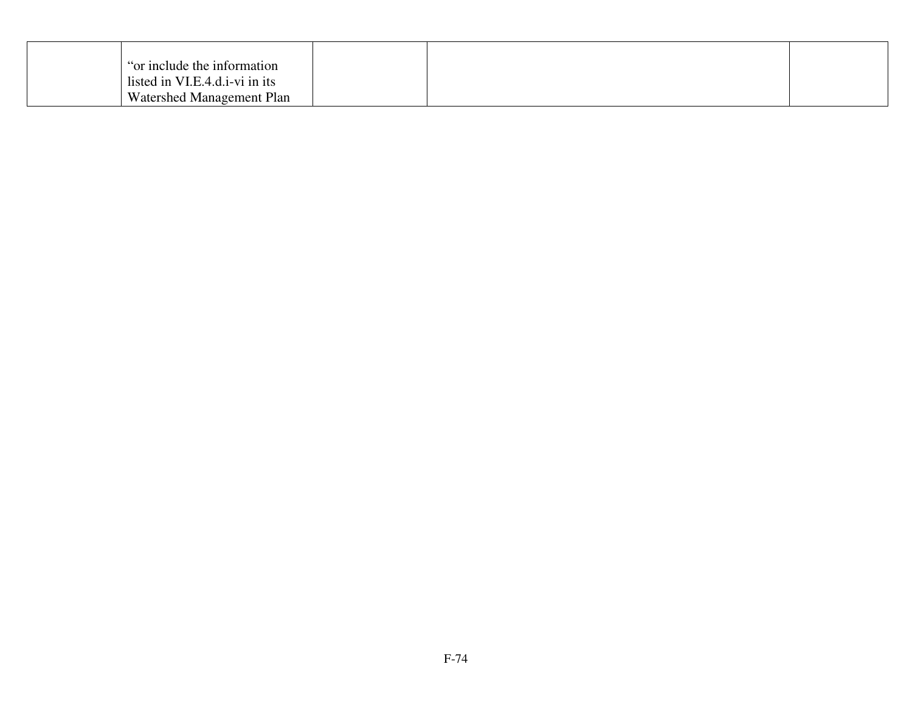| | | | | |
|---|---|---|---|---|
| | “or include the information listed in VI.E.4.d.i-vi in its Watershed Management Plan | | | |